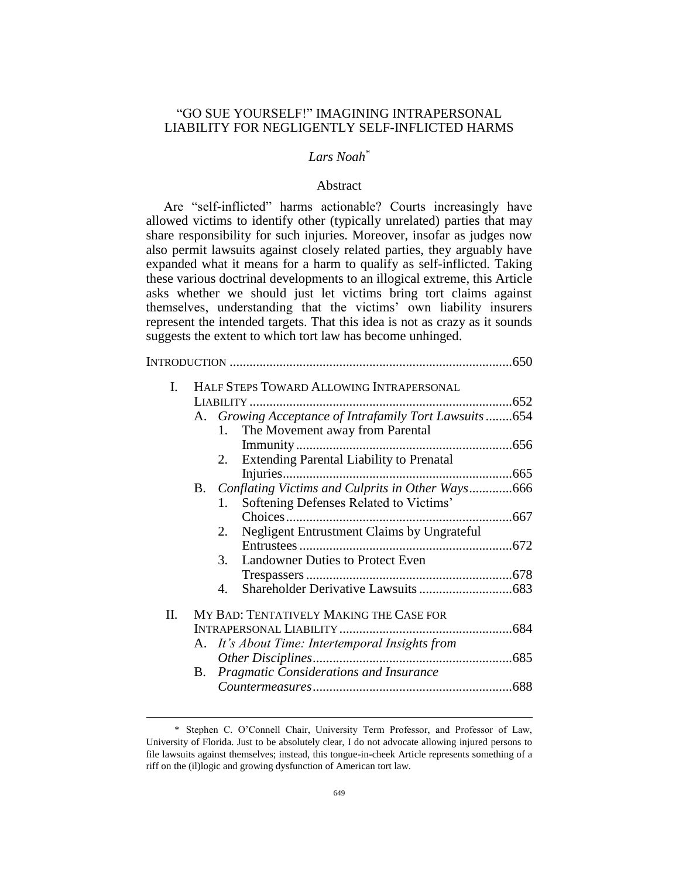# "GO SUE YOURSELF!" IMAGINING INTRAPERSONAL LIABILITY FOR NEGLIGENTLY SELF-INFLICTED HARMS

*Lars Noah*[*]

## Abstract

Are "self-inflicted" harms actionable? Courts increasingly have allowed victims to identify other (typically unrelated) parties that may share responsibility for such injuries. Moreover, insofar as judges now also permit lawsuits against closely related parties, they arguably have expanded what it means for a harm to qualify as self-inflicted. Taking these various doctrinal developments to an illogical extreme, this Article asks whether we should just let victims bring tort claims against themselves, understanding that the victims' own liability insurers represent the intended targets. That this idea is not as crazy as it sounds suggests the extent to which tort law has become unhinged.

INTRODUCTION ....................................................................................650

- I. HALF STEPS TOWARD ALLOWING INTRAPERSONAL LIABILITY ..............................................................................652
  - A. *Growing Acceptance of Intrafamily Tort Lawsuits* ........654
    - 1. The Movement away from Parental Immunity ................................................................656
    - 2. Extending Parental Liability to Prenatal Injuries....................................................................665
  - B. *Conflating Victims and Culprits in Other Ways*............666
    - 1. Softening Defenses Related to Victims' Choices...................................................................667
    - 2. Negligent Entrustment Claims by Ungrateful Entrustees ................................................................672
    - 3. Landowner Duties to Protect Even Trespassers .............................................................678
    - 4. Shareholder Derivative Lawsuits ............................683
- II. MY BAD: TENTATIVELY MAKING THE CASE FOR INTRAPERSONAL LIABILITY ...................................................684
  - A. *It's About Time: Intertemporal Insights from Other Disciplines*...........................................................685
  - B. *Pragmatic Considerations and Insurance Countermeasures*...........................................................688

---

[*] Stephen C. O'Connell Chair, University Term Professor, and Professor of Law, University of Florida. Just to be absolutely clear, I do not advocate allowing injured persons to file lawsuits against themselves; instead, this tongue-in-cheek Article represents something of a riff on the (il)logic and growing dysfunction of American tort law.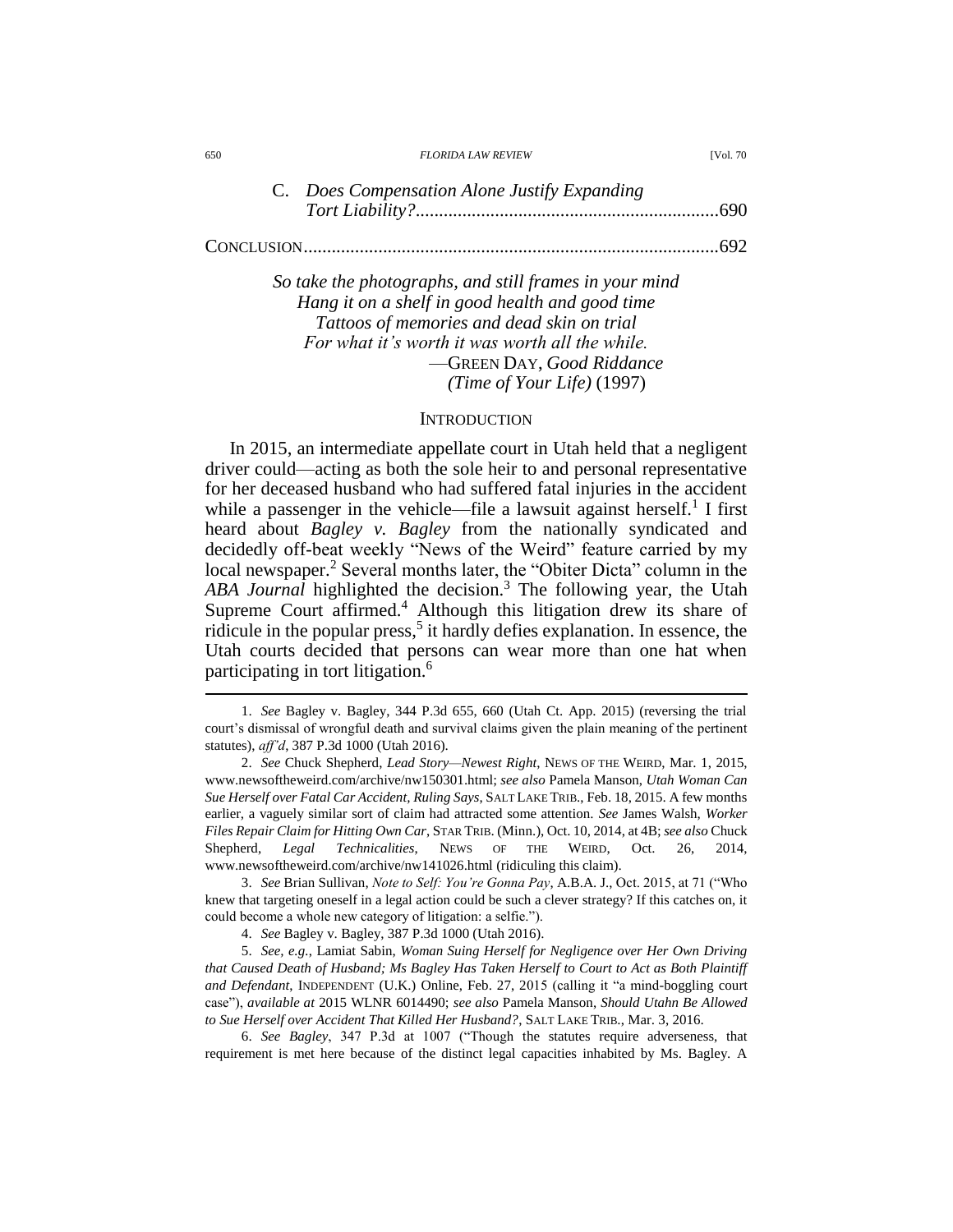C. *Does Compensation Alone Justify Expanding Tort Liability?*................................................................690

CONCLUSION........................................................................................692

> *So take the photographs, and still frames in your mind*
> *Hang it on a shelf in good health and good time*
> *Tattoos of memories and dead skin on trial*
> *For what it's worth it was worth all the while.*
> —GREEN DAY, *Good Riddance (Time of Your Life)* (1997)

## INTRODUCTION

In 2015, an intermediate appellate court in Utah held that a negligent driver could—acting as both the sole heir to and personal representative for her deceased husband who had suffered fatal injuries in the accident while a passenger in the vehicle—file a lawsuit against herself.[1] I first heard about *Bagley v. Bagley* from the nationally syndicated and decidedly off-beat weekly "News of the Weird" feature carried by my local newspaper.[2] Several months later, the "Obiter Dicta" column in the *ABA Journal* highlighted the decision.[3] The following year, the Utah Supreme Court affirmed.[4] Although this litigation drew its share of ridicule in the popular press,[5] it hardly defies explanation. In essence, the Utah courts decided that persons can wear more than one hat when participating in tort litigation.[6]

---

1. *See* Bagley v. Bagley, 344 P.3d 655, 660 (Utah Ct. App. 2015) (reversing the trial court's dismissal of wrongful death and survival claims given the plain meaning of the pertinent statutes), *aff'd*, 387 P.3d 1000 (Utah 2016).

2. *See* Chuck Shepherd, *Lead Story—Newest Right*, NEWS OF THE WEIRD, Mar. 1, 2015, www.newsoftheweird.com/archive/nw150301.html; *see also* Pamela Manson, *Utah Woman Can Sue Herself over Fatal Car Accident, Ruling Says*, SALT LAKE TRIB., Feb. 18, 2015. A few months earlier, a vaguely similar sort of claim had attracted some attention. *See* James Walsh, *Worker Files Repair Claim for Hitting Own Car*, STAR TRIB. (Minn.), Oct. 10, 2014, at 4B; *see also* Chuck Shepherd, *Legal Technicalities*, NEWS OF THE WEIRD, Oct. 26, 2014, www.newsoftheweird.com/archive/nw141026.html (ridiculing this claim).

3. *See* Brian Sullivan, *Note to Self: You're Gonna Pay*, A.B.A. J., Oct. 2015, at 71 ("Who knew that targeting oneself in a legal action could be such a clever strategy? If this catches on, it could become a whole new category of litigation: a selfie.").

4. *See* Bagley v. Bagley, 387 P.3d 1000 (Utah 2016).

5. *See, e.g.*, Lamiat Sabin, *Woman Suing Herself for Negligence over Her Own Driving that Caused Death of Husband; Ms Bagley Has Taken Herself to Court to Act as Both Plaintiff and Defendant*, INDEPENDENT (U.K.) Online, Feb. 27, 2015 (calling it "a mind-boggling court case"), *available at* 2015 WLNR 6014490; *see also* Pamela Manson, *Should Utahn Be Allowed to Sue Herself over Accident That Killed Her Husband?*, SALT LAKE TRIB., Mar. 3, 2016.

6. *See Bagley*, 347 P.3d at 1007 ("Though the statutes require adverseness, that requirement is met here because of the distinct legal capacities inhabited by Ms. Bagley. A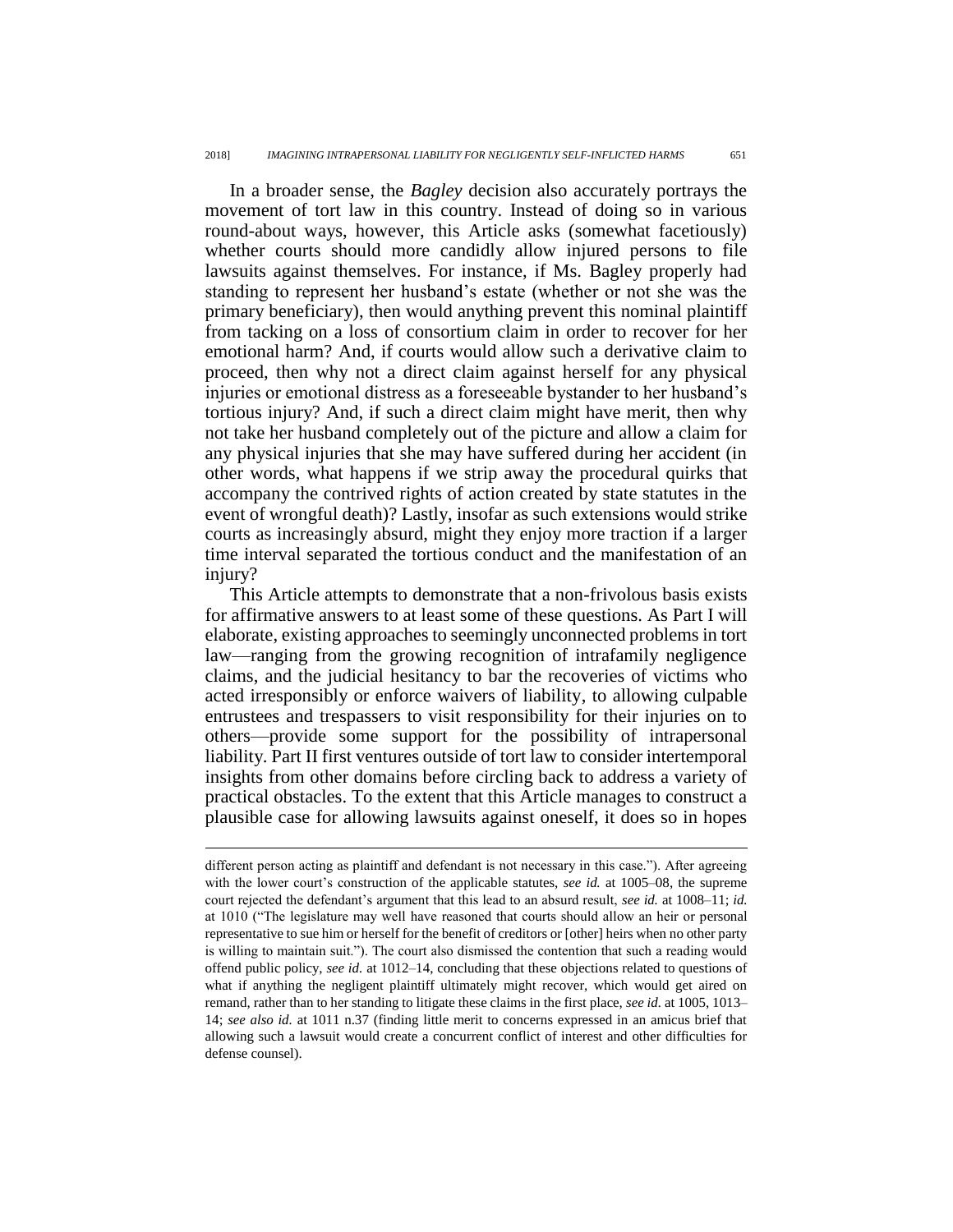In a broader sense, the *Bagley* decision also accurately portrays the movement of tort law in this country. Instead of doing so in various round-about ways, however, this Article asks (somewhat facetiously) whether courts should more candidly allow injured persons to file lawsuits against themselves. For instance, if Ms. Bagley properly had standing to represent her husband's estate (whether or not she was the primary beneficiary), then would anything prevent this nominal plaintiff from tacking on a loss of consortium claim in order to recover for her emotional harm? And, if courts would allow such a derivative claim to proceed, then why not a direct claim against herself for any physical injuries or emotional distress as a foreseeable bystander to her husband's tortious injury? And, if such a direct claim might have merit, then why not take her husband completely out of the picture and allow a claim for any physical injuries that she may have suffered during her accident (in other words, what happens if we strip away the procedural quirks that accompany the contrived rights of action created by state statutes in the event of wrongful death)? Lastly, insofar as such extensions would strike courts as increasingly absurd, might they enjoy more traction if a larger time interval separated the tortious conduct and the manifestation of an injury?

This Article attempts to demonstrate that a non-frivolous basis exists for affirmative answers to at least some of these questions. As Part I will elaborate, existing approaches to seemingly unconnected problems in tort law—ranging from the growing recognition of intrafamily negligence claims, and the judicial hesitancy to bar the recoveries of victims who acted irresponsibly or enforce waivers of liability, to allowing culpable entrustees and trespassers to visit responsibility for their injuries on to others—provide some support for the possibility of intrapersonal liability. Part II first ventures outside of tort law to consider intertemporal insights from other domains before circling back to address a variety of practical obstacles. To the extent that this Article manages to construct a plausible case for allowing lawsuits against oneself, it does so in hopes

---

different person acting as plaintiff and defendant is not necessary in this case."). After agreeing with the lower court's construction of the applicable statutes, *see id.* at 1005–08, the supreme court rejected the defendant's argument that this lead to an absurd result, *see id.* at 1008–11; *id.* at 1010 ("The legislature may well have reasoned that courts should allow an heir or personal representative to sue him or herself for the benefit of creditors or [other] heirs when no other party is willing to maintain suit."). The court also dismissed the contention that such a reading would offend public policy, *see id.* at 1012–14, concluding that these objections related to questions of what if anything the negligent plaintiff ultimately might recover, which would get aired on remand, rather than to her standing to litigate these claims in the first place, *see id.* at 1005, 1013–14; *see also id.* at 1011 n.37 (finding little merit to concerns expressed in an amicus brief that allowing such a lawsuit would create a concurrent conflict of interest and other difficulties for defense counsel).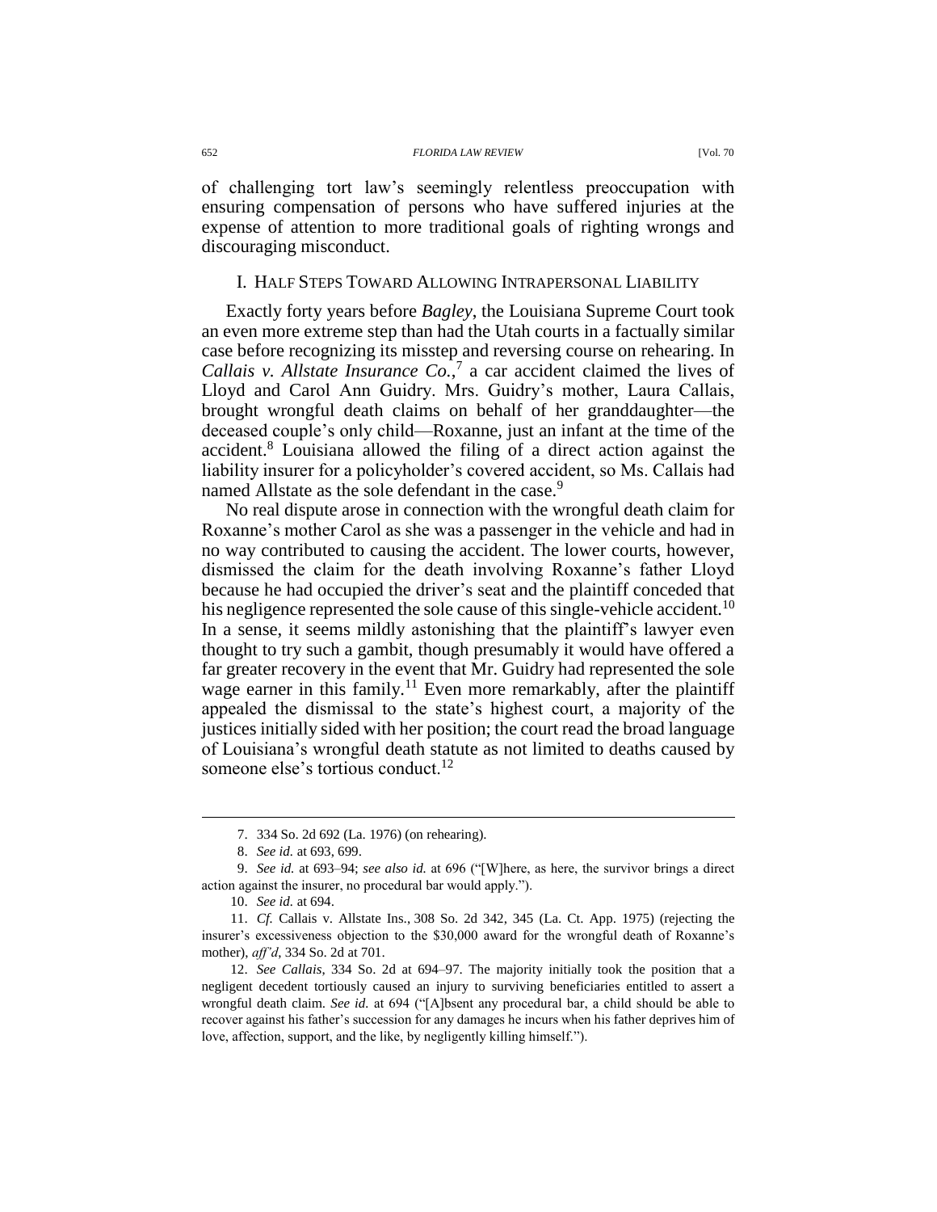of challenging tort law's seemingly relentless preoccupation with ensuring compensation of persons who have suffered injuries at the expense of attention to more traditional goals of righting wrongs and discouraging misconduct.

## I. HALF STEPS TOWARD ALLOWING INTRAPERSONAL LIABILITY

Exactly forty years before *Bagley*, the Louisiana Supreme Court took an even more extreme step than had the Utah courts in a factually similar case before recognizing its misstep and reversing course on rehearing. In *Callais v. Allstate Insurance Co.*,[7] a car accident claimed the lives of Lloyd and Carol Ann Guidry. Mrs. Guidry's mother, Laura Callais, brought wrongful death claims on behalf of her granddaughter—the deceased couple's only child—Roxanne, just an infant at the time of the accident.[8] Louisiana allowed the filing of a direct action against the liability insurer for a policyholder's covered accident, so Ms. Callais had named Allstate as the sole defendant in the case.[9]

No real dispute arose in connection with the wrongful death claim for Roxanne's mother Carol as she was a passenger in the vehicle and had in no way contributed to causing the accident. The lower courts, however, dismissed the claim for the death involving Roxanne's father Lloyd because he had occupied the driver's seat and the plaintiff conceded that his negligence represented the sole cause of this single-vehicle accident.[10] In a sense, it seems mildly astonishing that the plaintiff's lawyer even thought to try such a gambit, though presumably it would have offered a far greater recovery in the event that Mr. Guidry had represented the sole wage earner in this family.[11] Even more remarkably, after the plaintiff appealed the dismissal to the state's highest court, a majority of the justices initially sided with her position; the court read the broad language of Louisiana's wrongful death statute as not limited to deaths caused by someone else's tortious conduct.[12]

---

7. 334 So. 2d 692 (La. 1976) (on rehearing).

8. *See id.* at 693, 699.

9. *See id.* at 693–94; *see also id.* at 696 ("[W]here, as here, the survivor brings a direct action against the insurer, no procedural bar would apply.").

10. *See id.* at 694.

11. *Cf.* Callais v. Allstate Ins., 308 So. 2d 342, 345 (La. Ct. App. 1975) (rejecting the insurer's excessiveness objection to the $30,000 award for the wrongful death of Roxanne's mother), *aff'd*, 334 So. 2d at 701.

12. *See Callais*, 334 So. 2d at 694–97. The majority initially took the position that a negligent decedent tortiously caused an injury to surviving beneficiaries entitled to assert a wrongful death claim. *See id.* at 694 ("[A]bsent any procedural bar, a child should be able to recover against his father's succession for any damages he incurs when his father deprives him of love, affection, support, and the like, by negligently killing himself.").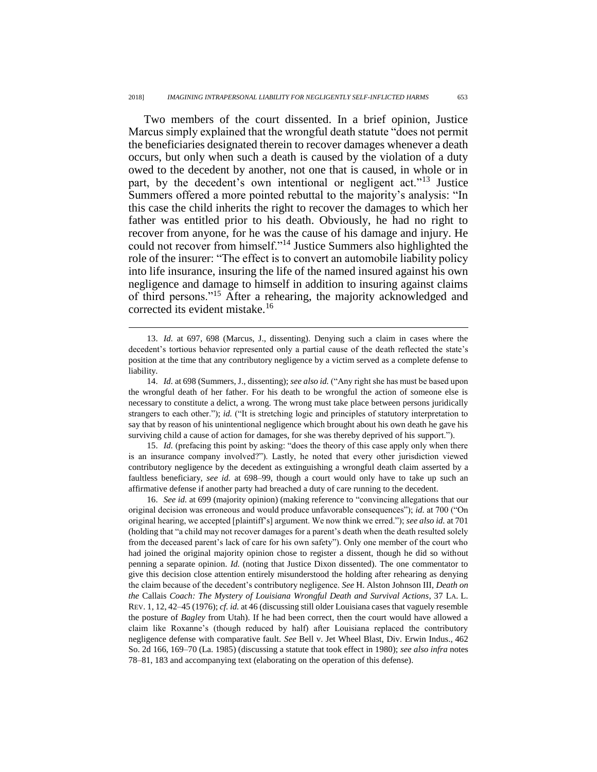Two members of the court dissented. In a brief opinion, Justice Marcus simply explained that the wrongful death statute "does not permit the beneficiaries designated therein to recover damages whenever a death occurs, but only when such a death is caused by the violation of a duty owed to the decedent by another, not one that is caused, in whole or in part, by the decedent's own intentional or negligent act."[13] Justice Summers offered a more pointed rebuttal to the majority's analysis: "In this case the child inherits the right to recover the damages to which her father was entitled prior to his death. Obviously, he had no right to recover from anyone, for he was the cause of his damage and injury. He could not recover from himself."[14] Justice Summers also highlighted the role of the insurer: "The effect is to convert an automobile liability policy into life insurance, insuring the life of the named insured against his own negligence and damage to himself in addition to insuring against claims of third persons."[15] After a rehearing, the majority acknowledged and corrected its evident mistake.[16]

---

13. *Id.* at 697, 698 (Marcus, J., dissenting). Denying such a claim in cases where the decedent's tortious behavior represented only a partial cause of the death reflected the state's position at the time that any contributory negligence by a victim served as a complete defense to liability.

14. *Id.* at 698 (Summers, J., dissenting); *see also id.* ("Any right she has must be based upon the wrongful death of her father. For his death to be wrongful the action of someone else is necessary to constitute a delict, a wrong. The wrong must take place between persons juridically strangers to each other."); *id.* ("It is stretching logic and principles of statutory interpretation to say that by reason of his unintentional negligence which brought about his own death he gave his surviving child a cause of action for damages, for she was thereby deprived of his support.").

15. *Id.* (prefacing this point by asking: "does the theory of this case apply only when there is an insurance company involved?"). Lastly, he noted that every other jurisdiction viewed contributory negligence by the decedent as extinguishing a wrongful death claim asserted by a faultless beneficiary, *see id.* at 698–99, though a court would only have to take up such an affirmative defense if another party had breached a duty of care running to the decedent.

16. *See id.* at 699 (majority opinion) (making reference to "convincing allegations that our original decision was erroneous and would produce unfavorable consequences"); *id.* at 700 ("On original hearing, we accepted [plaintiff's] argument. We now think we erred."); *see also id.* at 701 (holding that "a child may not recover damages for a parent's death when the death resulted solely from the deceased parent's lack of care for his own safety"). Only one member of the court who had joined the original majority opinion chose to register a dissent, though he did so without penning a separate opinion. *Id.* (noting that Justice Dixon dissented). The one commentator to give this decision close attention entirely misunderstood the holding after rehearing as denying the claim because of the decedent's contributory negligence. *See* H. Alston Johnson III, *Death on the* Callais *Coach: The Mystery of Louisiana Wrongful Death and Survival Actions*, 37 LA. L. REV. 1, 12, 42–45 (1976); *cf. id.* at 46 (discussing still older Louisiana cases that vaguely resemble the posture of *Bagley* from Utah). If he had been correct, then the court would have allowed a claim like Roxanne's (though reduced by half) after Louisiana replaced the contributory negligence defense with comparative fault. *See* Bell v. Jet Wheel Blast, Div. Erwin Indus., 462 So. 2d 166, 169–70 (La. 1985) (discussing a statute that took effect in 1980); *see also infra* notes 78–81, 183 and accompanying text (elaborating on the operation of this defense).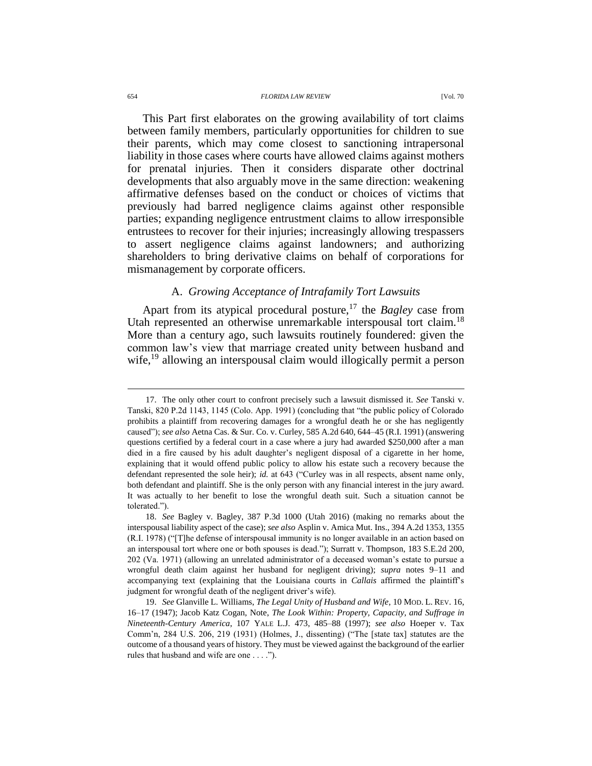This Part first elaborates on the growing availability of tort claims between family members, particularly opportunities for children to sue their parents, which may come closest to sanctioning intrapersonal liability in those cases where courts have allowed claims against mothers for prenatal injuries. Then it considers disparate other doctrinal developments that also arguably move in the same direction: weakening affirmative defenses based on the conduct or choices of victims that previously had barred negligence claims against other responsible parties; expanding negligence entrustment claims to allow irresponsible entrustees to recover for their injuries; increasingly allowing trespassers to assert negligence claims against landowners; and authorizing shareholders to bring derivative claims on behalf of corporations for mismanagement by corporate officers.

### A. *Growing Acceptance of Intrafamily Tort Lawsuits*

Apart from its atypical procedural posture,[17] the *Bagley* case from Utah represented an otherwise unremarkable interspousal tort claim.[18] More than a century ago, such lawsuits routinely foundered: given the common law's view that marriage created unity between husband and wife,[19] allowing an interspousal claim would illogically permit a person

---

17. The only other court to confront precisely such a lawsuit dismissed it. *See* Tanski v. Tanski, 820 P.2d 1143, 1145 (Colo. App. 1991) (concluding that "the public policy of Colorado prohibits a plaintiff from recovering damages for a wrongful death he or she has negligently caused"); *see also* Aetna Cas. & Sur. Co. v. Curley, 585 A.2d 640, 644–45 (R.I. 1991) (answering questions certified by a federal court in a case where a jury had awarded $250,000 after a man died in a fire caused by his adult daughter's negligent disposal of a cigarette in her home, explaining that it would offend public policy to allow his estate such a recovery because the defendant represented the sole heir); *id.* at 643 ("Curley was in all respects, absent name only, both defendant and plaintiff. She is the only person with any financial interest in the jury award. It was actually to her benefit to lose the wrongful death suit. Such a situation cannot be tolerated.").

18. *See* Bagley v. Bagley, 387 P.3d 1000 (Utah 2016) (making no remarks about the interspousal liability aspect of the case); *see also* Asplin v. Amica Mut. Ins., 394 A.2d 1353, 1355 (R.I. 1978) ("[T]he defense of interspousal immunity is no longer available in an action based on an interspousal tort where one or both spouses is dead."); Surratt v. Thompson, 183 S.E.2d 200, 202 (Va. 1971) (allowing an unrelated administrator of a deceased woman's estate to pursue a wrongful death claim against her husband for negligent driving); *supra* notes 9–11 and accompanying text (explaining that the Louisiana courts in *Callais* affirmed the plaintiff's judgment for wrongful death of the negligent driver's wife).

19. *See* Glanville L. Williams, *The Legal Unity of Husband and Wife*, 10 MOD. L. REV. 16, 16–17 (1947); Jacob Katz Cogan, Note, *The Look Within: Property, Capacity, and Suffrage in Nineteenth-Century America*, 107 YALE L.J. 473, 485–88 (1997); *see also* Hoeper v. Tax Comm'n, 284 U.S. 206, 219 (1931) (Holmes, J., dissenting) ("The [state tax] statutes are the outcome of a thousand years of history. They must be viewed against the background of the earlier rules that husband and wife are one . . . .").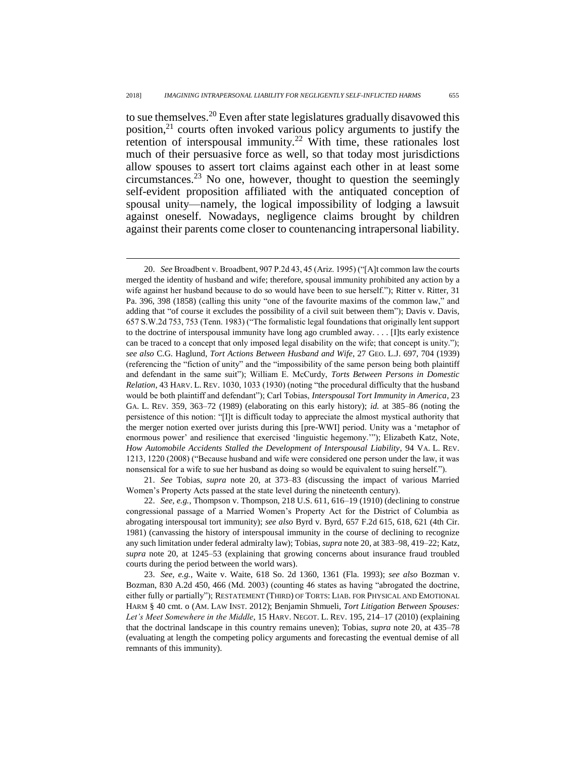to sue themselves.[20] Even after state legislatures gradually disavowed this position,[21] courts often invoked various policy arguments to justify the retention of interspousal immunity.[22] With time, these rationales lost much of their persuasive force as well, so that today most jurisdictions allow spouses to assert tort claims against each other in at least some circumstances.[23] No one, however, thought to question the seemingly self-evident proposition affiliated with the antiquated conception of spousal unity—namely, the logical impossibility of lodging a lawsuit against oneself. Nowadays, negligence claims brought by children against their parents come closer to countenancing intrapersonal liability.

---

20. *See* Broadbent v. Broadbent, 907 P.2d 43, 45 (Ariz. 1995) ("[A]t common law the courts merged the identity of husband and wife; therefore, spousal immunity prohibited any action by a wife against her husband because to do so would have been to sue herself."); Ritter v. Ritter, 31 Pa. 396, 398 (1858) (calling this unity "one of the favourite maxims of the common law," and adding that "of course it excludes the possibility of a civil suit between them"); Davis v. Davis, 657 S.W.2d 753, 753 (Tenn. 1983) ("The formalistic legal foundations that originally lent support to the doctrine of interspousal immunity have long ago crumbled away. . . . [I]ts early existence can be traced to a concept that only imposed legal disability on the wife; that concept is unity."); *see also* C.G. Haglund, *Tort Actions Between Husband and Wife*, 27 GEO. L.J. 697, 704 (1939) (referencing the "fiction of unity" and the "impossibility of the same person being both plaintiff and defendant in the same suit"); William E. McCurdy, *Torts Between Persons in Domestic Relation*, 43 HARV. L. REV. 1030, 1033 (1930) (noting "the procedural difficulty that the husband would be both plaintiff and defendant"); Carl Tobias, *Interspousal Tort Immunity in America*, 23 GA. L. REV. 359, 363–72 (1989) (elaborating on this early history); *id.* at 385–86 (noting the persistence of this notion: "[I]t is difficult today to appreciate the almost mystical authority that the merger notion exerted over jurists during this [pre-WWI] period. Unity was a 'metaphor of enormous power' and resilience that exercised 'linguistic hegemony.'"); Elizabeth Katz, Note, *How Automobile Accidents Stalled the Development of Interspousal Liability*, 94 VA. L. REV. 1213, 1220 (2008) ("Because husband and wife were considered one person under the law, it was nonsensical for a wife to sue her husband as doing so would be equivalent to suing herself.").

21. *See* Tobias, *supra* note 20, at 373–83 (discussing the impact of various Married Women's Property Acts passed at the state level during the nineteenth century).

22. *See, e.g.*, Thompson v. Thompson, 218 U.S. 611, 616–19 (1910) (declining to construe congressional passage of a Married Women's Property Act for the District of Columbia as abrogating interspousal tort immunity); *see also* Byrd v. Byrd, 657 F.2d 615, 618, 621 (4th Cir. 1981) (canvassing the history of interspousal immunity in the course of declining to recognize any such limitation under federal admiralty law); Tobias, *supra* note 20, at 383–98, 419–22; Katz, *supra* note 20, at 1245–53 (explaining that growing concerns about insurance fraud troubled courts during the period between the world wars).

23. *See, e.g.*, Waite v. Waite, 618 So. 2d 1360, 1361 (Fla. 1993); *see also* Bozman v. Bozman, 830 A.2d 450, 466 (Md. 2003) (counting 46 states as having "abrogated the doctrine, either fully or partially"); RESTATEMENT (THIRD) OF TORTS: LIAB. FOR PHYSICAL AND EMOTIONAL HARM § 40 cmt. o (AM. LAW INST. 2012); Benjamin Shmueli, *Tort Litigation Between Spouses: Let's Meet Somewhere in the Middle*, 15 HARV. NEGOT. L. REV. 195, 214–17 (2010) (explaining that the doctrinal landscape in this country remains uneven); Tobias, *supra* note 20, at 435–78 (evaluating at length the competing policy arguments and forecasting the eventual demise of all remnants of this immunity).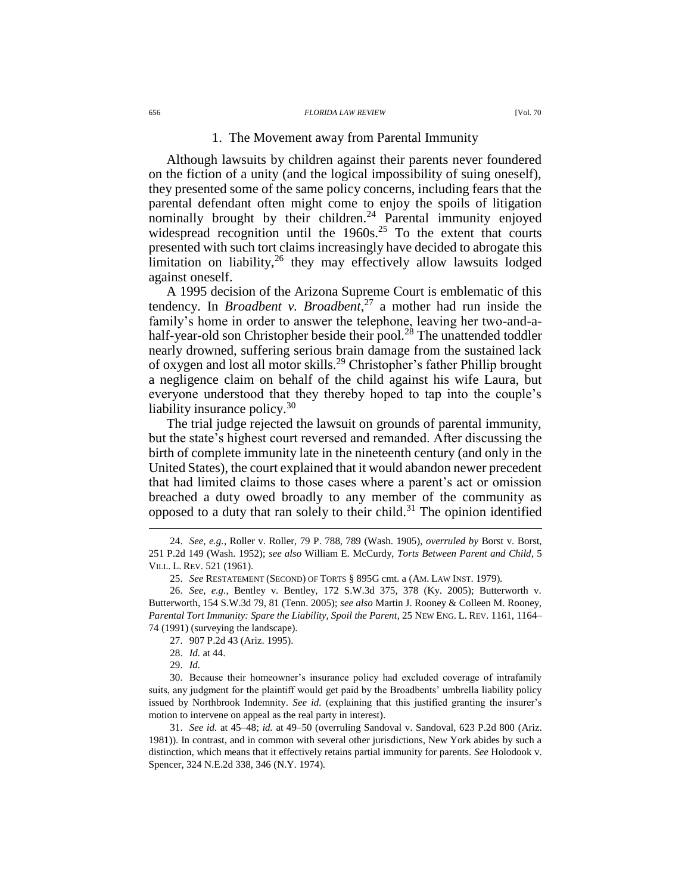### 1. The Movement away from Parental Immunity

Although lawsuits by children against their parents never foundered on the fiction of a unity (and the logical impossibility of suing oneself), they presented some of the same policy concerns, including fears that the parental defendant often might come to enjoy the spoils of litigation nominally brought by their children.[24] Parental immunity enjoyed widespread recognition until the 1960s.[25] To the extent that courts presented with such tort claims increasingly have decided to abrogate this limitation on liability,[26] they may effectively allow lawsuits lodged against oneself.

A 1995 decision of the Arizona Supreme Court is emblematic of this tendency. In *Broadbent v. Broadbent*,[27] a mother had run inside the family's home in order to answer the telephone, leaving her two-and-a-half-year-old son Christopher beside their pool.[28] The unattended toddler nearly drowned, suffering serious brain damage from the sustained lack of oxygen and lost all motor skills.[29] Christopher's father Phillip brought a negligence claim on behalf of the child against his wife Laura, but everyone understood that they thereby hoped to tap into the couple's liability insurance policy.[30]

The trial judge rejected the lawsuit on grounds of parental immunity, but the state's highest court reversed and remanded. After discussing the birth of complete immunity late in the nineteenth century (and only in the United States), the court explained that it would abandon newer precedent that had limited claims to those cases where a parent's act or omission breached a duty owed broadly to any member of the community as opposed to a duty that ran solely to their child.[31] The opinion identified

---

24. *See, e.g.*, Roller v. Roller, 79 P. 788, 789 (Wash. 1905), *overruled by* Borst v. Borst, 251 P.2d 149 (Wash. 1952); *see also* William E. McCurdy, *Torts Between Parent and Child*, 5 VILL. L. REV. 521 (1961).

25. *See* RESTATEMENT (SECOND) OF TORTS § 895G cmt. a (AM. LAW INST. 1979).

26. *See, e.g.*, Bentley v. Bentley, 172 S.W.3d 375, 378 (Ky. 2005); Butterworth v. Butterworth, 154 S.W.3d 79, 81 (Tenn. 2005); *see also* Martin J. Rooney & Colleen M. Rooney, *Parental Tort Immunity: Spare the Liability, Spoil the Parent*, 25 NEW ENG. L. REV. 1161, 1164–74 (1991) (surveying the landscape).

27. 907 P.2d 43 (Ariz. 1995).

28. *Id.* at 44.

29. *Id.*

30. Because their homeowner's insurance policy had excluded coverage of intrafamily suits, any judgment for the plaintiff would get paid by the Broadbents' umbrella liability policy issued by Northbrook Indemnity. *See id.* (explaining that this justified granting the insurer's motion to intervene on appeal as the real party in interest).

31. *See id.* at 45–48; *id.* at 49–50 (overruling Sandoval v. Sandoval, 623 P.2d 800 (Ariz. 1981)). In contrast, and in common with several other jurisdictions, New York abides by such a distinction, which means that it effectively retains partial immunity for parents. *See* Holodook v. Spencer, 324 N.E.2d 338, 346 (N.Y. 1974).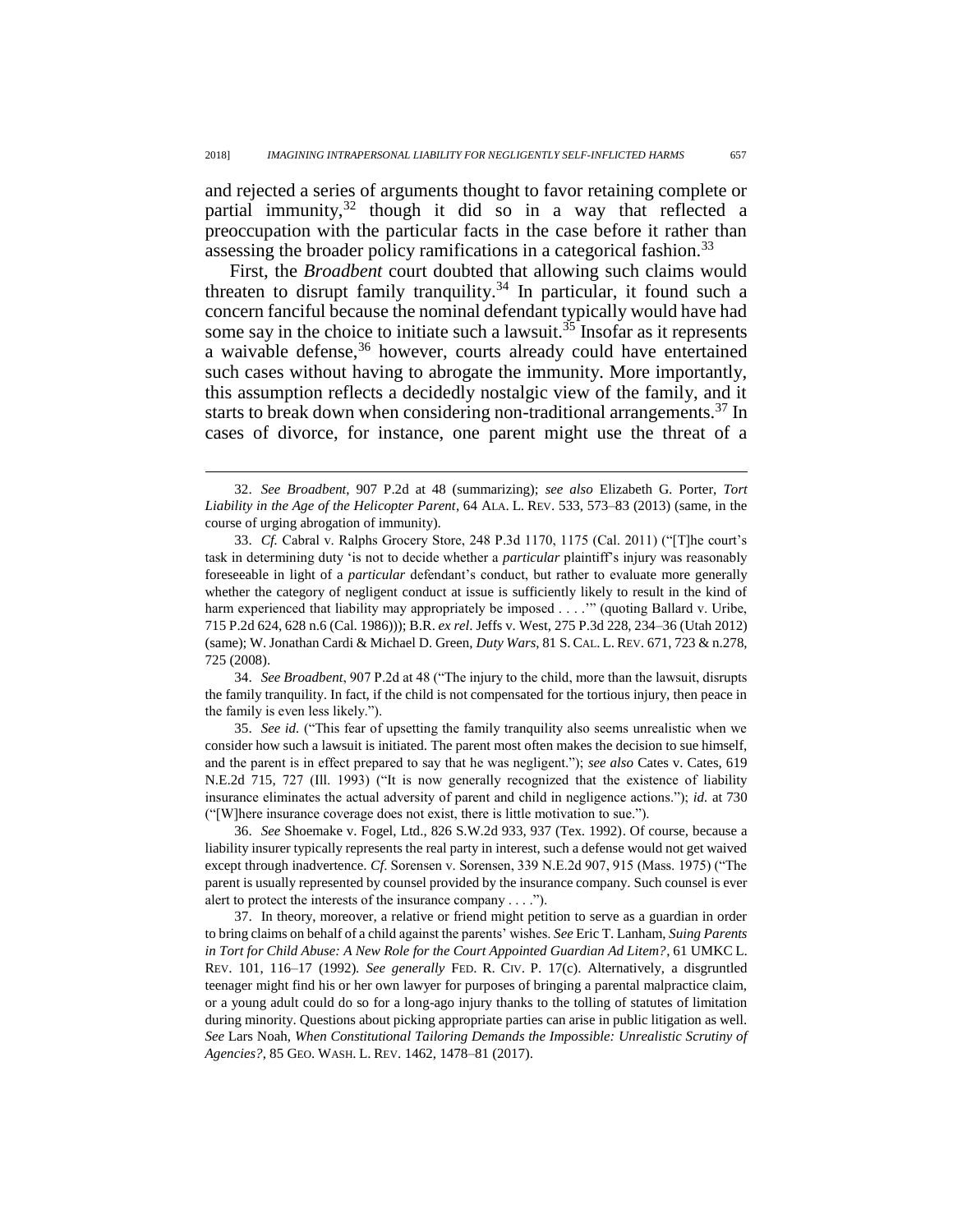and rejected a series of arguments thought to favor retaining complete or partial immunity,[32] though it did so in a way that reflected a preoccupation with the particular facts in the case before it rather than assessing the broader policy ramifications in a categorical fashion.[33]

First, the *Broadbent* court doubted that allowing such claims would threaten to disrupt family tranquility.[34] In particular, it found such a concern fanciful because the nominal defendant typically would have had some say in the choice to initiate such a lawsuit.[35] Insofar as it represents a waivable defense,[36] however, courts already could have entertained such cases without having to abrogate the immunity. More importantly, this assumption reflects a decidedly nostalgic view of the family, and it starts to break down when considering non-traditional arrangements.[37] In cases of divorce, for instance, one parent might use the threat of a

---

32. *See Broadbent*, 907 P.2d at 48 (summarizing); *see also* Elizabeth G. Porter, *Tort Liability in the Age of the Helicopter Parent*, 64 ALA. L. REV. 533, 573–83 (2013) (same, in the course of urging abrogation of immunity).

33. *Cf.* Cabral v. Ralphs Grocery Store, 248 P.3d 1170, 1175 (Cal. 2011) ("[T]he court's task in determining duty 'is not to decide whether a *particular* plaintiff's injury was reasonably foreseeable in light of a *particular* defendant's conduct, but rather to evaluate more generally whether the category of negligent conduct at issue is sufficiently likely to result in the kind of harm experienced that liability may appropriately be imposed . . . .'" (quoting Ballard v. Uribe, 715 P.2d 624, 628 n.6 (Cal. 1986))); B.R. *ex rel.* Jeffs v. West, 275 P.3d 228, 234–36 (Utah 2012) (same); W. Jonathan Cardi & Michael D. Green, *Duty Wars*, 81 S. CAL. L. REV. 671, 723 & n.278, 725 (2008).

34. *See Broadbent*, 907 P.2d at 48 ("The injury to the child, more than the lawsuit, disrupts the family tranquility. In fact, if the child is not compensated for the tortious injury, then peace in the family is even less likely.").

35. *See id.* ("This fear of upsetting the family tranquility also seems unrealistic when we consider how such a lawsuit is initiated. The parent most often makes the decision to sue himself, and the parent is in effect prepared to say that he was negligent."); *see also* Cates v. Cates, 619 N.E.2d 715, 727 (Ill. 1993) ("It is now generally recognized that the existence of liability insurance eliminates the actual adversity of parent and child in negligence actions."); *id.* at 730 ("[W]here insurance coverage does not exist, there is little motivation to sue.").

36. *See* Shoemake v. Fogel, Ltd., 826 S.W.2d 933, 937 (Tex. 1992). Of course, because a liability insurer typically represents the real party in interest, such a defense would not get waived except through inadvertence. *Cf.* Sorensen v. Sorensen, 339 N.E.2d 907, 915 (Mass. 1975) ("The parent is usually represented by counsel provided by the insurance company. Such counsel is ever alert to protect the interests of the insurance company . . . .").

37. In theory, moreover, a relative or friend might petition to serve as a guardian in order to bring claims on behalf of a child against the parents' wishes. *See* Eric T. Lanham, *Suing Parents in Tort for Child Abuse: A New Role for the Court Appointed Guardian Ad Litem?*, 61 UMKC L. REV. 101, 116–17 (1992). *See generally* FED. R. CIV. P. 17(c). Alternatively, a disgruntled teenager might find his or her own lawyer for purposes of bringing a parental malpractice claim, or a young adult could do so for a long-ago injury thanks to the tolling of statutes of limitation during minority. Questions about picking appropriate parties can arise in public litigation as well. *See* Lars Noah, *When Constitutional Tailoring Demands the Impossible: Unrealistic Scrutiny of Agencies?*, 85 GEO. WASH. L. REV. 1462, 1478–81 (2017).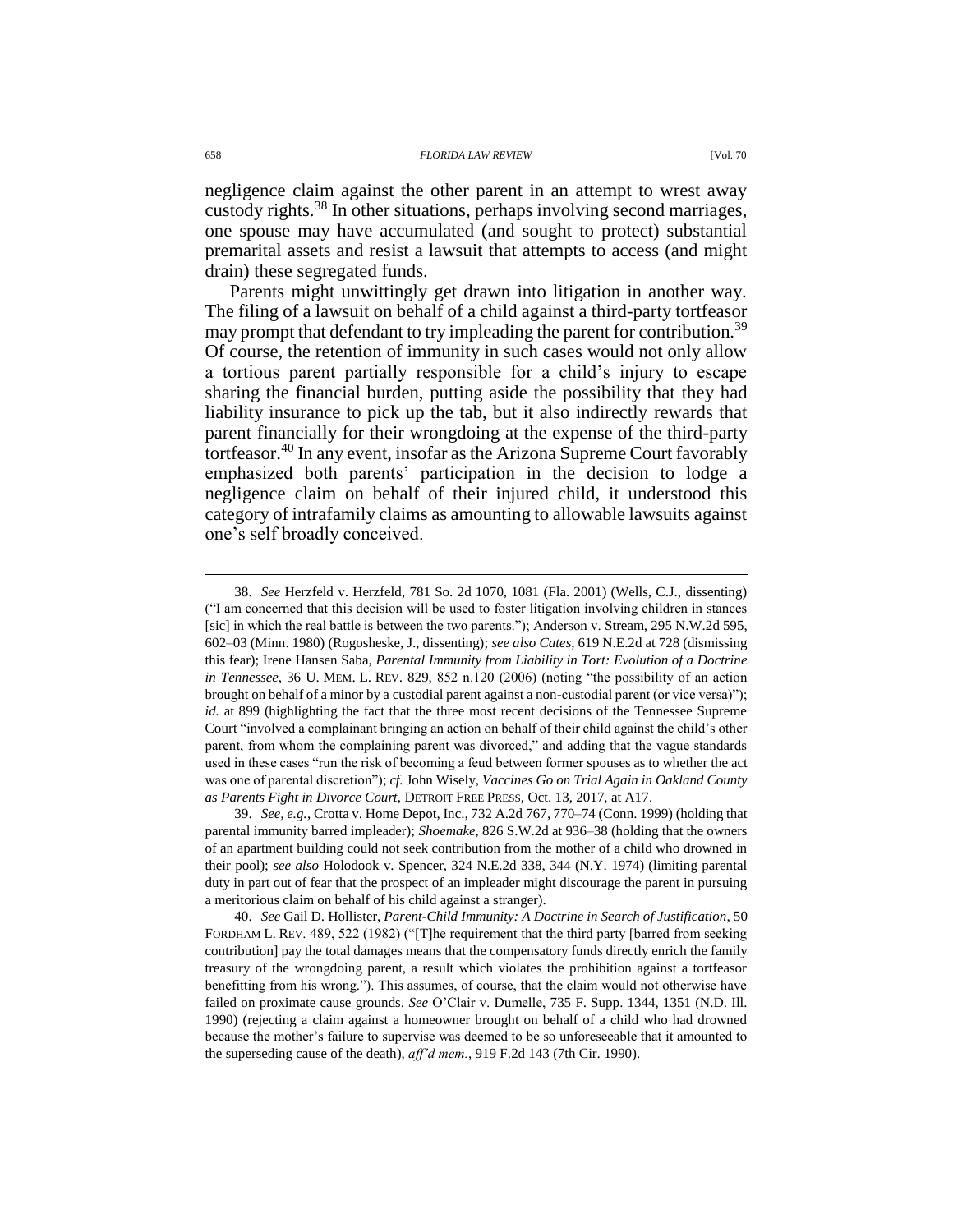negligence claim against the other parent in an attempt to wrest away custody rights.[38] In other situations, perhaps involving second marriages, one spouse may have accumulated (and sought to protect) substantial premarital assets and resist a lawsuit that attempts to access (and might drain) these segregated funds.

Parents might unwittingly get drawn into litigation in another way. The filing of a lawsuit on behalf of a child against a third-party tortfeasor may prompt that defendant to try impleading the parent for contribution.[39] Of course, the retention of immunity in such cases would not only allow a tortious parent partially responsible for a child's injury to escape sharing the financial burden, putting aside the possibility that they had liability insurance to pick up the tab, but it also indirectly rewards that parent financially for their wrongdoing at the expense of the third-party tortfeasor.[40] In any event, insofar as the Arizona Supreme Court favorably emphasized both parents' participation in the decision to lodge a negligence claim on behalf of their injured child, it understood this category of intrafamily claims as amounting to allowable lawsuits against one's self broadly conceived.

---

38. *See* Herzfeld v. Herzfeld, 781 So. 2d 1070, 1081 (Fla. 2001) (Wells, C.J., dissenting) ("I am concerned that this decision will be used to foster litigation involving children in stances [sic] in which the real battle is between the two parents."); Anderson v. Stream, 295 N.W.2d 595, 602–03 (Minn. 1980) (Rogosheske, J., dissenting); *see also Cates*, 619 N.E.2d at 728 (dismissing this fear); Irene Hansen Saba, *Parental Immunity from Liability in Tort: Evolution of a Doctrine in Tennessee*, 36 U. MEM. L. REV. 829, 852 n.120 (2006) (noting "the possibility of an action brought on behalf of a minor by a custodial parent against a non-custodial parent (or vice versa)"); *id.* at 899 (highlighting the fact that the three most recent decisions of the Tennessee Supreme Court "involved a complainant bringing an action on behalf of their child against the child's other parent, from whom the complaining parent was divorced," and adding that the vague standards used in these cases "run the risk of becoming a feud between former spouses as to whether the act was one of parental discretion"); *cf.* John Wisely, *Vaccines Go on Trial Again in Oakland County as Parents Fight in Divorce Court*, DETROIT FREE PRESS, Oct. 13, 2017, at A17.

39. *See, e.g.*, Crotta v. Home Depot, Inc., 732 A.2d 767, 770–74 (Conn. 1999) (holding that parental immunity barred impleader); *Shoemake*, 826 S.W.2d at 936–38 (holding that the owners of an apartment building could not seek contribution from the mother of a child who drowned in their pool); *see also* Holodook v. Spencer, 324 N.E.2d 338, 344 (N.Y. 1974) (limiting parental duty in part out of fear that the prospect of an impleader might discourage the parent in pursuing a meritorious claim on behalf of his child against a stranger).

40. *See* Gail D. Hollister, *Parent-Child Immunity: A Doctrine in Search of Justification*, 50 FORDHAM L. REV. 489, 522 (1982) ("[T]he requirement that the third party [barred from seeking contribution] pay the total damages means that the compensatory funds directly enrich the family treasury of the wrongdoing parent, a result which violates the prohibition against a tortfeasor benefitting from his wrong."). This assumes, of course, that the claim would not otherwise have failed on proximate cause grounds. *See* O'Clair v. Dumelle, 735 F. Supp. 1344, 1351 (N.D. Ill. 1990) (rejecting a claim against a homeowner brought on behalf of a child who had drowned because the mother's failure to supervise was deemed to be so unforeseeable that it amounted to the superseding cause of the death), *aff'd mem.*, 919 F.2d 143 (7th Cir. 1990).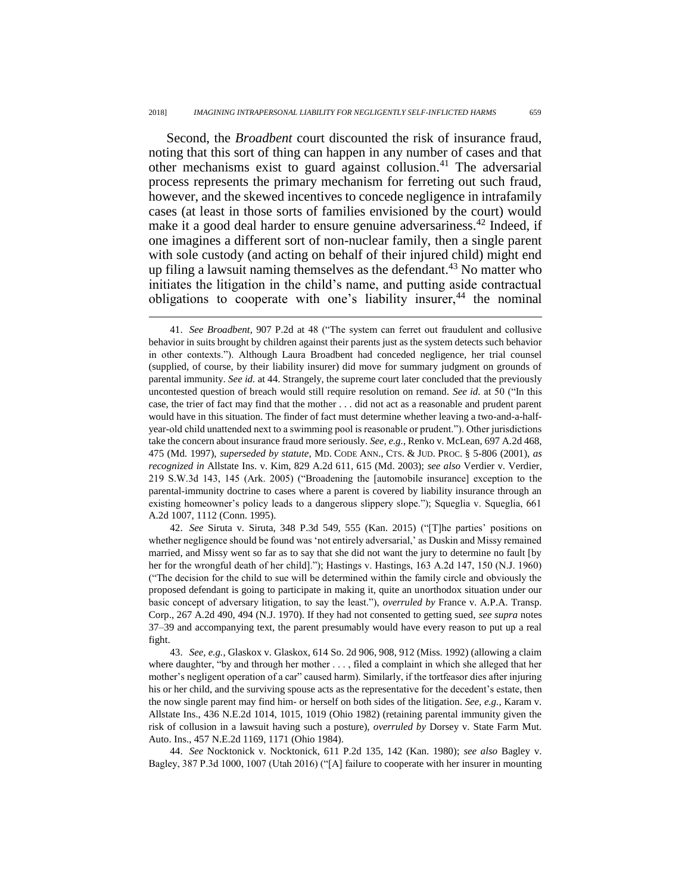Second, the *Broadbent* court discounted the risk of insurance fraud, noting that this sort of thing can happen in any number of cases and that other mechanisms exist to guard against collusion.[41] The adversarial process represents the primary mechanism for ferreting out such fraud, however, and the skewed incentives to concede negligence in intrafamily cases (at least in those sorts of families envisioned by the court) would make it a good deal harder to ensure genuine adversariness.[42] Indeed, if one imagines a different sort of non-nuclear family, then a single parent with sole custody (and acting on behalf of their injured child) might end up filing a lawsuit naming themselves as the defendant.[43] No matter who initiates the litigation in the child's name, and putting aside contractual obligations to cooperate with one's liability insurer,[44] the nominal

---

41. *See Broadbent*, 907 P.2d at 48 ("The system can ferret out fraudulent and collusive behavior in suits brought by children against their parents just as the system detects such behavior in other contexts."). Although Laura Broadbent had conceded negligence, her trial counsel (supplied, of course, by their liability insurer) did move for summary judgment on grounds of parental immunity. *See id.* at 44. Strangely, the supreme court later concluded that the previously uncontested question of breach would still require resolution on remand. *See id.* at 50 ("In this case, the trier of fact may find that the mother . . . did not act as a reasonable and prudent parent would have in this situation. The finder of fact must determine whether leaving a two-and-a-half-year-old child unattended next to a swimming pool is reasonable or prudent."). Other jurisdictions take the concern about insurance fraud more seriously. *See, e.g.*, Renko v. McLean, 697 A.2d 468, 475 (Md. 1997), *superseded by statute*, MD. CODE ANN., CTS. & JUD. PROC. § 5-806 (2001), *as recognized in* Allstate Ins. v. Kim, 829 A.2d 611, 615 (Md. 2003); *see also* Verdier v. Verdier, 219 S.W.3d 143, 145 (Ark. 2005) ("Broadening the [automobile insurance] exception to the parental-immunity doctrine to cases where a parent is covered by liability insurance through an existing homeowner's policy leads to a dangerous slippery slope."); Squeglia v. Squeglia, 661 A.2d 1007, 1112 (Conn. 1995).

42. *See* Siruta v. Siruta, 348 P.3d 549, 555 (Kan. 2015) ("[T]he parties' positions on whether negligence should be found was 'not entirely adversarial,' as Duskin and Missy remained married, and Missy went so far as to say that she did not want the jury to determine no fault [by her for the wrongful death of her child]."); Hastings v. Hastings, 163 A.2d 147, 150 (N.J. 1960) ("The decision for the child to sue will be determined within the family circle and obviously the proposed defendant is going to participate in making it, quite an unorthodox situation under our basic concept of adversary litigation, to say the least."), *overruled by* France v. A.P.A. Transp. Corp., 267 A.2d 490, 494 (N.J. 1970). If they had not consented to getting sued, *see supra* notes 37–39 and accompanying text, the parent presumably would have every reason to put up a real fight.

43. *See, e.g.*, Glaskox v. Glaskox, 614 So. 2d 906, 908, 912 (Miss. 1992) (allowing a claim where daughter, "by and through her mother . . . , filed a complaint in which she alleged that her mother's negligent operation of a car" caused harm). Similarly, if the tortfeasor dies after injuring his or her child, and the surviving spouse acts as the representative for the decedent's estate, then the now single parent may find him- or herself on both sides of the litigation. *See, e.g.*, Karam v. Allstate Ins., 436 N.E.2d 1014, 1015, 1019 (Ohio 1982) (retaining parental immunity given the risk of collusion in a lawsuit having such a posture), *overruled by* Dorsey v. State Farm Mut. Auto. Ins., 457 N.E.2d 1169, 1171 (Ohio 1984).

44. *See* Nocktonick v. Nocktonick, 611 P.2d 135, 142 (Kan. 1980); *see also* Bagley v. Bagley, 387 P.3d 1000, 1007 (Utah 2016) ("[A] failure to cooperate with her insurer in mounting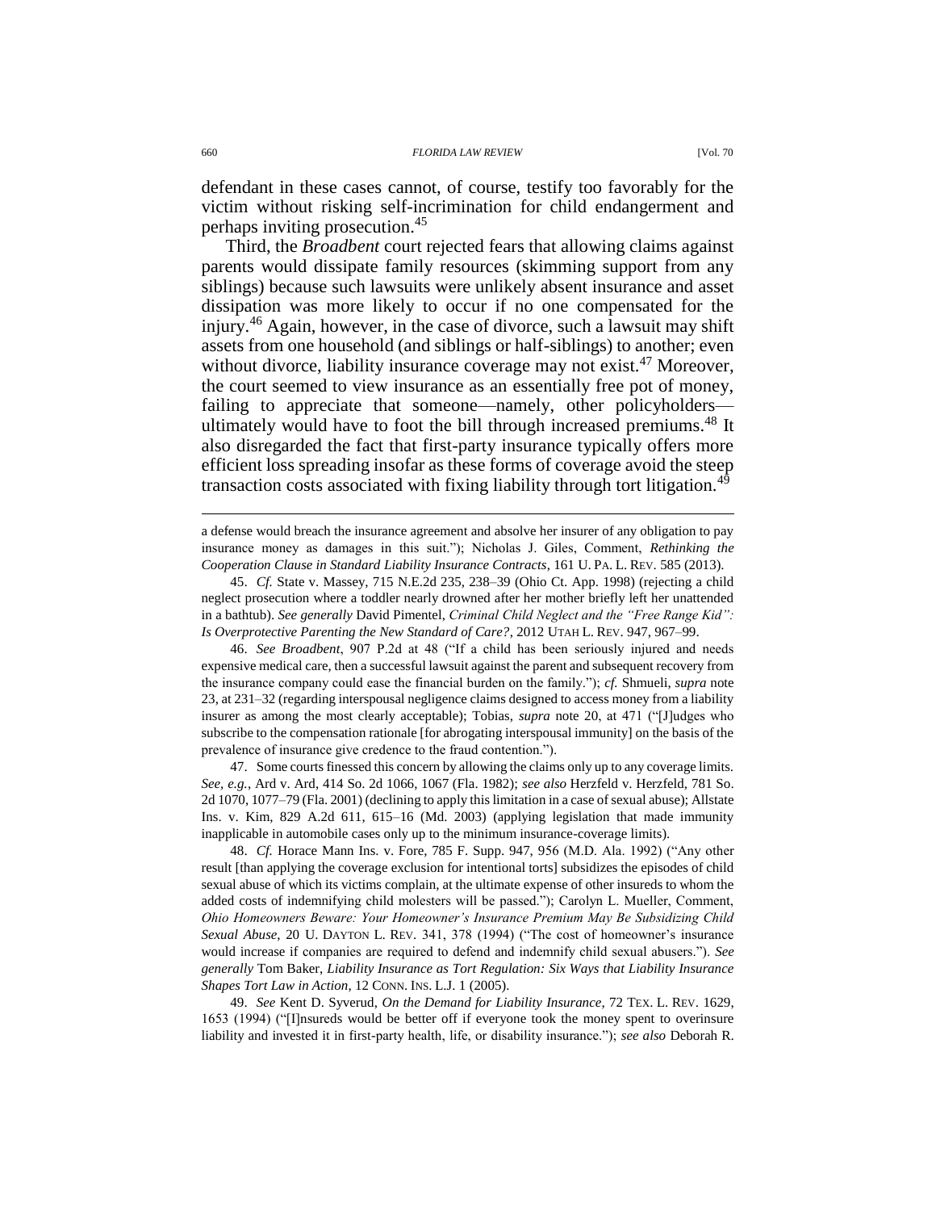defendant in these cases cannot, of course, testify too favorably for the victim without risking self-incrimination for child endangerment and perhaps inviting prosecution.[45]

Third, the *Broadbent* court rejected fears that allowing claims against parents would dissipate family resources (skimming support from any siblings) because such lawsuits were unlikely absent insurance and asset dissipation was more likely to occur if no one compensated for the injury.[46] Again, however, in the case of divorce, such a lawsuit may shift assets from one household (and siblings or half-siblings) to another; even without divorce, liability insurance coverage may not exist.[47] Moreover, the court seemed to view insurance as an essentially free pot of money, failing to appreciate that someone—namely, other policyholders—ultimately would have to foot the bill through increased premiums.[48] It also disregarded the fact that first-party insurance typically offers more efficient loss spreading insofar as these forms of coverage avoid the steep transaction costs associated with fixing liability through tort litigation.[49]

---

a defense would breach the insurance agreement and absolve her insurer of any obligation to pay insurance money as damages in this suit."); Nicholas J. Giles, Comment, *Rethinking the Cooperation Clause in Standard Liability Insurance Contracts*, 161 U. PA. L. REV. 585 (2013).

45. *Cf.* State v. Massey, 715 N.E.2d 235, 238–39 (Ohio Ct. App. 1998) (rejecting a child neglect prosecution where a toddler nearly drowned after her mother briefly left her unattended in a bathtub). *See generally* David Pimentel, *Criminal Child Neglect and the "Free Range Kid": Is Overprotective Parenting the New Standard of Care?*, 2012 UTAH L. REV. 947, 967–99.

46. *See Broadbent*, 907 P.2d at 48 ("If a child has been seriously injured and needs expensive medical care, then a successful lawsuit against the parent and subsequent recovery from the insurance company could ease the financial burden on the family."); *cf.* Shmueli, *supra* note 23, at 231–32 (regarding interspousal negligence claims designed to access money from a liability insurer as among the most clearly acceptable); Tobias, *supra* note 20, at 471 ("[J]udges who subscribe to the compensation rationale [for abrogating interspousal immunity] on the basis of the prevalence of insurance give credence to the fraud contention.").

47. Some courts finessed this concern by allowing the claims only up to any coverage limits. *See, e.g.*, Ard v. Ard, 414 So. 2d 1066, 1067 (Fla. 1982); *see also* Herzfeld v. Herzfeld, 781 So. 2d 1070, 1077–79 (Fla. 2001) (declining to apply this limitation in a case of sexual abuse); Allstate Ins. v. Kim, 829 A.2d 611, 615–16 (Md. 2003) (applying legislation that made immunity inapplicable in automobile cases only up to the minimum insurance-coverage limits).

48. *Cf.* Horace Mann Ins. v. Fore, 785 F. Supp. 947, 956 (M.D. Ala. 1992) ("Any other result [than applying the coverage exclusion for intentional torts] subsidizes the episodes of child sexual abuse of which its victims complain, at the ultimate expense of other insureds to whom the added costs of indemnifying child molesters will be passed."); Carolyn L. Mueller, Comment, *Ohio Homeowners Beware: Your Homeowner's Insurance Premium May Be Subsidizing Child Sexual Abuse*, 20 U. DAYTON L. REV. 341, 378 (1994) ("The cost of homeowner's insurance would increase if companies are required to defend and indemnify child sexual abusers."). *See generally* Tom Baker, *Liability Insurance as Tort Regulation: Six Ways that Liability Insurance Shapes Tort Law in Action*, 12 CONN. INS. L.J. 1 (2005).

49. *See* Kent D. Syverud, *On the Demand for Liability Insurance*, 72 TEX. L. REV. 1629, 1653 (1994) ("[I]nsureds would be better off if everyone took the money spent to overinsure liability and invested it in first-party health, life, or disability insurance."); *see also* Deborah R.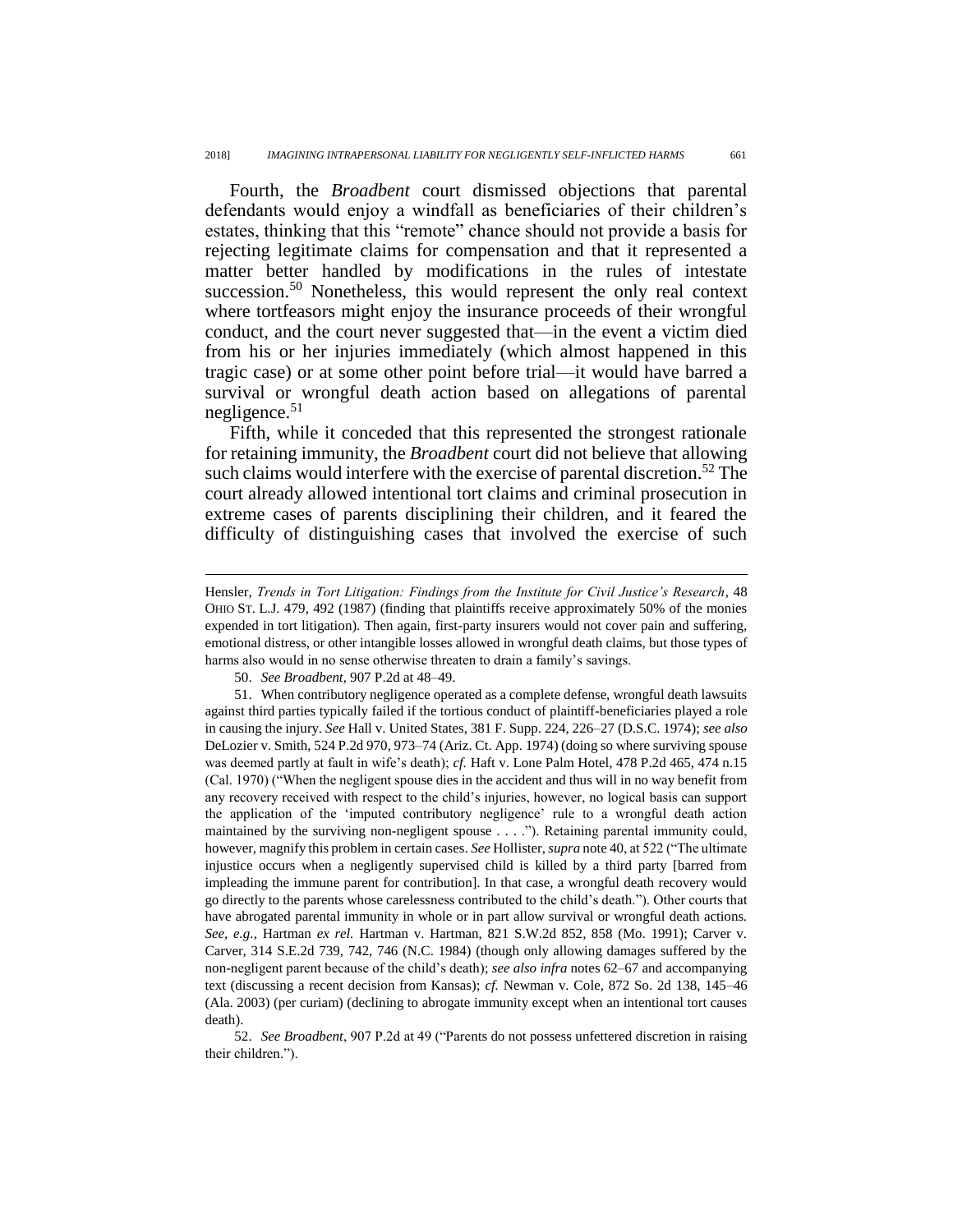Fourth, the *Broadbent* court dismissed objections that parental defendants would enjoy a windfall as beneficiaries of their children's estates, thinking that this "remote" chance should not provide a basis for rejecting legitimate claims for compensation and that it represented a matter better handled by modifications in the rules of intestate succession.[50] Nonetheless, this would represent the only real context where tortfeasors might enjoy the insurance proceeds of their wrongful conduct, and the court never suggested that—in the event a victim died from his or her injuries immediately (which almost happened in this tragic case) or at some other point before trial—it would have barred a survival or wrongful death action based on allegations of parental negligence.[51]

Fifth, while it conceded that this represented the strongest rationale for retaining immunity, the *Broadbent* court did not believe that allowing such claims would interfere with the exercise of parental discretion.[52] The court already allowed intentional tort claims and criminal prosecution in extreme cases of parents disciplining their children, and it feared the difficulty of distinguishing cases that involved the exercise of such

---

Hensler, *Trends in Tort Litigation: Findings from the Institute for Civil Justice's Research*, 48 OHIO ST. L.J. 479, 492 (1987) (finding that plaintiffs receive approximately 50% of the monies expended in tort litigation). Then again, first-party insurers would not cover pain and suffering, emotional distress, or other intangible losses allowed in wrongful death claims, but those types of harms also would in no sense otherwise threaten to drain a family's savings.

50. *See Broadbent*, 907 P.2d at 48–49.

51. When contributory negligence operated as a complete defense, wrongful death lawsuits against third parties typically failed if the tortious conduct of plaintiff-beneficiaries played a role in causing the injury. *See* Hall v. United States, 381 F. Supp. 224, 226–27 (D.S.C. 1974); *see also* DeLozier v. Smith, 524 P.2d 970, 973–74 (Ariz. Ct. App. 1974) (doing so where surviving spouse was deemed partly at fault in wife's death); *cf.* Haft v. Lone Palm Hotel, 478 P.2d 465, 474 n.15 (Cal. 1970) ("When the negligent spouse dies in the accident and thus will in no way benefit from any recovery received with respect to the child's injuries, however, no logical basis can support the application of the 'imputed contributory negligence' rule to a wrongful death action maintained by the surviving non-negligent spouse . . . ."). Retaining parental immunity could, however, magnify this problem in certain cases. *See* Hollister, *supra* note 40, at 522 ("The ultimate injustice occurs when a negligently supervised child is killed by a third party [barred from impleading the immune parent for contribution]. In that case, a wrongful death recovery would go directly to the parents whose carelessness contributed to the child's death."). Other courts that have abrogated parental immunity in whole or in part allow survival or wrongful death actions. *See, e.g.*, Hartman *ex rel.* Hartman v. Hartman, 821 S.W.2d 852, 858 (Mo. 1991); Carver v. Carver, 314 S.E.2d 739, 742, 746 (N.C. 1984) (though only allowing damages suffered by the non-negligent parent because of the child's death); *see also infra* notes 62–67 and accompanying text (discussing a recent decision from Kansas); *cf.* Newman v. Cole, 872 So. 2d 138, 145–46 (Ala. 2003) (per curiam) (declining to abrogate immunity except when an intentional tort causes death).

52. *See Broadbent*, 907 P.2d at 49 ("Parents do not possess unfettered discretion in raising their children.").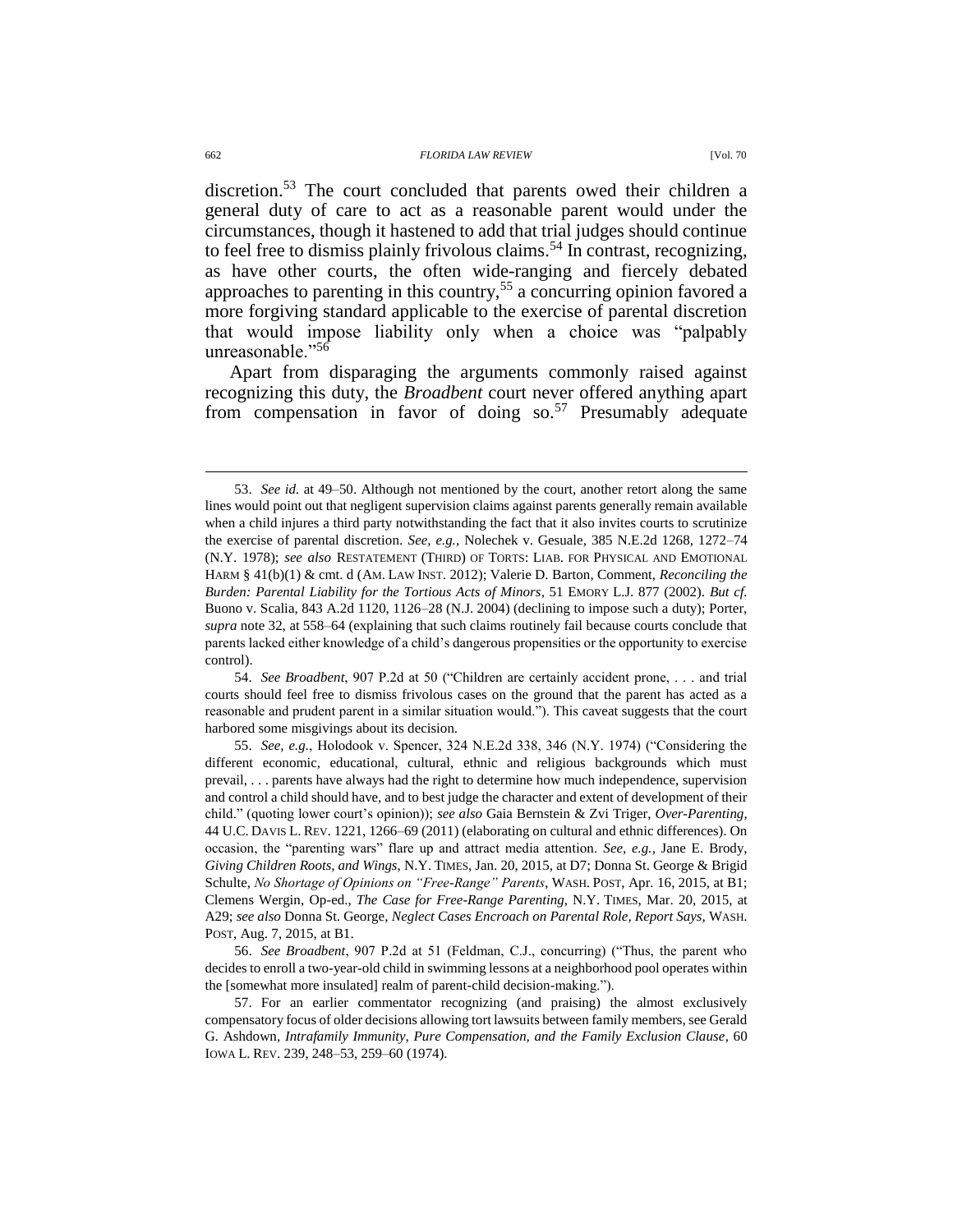discretion.[53] The court concluded that parents owed their children a general duty of care to act as a reasonable parent would under the circumstances, though it hastened to add that trial judges should continue to feel free to dismiss plainly frivolous claims.[54] In contrast, recognizing, as have other courts, the often wide-ranging and fiercely debated approaches to parenting in this country,[55] a concurring opinion favored a more forgiving standard applicable to the exercise of parental discretion that would impose liability only when a choice was "palpably unreasonable."[56]

Apart from disparaging the arguments commonly raised against recognizing this duty, the *Broadbent* court never offered anything apart from compensation in favor of doing so.[57] Presumably adequate

---

53. *See id.* at 49–50. Although not mentioned by the court, another retort along the same lines would point out that negligent supervision claims against parents generally remain available when a child injures a third party notwithstanding the fact that it also invites courts to scrutinize the exercise of parental discretion. *See, e.g.*, Nolechek v. Gesuale, 385 N.E.2d 1268, 1272–74 (N.Y. 1978); *see also* RESTATEMENT (THIRD) OF TORTS: LIAB. FOR PHYSICAL AND EMOTIONAL HARM § 41(b)(1) & cmt. d (AM. LAW INST. 2012); Valerie D. Barton, Comment, *Reconciling the Burden: Parental Liability for the Tortious Acts of Minors*, 51 EMORY L.J. 877 (2002). *But cf.* Buono v. Scalia, 843 A.2d 1120, 1126–28 (N.J. 2004) (declining to impose such a duty); Porter, *supra* note 32, at 558–64 (explaining that such claims routinely fail because courts conclude that parents lacked either knowledge of a child's dangerous propensities or the opportunity to exercise control).

54. *See Broadbent*, 907 P.2d at 50 ("Children are certainly accident prone, . . . and trial courts should feel free to dismiss frivolous cases on the ground that the parent has acted as a reasonable and prudent parent in a similar situation would."). This caveat suggests that the court harbored some misgivings about its decision.

55. *See, e.g.*, Holodook v. Spencer, 324 N.E.2d 338, 346 (N.Y. 1974) ("Considering the different economic, educational, cultural, ethnic and religious backgrounds which must prevail, . . . parents have always had the right to determine how much independence, supervision and control a child should have, and to best judge the character and extent of development of their child." (quoting lower court's opinion)); *see also* Gaia Bernstein & Zvi Triger, *Over-Parenting*, 44 U.C. DAVIS L. REV. 1221, 1266–69 (2011) (elaborating on cultural and ethnic differences). On occasion, the "parenting wars" flare up and attract media attention. *See, e.g.*, Jane E. Brody, *Giving Children Roots, and Wings*, N.Y. TIMES, Jan. 20, 2015, at D7; Donna St. George & Brigid Schulte, *No Shortage of Opinions on "Free-Range" Parents*, WASH. POST, Apr. 16, 2015, at B1; Clemens Wergin, Op-ed., *The Case for Free-Range Parenting*, N.Y. TIMES, Mar. 20, 2015, at A29; *see also* Donna St. George, *Neglect Cases Encroach on Parental Role, Report Says*, WASH. POST, Aug. 7, 2015, at B1.

56. *See Broadbent*, 907 P.2d at 51 (Feldman, C.J., concurring) ("Thus, the parent who decides to enroll a two-year-old child in swimming lessons at a neighborhood pool operates within the [somewhat more insulated] realm of parent-child decision-making.").

57. For an earlier commentator recognizing (and praising) the almost exclusively compensatory focus of older decisions allowing tort lawsuits between family members, see Gerald G. Ashdown, *Intrafamily Immunity, Pure Compensation, and the Family Exclusion Clause*, 60 IOWA L. REV. 239, 248–53, 259–60 (1974).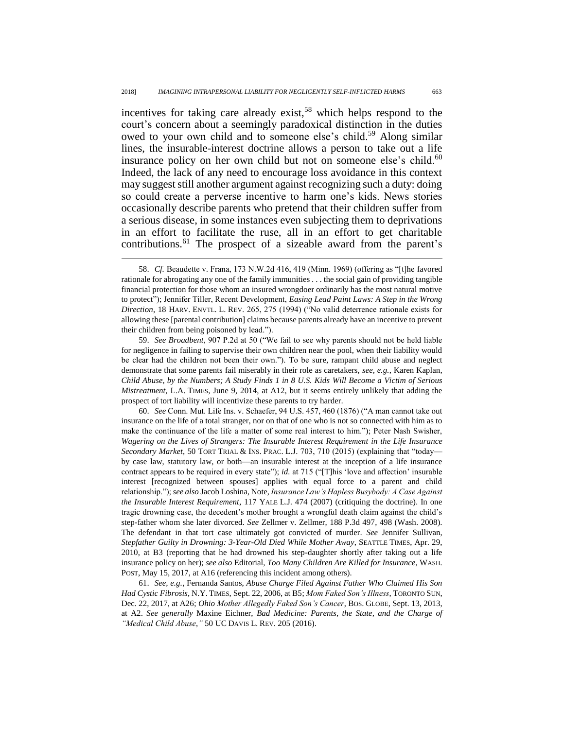incentives for taking care already exist,[58] which helps respond to the court's concern about a seemingly paradoxical distinction in the duties owed to your own child and to someone else's child.[59] Along similar lines, the insurable-interest doctrine allows a person to take out a life insurance policy on her own child but not on someone else's child.[60] Indeed, the lack of any need to encourage loss avoidance in this context may suggest still another argument against recognizing such a duty: doing so could create a perverse incentive to harm one's kids. News stories occasionally describe parents who pretend that their children suffer from a serious disease, in some instances even subjecting them to deprivations in an effort to facilitate the ruse, all in an effort to get charitable contributions.[61] The prospect of a sizeable award from the parent's

---

58. *Cf.* Beaudette v. Frana, 173 N.W.2d 416, 419 (Minn. 1969) (offering as "[t]he favored rationale for abrogating any one of the family immunities . . . the social gain of providing tangible financial protection for those whom an insured wrongdoer ordinarily has the most natural motive to protect"); Jennifer Tiller, Recent Development, *Easing Lead Paint Laws: A Step in the Wrong Direction*, 18 HARV. ENVTL. L. REV. 265, 275 (1994) ("No valid deterrence rationale exists for allowing these [parental contribution] claims because parents already have an incentive to prevent their children from being poisoned by lead.").

59. *See Broadbent*, 907 P.2d at 50 ("We fail to see why parents should not be held liable for negligence in failing to supervise their own children near the pool, when their liability would be clear had the children not been their own."). To be sure, rampant child abuse and neglect demonstrate that some parents fail miserably in their role as caretakers, *see, e.g.*, Karen Kaplan, *Child Abuse, by the Numbers; A Study Finds 1 in 8 U.S. Kids Will Become a Victim of Serious Mistreatment*, L.A. TIMES, June 9, 2014, at A12, but it seems entirely unlikely that adding the prospect of tort liability will incentivize these parents to try harder.

60. *See* Conn. Mut. Life Ins. v. Schaefer, 94 U.S. 457, 460 (1876) ("A man cannot take out insurance on the life of a total stranger, nor on that of one who is not so connected with him as to make the continuance of the life a matter of some real interest to him."); Peter Nash Swisher, *Wagering on the Lives of Strangers: The Insurable Interest Requirement in the Life Insurance Secondary Market*, 50 TORT TRIAL & INS. PRAC. L.J. 703, 710 (2015) (explaining that "today—by case law, statutory law, or both—an insurable interest at the inception of a life insurance contract appears to be required in every state"); *id.* at 715 ("[T]his 'love and affection' insurable interest [recognized between spouses] applies with equal force to a parent and child relationship."); *see also* Jacob Loshina, Note, *Insurance Law's Hapless Busybody: A Case Against the Insurable Interest Requirement*, 117 YALE L.J. 474 (2007) (critiquing the doctrine). In one tragic drowning case, the decedent's mother brought a wrongful death claim against the child's step-father whom she later divorced. *See* Zellmer v. Zellmer, 188 P.3d 497, 498 (Wash. 2008). The defendant in that tort case ultimately got convicted of murder. *See* Jennifer Sullivan, *Stepfather Guilty in Drowning: 3-Year-Old Died While Mother Away*, SEATTLE TIMES, Apr. 29, 2010, at B3 (reporting that he had drowned his step-daughter shortly after taking out a life insurance policy on her); *see also* Editorial, *Too Many Children Are Killed for Insurance*, WASH. POST, May 15, 2017, at A16 (referencing this incident among others).

61. *See, e.g.*, Fernanda Santos, *Abuse Charge Filed Against Father Who Claimed His Son Had Cystic Fibrosis*, N.Y. TIMES, Sept. 22, 2006, at B5; *Mom Faked Son's Illness*, TORONTO SUN, Dec. 22, 2017, at A26; *Ohio Mother Allegedly Faked Son's Cancer*, BOS. GLOBE, Sept. 13, 2013, at A2. *See generally* Maxine Eichner, *Bad Medicine: Parents, the State, and the Charge of "Medical Child Abuse*,*"* 50 UC DAVIS L. REV. 205 (2016).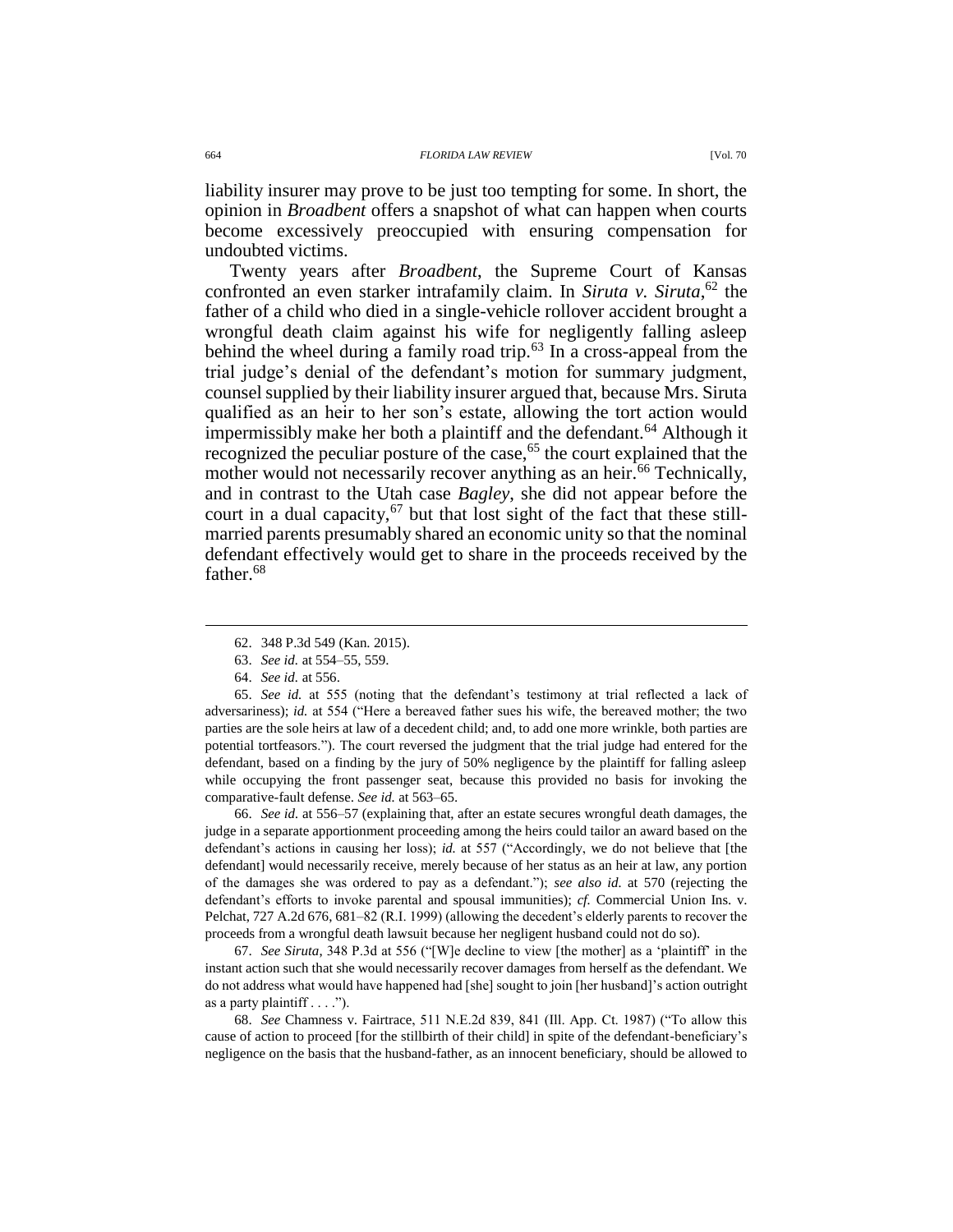liability insurer may prove to be just too tempting for some. In short, the opinion in *Broadbent* offers a snapshot of what can happen when courts become excessively preoccupied with ensuring compensation for undoubted victims.

Twenty years after *Broadbent*, the Supreme Court of Kansas confronted an even starker intrafamily claim. In *Siruta v. Siruta*,[62] the father of a child who died in a single-vehicle rollover accident brought a wrongful death claim against his wife for negligently falling asleep behind the wheel during a family road trip.[63] In a cross-appeal from the trial judge's denial of the defendant's motion for summary judgment, counsel supplied by their liability insurer argued that, because Mrs. Siruta qualified as an heir to her son's estate, allowing the tort action would impermissibly make her both a plaintiff and the defendant.[64] Although it recognized the peculiar posture of the case,[65] the court explained that the mother would not necessarily recover anything as an heir.[66] Technically, and in contrast to the Utah case *Bagley*, she did not appear before the court in a dual capacity,[67] but that lost sight of the fact that these still-married parents presumably shared an economic unity so that the nominal defendant effectively would get to share in the proceeds received by the father.[68]

---

62. 348 P.3d 549 (Kan. 2015).

63. *See id.* at 554–55, 559.

64. *See id.* at 556.

65. *See id.* at 555 (noting that the defendant's testimony at trial reflected a lack of adversariness); *id.* at 554 ("Here a bereaved father sues his wife, the bereaved mother; the two parties are the sole heirs at law of a decedent child; and, to add one more wrinkle, both parties are potential tortfeasors."). The court reversed the judgment that the trial judge had entered for the defendant, based on a finding by the jury of 50% negligence by the plaintiff for falling asleep while occupying the front passenger seat, because this provided no basis for invoking the comparative-fault defense. *See id.* at 563–65.

66. *See id.* at 556–57 (explaining that, after an estate secures wrongful death damages, the judge in a separate apportionment proceeding among the heirs could tailor an award based on the defendant's actions in causing her loss); *id.* at 557 ("Accordingly, we do not believe that [the defendant] would necessarily receive, merely because of her status as an heir at law, any portion of the damages she was ordered to pay as a defendant."); *see also id.* at 570 (rejecting the defendant's efforts to invoke parental and spousal immunities); *cf.* Commercial Union Ins. v. Pelchat, 727 A.2d 676, 681–82 (R.I. 1999) (allowing the decedent's elderly parents to recover the proceeds from a wrongful death lawsuit because her negligent husband could not do so).

67. *See Siruta*, 348 P.3d at 556 ("[W]e decline to view [the mother] as a 'plaintiff' in the instant action such that she would necessarily recover damages from herself as the defendant. We do not address what would have happened had [she] sought to join [her husband]'s action outright as a party plaintiff . . . .").

68. *See* Chamness v. Fairtrace, 511 N.E.2d 839, 841 (Ill. App. Ct. 1987) ("To allow this cause of action to proceed [for the stillbirth of their child] in spite of the defendant-beneficiary's negligence on the basis that the husband-father, as an innocent beneficiary, should be allowed to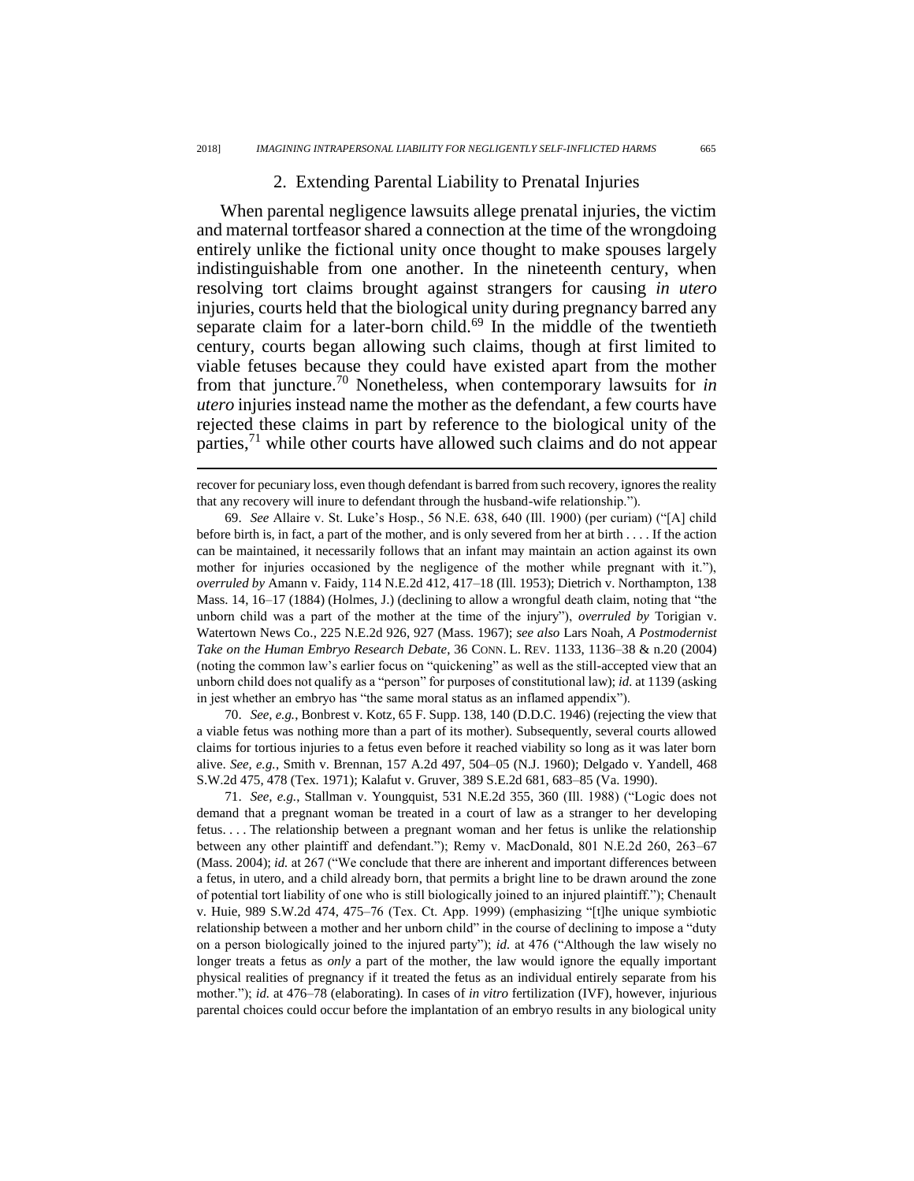### 2. Extending Parental Liability to Prenatal Injuries

When parental negligence lawsuits allege prenatal injuries, the victim and maternal tortfeasor shared a connection at the time of the wrongdoing entirely unlike the fictional unity once thought to make spouses largely indistinguishable from one another. In the nineteenth century, when resolving tort claims brought against strangers for causing *in utero* injuries, courts held that the biological unity during pregnancy barred any separate claim for a later-born child.[69] In the middle of the twentieth century, courts began allowing such claims, though at first limited to viable fetuses because they could have existed apart from the mother from that juncture.[70] Nonetheless, when contemporary lawsuits for *in utero* injuries instead name the mother as the defendant, a few courts have rejected these claims in part by reference to the biological unity of the parties,[71] while other courts have allowed such claims and do not appear

---

recover for pecuniary loss, even though defendant is barred from such recovery, ignores the reality that any recovery will inure to defendant through the husband-wife relationship.").

69. *See* Allaire v. St. Luke's Hosp., 56 N.E. 638, 640 (Ill. 1900) (per curiam) ("[A] child before birth is, in fact, a part of the mother, and is only severed from her at birth . . . . If the action can be maintained, it necessarily follows that an infant may maintain an action against its own mother for injuries occasioned by the negligence of the mother while pregnant with it."), *overruled by* Amann v. Faidy, 114 N.E.2d 412, 417–18 (Ill. 1953); Dietrich v. Northampton, 138 Mass. 14, 16–17 (1884) (Holmes, J.) (declining to allow a wrongful death claim, noting that "the unborn child was a part of the mother at the time of the injury"), *overruled by* Torigian v. Watertown News Co., 225 N.E.2d 926, 927 (Mass. 1967); *see also* Lars Noah, *A Postmodernist Take on the Human Embryo Research Debate*, 36 CONN. L. REV. 1133, 1136–38 & n.20 (2004) (noting the common law's earlier focus on "quickening" as well as the still-accepted view that an unborn child does not qualify as a "person" for purposes of constitutional law); *id.* at 1139 (asking in jest whether an embryo has "the same moral status as an inflamed appendix").

70. *See, e.g.*, Bonbrest v. Kotz, 65 F. Supp. 138, 140 (D.D.C. 1946) (rejecting the view that a viable fetus was nothing more than a part of its mother). Subsequently, several courts allowed claims for tortious injuries to a fetus even before it reached viability so long as it was later born alive. *See, e.g.*, Smith v. Brennan, 157 A.2d 497, 504–05 (N.J. 1960); Delgado v. Yandell, 468 S.W.2d 475, 478 (Tex. 1971); Kalafut v. Gruver, 389 S.E.2d 681, 683–85 (Va. 1990).

71. *See, e.g.*, Stallman v. Youngquist, 531 N.E.2d 355, 360 (Ill. 1988) ("Logic does not demand that a pregnant woman be treated in a court of law as a stranger to her developing fetus. . . . The relationship between a pregnant woman and her fetus is unlike the relationship between any other plaintiff and defendant."); Remy v. MacDonald, 801 N.E.2d 260, 263–67 (Mass. 2004); *id.* at 267 ("We conclude that there are inherent and important differences between a fetus, in utero, and a child already born, that permits a bright line to be drawn around the zone of potential tort liability of one who is still biologically joined to an injured plaintiff."); Chenault v. Huie, 989 S.W.2d 474, 475–76 (Tex. Ct. App. 1999) (emphasizing "[t]he unique symbiotic relationship between a mother and her unborn child" in the course of declining to impose a "duty on a person biologically joined to the injured party"); *id.* at 476 ("Although the law wisely no longer treats a fetus as *only* a part of the mother, the law would ignore the equally important physical realities of pregnancy if it treated the fetus as an individual entirely separate from his mother."); *id.* at 476–78 (elaborating). In cases of *in vitro* fertilization (IVF), however, injurious parental choices could occur before the implantation of an embryo results in any biological unity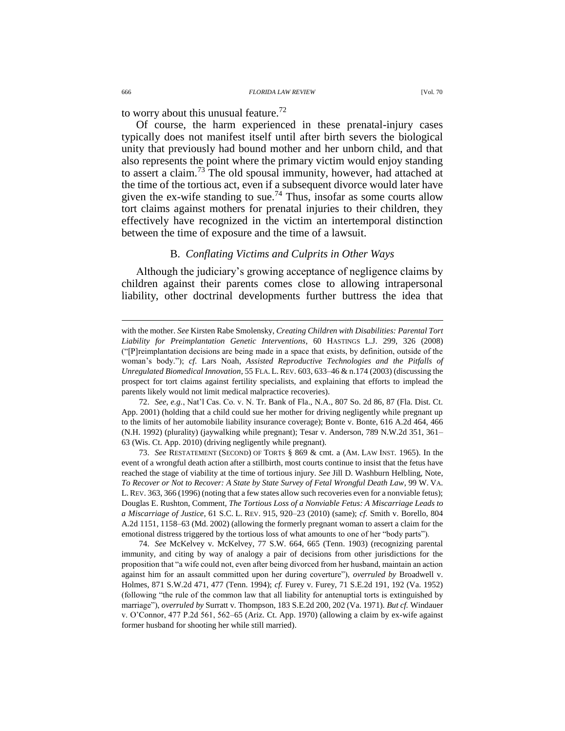to worry about this unusual feature.[72]

Of course, the harm experienced in these prenatal-injury cases typically does not manifest itself until after birth severs the biological unity that previously had bound mother and her unborn child, and that also represents the point where the primary victim would enjoy standing to assert a claim.[73] The old spousal immunity, however, had attached at the time of the tortious act, even if a subsequent divorce would later have given the ex-wife standing to sue.[74] Thus, insofar as some courts allow tort claims against mothers for prenatal injuries to their children, they effectively have recognized in the victim an intertemporal distinction between the time of exposure and the time of a lawsuit.

### B. *Conflating Victims and Culprits in Other Ways*

Although the judiciary's growing acceptance of negligence claims by children against their parents comes close to allowing intrapersonal liability, other doctrinal developments further buttress the idea that

---

with the mother. *See* Kirsten Rabe Smolensky, *Creating Children with Disabilities: Parental Tort Liability for Preimplantation Genetic Interventions*, 60 HASTINGS L.J. 299, 326 (2008) ("[P]reimplantation decisions are being made in a space that exists, by definition, outside of the woman's body."); *cf.* Lars Noah, *Assisted Reproductive Technologies and the Pitfalls of Unregulated Biomedical Innovation*, 55 FLA. L. REV. 603, 633–46 & n.174 (2003) (discussing the prospect for tort claims against fertility specialists, and explaining that efforts to implead the parents likely would not limit medical malpractice recoveries).

72. *See, e.g.*, Nat'l Cas. Co. v. N. Tr. Bank of Fla., N.A., 807 So. 2d 86, 87 (Fla. Dist. Ct. App. 2001) (holding that a child could sue her mother for driving negligently while pregnant up to the limits of her automobile liability insurance coverage); Bonte v. Bonte, 616 A.2d 464, 466 (N.H. 1992) (plurality) (jaywalking while pregnant); Tesar v. Anderson, 789 N.W.2d 351, 361–63 (Wis. Ct. App. 2010) (driving negligently while pregnant).

73. *See* RESTATEMENT (SECOND) OF TORTS § 869 & cmt. a (AM. LAW INST. 1965). In the event of a wrongful death action after a stillbirth, most courts continue to insist that the fetus have reached the stage of viability at the time of tortious injury. *See* Jill D. Washburn Helbling, Note, *To Recover or Not to Recover: A State by State Survey of Fetal Wrongful Death Law*, 99 W. VA. L. REV. 363, 366 (1996) (noting that a few states allow such recoveries even for a nonviable fetus); Douglas E. Rushton, Comment, *The Tortious Loss of a Nonviable Fetus: A Miscarriage Leads to a Miscarriage of Justice*, 61 S.C. L. REV. 915, 920–23 (2010) (same); *cf.* Smith v. Borello, 804 A.2d 1151, 1158–63 (Md. 2002) (allowing the formerly pregnant woman to assert a claim for the emotional distress triggered by the tortious loss of what amounts to one of her "body parts").

74. *See* McKelvey v. McKelvey, 77 S.W. 664, 665 (Tenn. 1903) (recognizing parental immunity, and citing by way of analogy a pair of decisions from other jurisdictions for the proposition that "a wife could not, even after being divorced from her husband, maintain an action against him for an assault committed upon her during coverture"), *overruled by* Broadwell v. Holmes, 871 S.W.2d 471, 477 (Tenn. 1994); *cf.* Furey v. Furey, 71 S.E.2d 191, 192 (Va. 1952) (following "the rule of the common law that all liability for antenuptial torts is extinguished by marriage"), *overruled by* Surratt v. Thompson, 183 S.E.2d 200, 202 (Va. 1971). *But cf.* Windauer v. O'Connor, 477 P.2d 561, 562–65 (Ariz. Ct. App. 1970) (allowing a claim by ex-wife against former husband for shooting her while still married).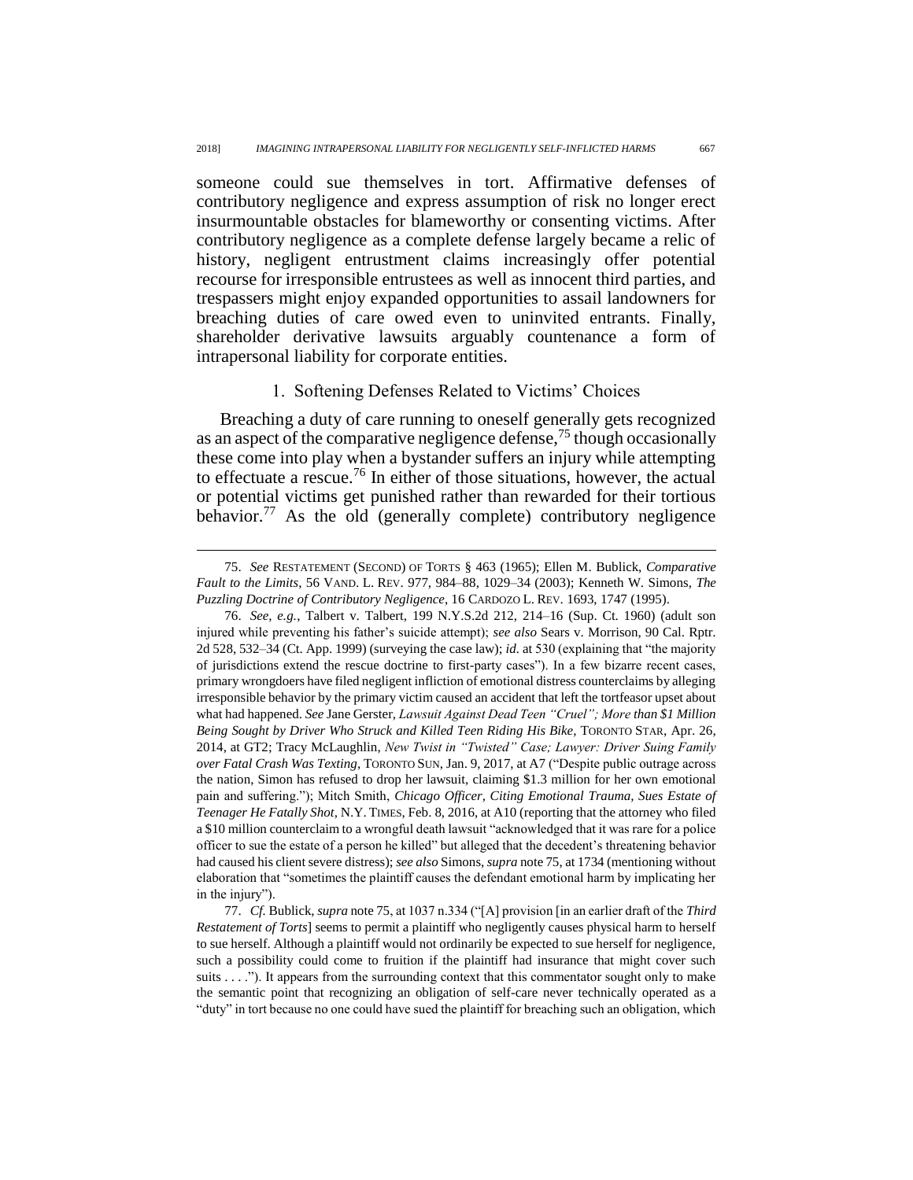someone could sue themselves in tort. Affirmative defenses of contributory negligence and express assumption of risk no longer erect insurmountable obstacles for blameworthy or consenting victims. After contributory negligence as a complete defense largely became a relic of history, negligent entrustment claims increasingly offer potential recourse for irresponsible entrustees as well as innocent third parties, and trespassers might enjoy expanded opportunities to assail landowners for breaching duties of care owed even to uninvited entrants. Finally, shareholder derivative lawsuits arguably countenance a form of intrapersonal liability for corporate entities.

### 1. Softening Defenses Related to Victims' Choices

Breaching a duty of care running to oneself generally gets recognized as an aspect of the comparative negligence defense,[75] though occasionally these come into play when a bystander suffers an injury while attempting to effectuate a rescue.[76] In either of those situations, however, the actual or potential victims get punished rather than rewarded for their tortious behavior.[77] As the old (generally complete) contributory negligence

---

75. *See* RESTATEMENT (SECOND) OF TORTS § 463 (1965); Ellen M. Bublick, *Comparative Fault to the Limits*, 56 VAND. L. REV. 977, 984–88, 1029–34 (2003); Kenneth W. Simons, *The Puzzling Doctrine of Contributory Negligence*, 16 CARDOZO L. REV. 1693, 1747 (1995).

76. *See, e.g.*, Talbert v. Talbert, 199 N.Y.S.2d 212, 214–16 (Sup. Ct. 1960) (adult son injured while preventing his father's suicide attempt); *see also* Sears v. Morrison, 90 Cal. Rptr. 2d 528, 532–34 (Ct. App. 1999) (surveying the case law); *id.* at 530 (explaining that "the majority of jurisdictions extend the rescue doctrine to first-party cases"). In a few bizarre recent cases, primary wrongdoers have filed negligent infliction of emotional distress counterclaims by alleging irresponsible behavior by the primary victim caused an accident that left the tortfeasor upset about what had happened. *See* Jane Gerster, *Lawsuit Against Dead Teen "Cruel"; More than $1 Million Being Sought by Driver Who Struck and Killed Teen Riding His Bike*, TORONTO STAR, Apr. 26, 2014, at GT2; Tracy McLaughlin, *New Twist in "Twisted" Case; Lawyer: Driver Suing Family over Fatal Crash Was Texting*, TORONTO SUN, Jan. 9, 2017, at A7 ("Despite public outrage across the nation, Simon has refused to drop her lawsuit, claiming $1.3 million for her own emotional pain and suffering."); Mitch Smith, *Chicago Officer, Citing Emotional Trauma, Sues Estate of Teenager He Fatally Shot*, N.Y. TIMES, Feb. 8, 2016, at A10 (reporting that the attorney who filed a $10 million counterclaim to a wrongful death lawsuit "acknowledged that it was rare for a police officer to sue the estate of a person he killed" but alleged that the decedent's threatening behavior had caused his client severe distress); *see also* Simons, *supra* note 75, at 1734 (mentioning without elaboration that "sometimes the plaintiff causes the defendant emotional harm by implicating her in the injury").

77. *Cf.* Bublick, *supra* note 75, at 1037 n.334 ("[A] provision [in an earlier draft of the *Third Restatement of Torts*] seems to permit a plaintiff who negligently causes physical harm to herself to sue herself. Although a plaintiff would not ordinarily be expected to sue herself for negligence, such a possibility could come to fruition if the plaintiff had insurance that might cover such suits . . . ."). It appears from the surrounding context that this commentator sought only to make the semantic point that recognizing an obligation of self-care never technically operated as a "duty" in tort because no one could have sued the plaintiff for breaching such an obligation, which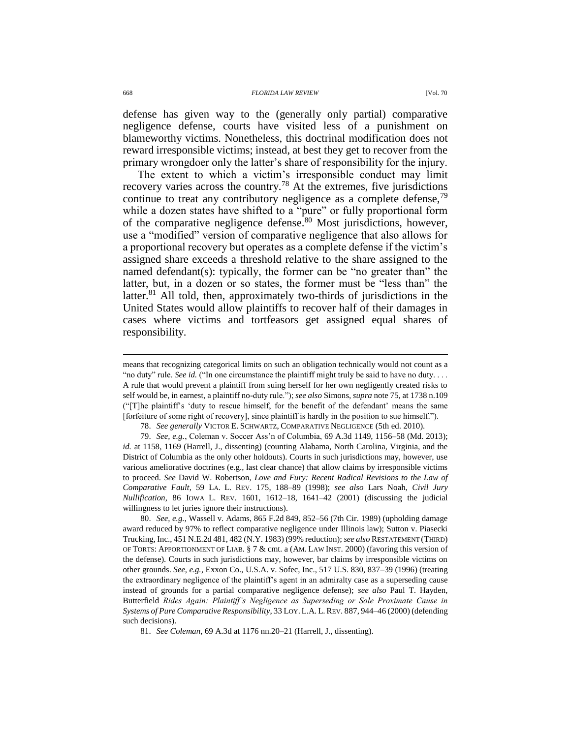defense has given way to the (generally only partial) comparative negligence defense, courts have visited less of a punishment on blameworthy victims. Nonetheless, this doctrinal modification does not reward irresponsible victims; instead, at best they get to recover from the primary wrongdoer only the latter's share of responsibility for the injury.

The extent to which a victim's irresponsible conduct may limit recovery varies across the country.[78] At the extremes, five jurisdictions continue to treat any contributory negligence as a complete defense,[79] while a dozen states have shifted to a "pure" or fully proportional form of the comparative negligence defense.[80] Most jurisdictions, however, use a "modified" version of comparative negligence that also allows for a proportional recovery but operates as a complete defense if the victim's assigned share exceeds a threshold relative to the share assigned to the named defendant(s): typically, the former can be "no greater than" the latter, but, in a dozen or so states, the former must be "less than" the latter.[81] All told, then, approximately two-thirds of jurisdictions in the United States would allow plaintiffs to recover half of their damages in cases where victims and tortfeasors get assigned equal shares of responsibility.

---

means that recognizing categorical limits on such an obligation technically would not count as a "no duty" rule. *See id.* ("In one circumstance the plaintiff might truly be said to have no duty. . . . A rule that would prevent a plaintiff from suing herself for her own negligently created risks to self would be, in earnest, a plaintiff no-duty rule."); *see also* Simons, *supra* note 75, at 1738 n.109 ("[T]he plaintiff's 'duty to rescue himself, for the benefit of the defendant' means the same [forfeiture of some right of recovery], since plaintiff is hardly in the position to sue himself.").

78. *See generally* VICTOR E. SCHWARTZ, COMPARATIVE NEGLIGENCE (5th ed. 2010).

79. *See, e.g.*, Coleman v. Soccer Ass'n of Columbia, 69 A.3d 1149, 1156–58 (Md. 2013); *id.* at 1158, 1169 (Harrell, J., dissenting) (counting Alabama, North Carolina, Virginia, and the District of Columbia as the only other holdouts). Courts in such jurisdictions may, however, use various ameliorative doctrines (e.g., last clear chance) that allow claims by irresponsible victims to proceed. *See* David W. Robertson, *Love and Fury: Recent Radical Revisions to the Law of Comparative Fault*, 59 LA. L. REV. 175, 188–89 (1998); *see also* Lars Noah, *Civil Jury Nullification*, 86 IOWA L. REV. 1601, 1612–18, 1641–42 (2001) (discussing the judicial willingness to let juries ignore their instructions).

80. *See, e.g.*, Wassell v. Adams, 865 F.2d 849, 852–56 (7th Cir. 1989) (upholding damage award reduced by 97% to reflect comparative negligence under Illinois law); Sutton v. Piasecki Trucking, Inc., 451 N.E.2d 481, 482 (N.Y. 1983) (99% reduction); *see also* RESTATEMENT (THIRD) OF TORTS: APPORTIONMENT OF LIAB. § 7 & cmt. a (AM. LAW INST. 2000) (favoring this version of the defense). Courts in such jurisdictions may, however, bar claims by irresponsible victims on other grounds. *See, e.g.*, Exxon Co., U.S.A. v. Sofec, Inc., 517 U.S. 830, 837–39 (1996) (treating the extraordinary negligence of the plaintiff's agent in an admiralty case as a superseding cause instead of grounds for a partial comparative negligence defense); *see also* Paul T. Hayden, Butterfield *Rides Again: Plaintiff's Negligence as Superseding or Sole Proximate Cause in Systems of Pure Comparative Responsibility*, 33 LOY. L.A. L. REV. 887, 944–46 (2000) (defending such decisions).

81. *See Coleman*, 69 A.3d at 1176 nn.20–21 (Harrell, J., dissenting).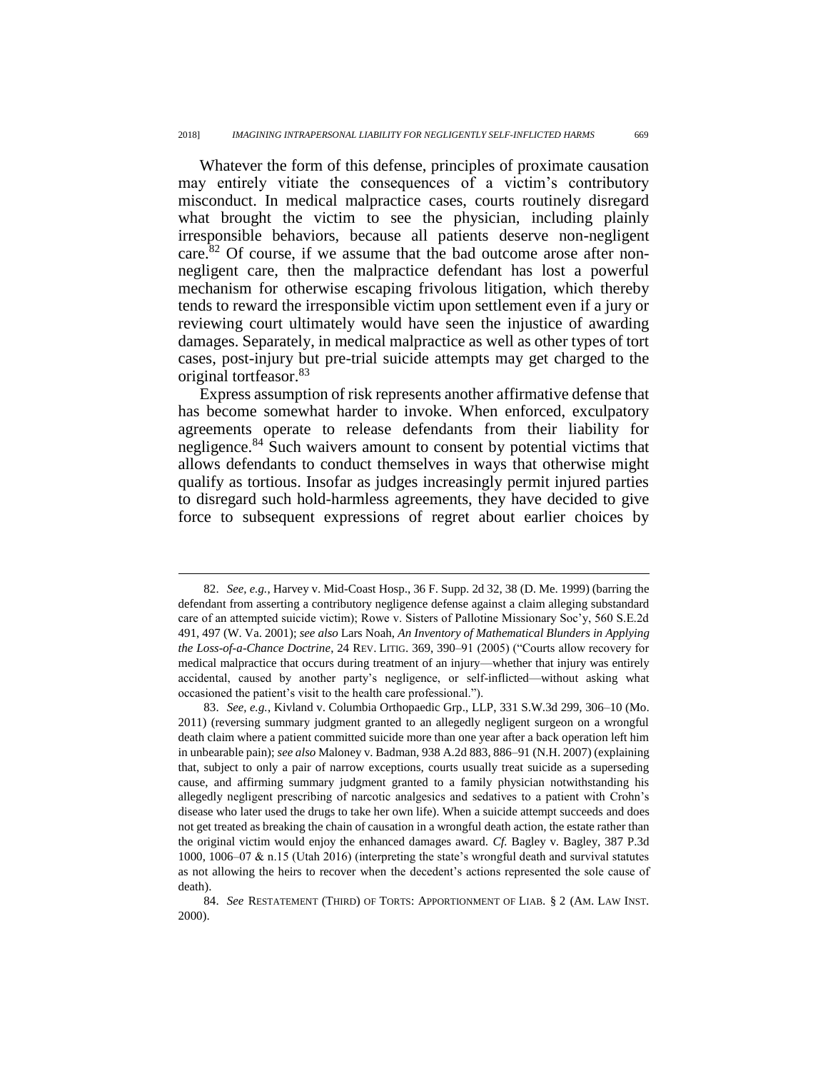Whatever the form of this defense, principles of proximate causation may entirely vitiate the consequences of a victim's contributory misconduct. In medical malpractice cases, courts routinely disregard what brought the victim to see the physician, including plainly irresponsible behaviors, because all patients deserve non-negligent care.[82] Of course, if we assume that the bad outcome arose after non-negligent care, then the malpractice defendant has lost a powerful mechanism for otherwise escaping frivolous litigation, which thereby tends to reward the irresponsible victim upon settlement even if a jury or reviewing court ultimately would have seen the injustice of awarding damages. Separately, in medical malpractice as well as other types of tort cases, post-injury but pre-trial suicide attempts may get charged to the original tortfeasor.[83]

Express assumption of risk represents another affirmative defense that has become somewhat harder to invoke. When enforced, exculpatory agreements operate to release defendants from their liability for negligence.[84] Such waivers amount to consent by potential victims that allows defendants to conduct themselves in ways that otherwise might qualify as tortious. Insofar as judges increasingly permit injured parties to disregard such hold-harmless agreements, they have decided to give force to subsequent expressions of regret about earlier choices by

---

82. *See, e.g.*, Harvey v. Mid-Coast Hosp., 36 F. Supp. 2d 32, 38 (D. Me. 1999) (barring the defendant from asserting a contributory negligence defense against a claim alleging substandard care of an attempted suicide victim); Rowe v. Sisters of Pallotine Missionary Soc'y, 560 S.E.2d 491, 497 (W. Va. 2001); *see also* Lars Noah, *An Inventory of Mathematical Blunders in Applying the Loss-of-a-Chance Doctrine*, 24 REV. LITIG. 369, 390–91 (2005) ("Courts allow recovery for medical malpractice that occurs during treatment of an injury—whether that injury was entirely accidental, caused by another party's negligence, or self-inflicted—without asking what occasioned the patient's visit to the health care professional.").

83. *See, e.g.*, Kivland v. Columbia Orthopaedic Grp., LLP, 331 S.W.3d 299, 306–10 (Mo. 2011) (reversing summary judgment granted to an allegedly negligent surgeon on a wrongful death claim where a patient committed suicide more than one year after a back operation left him in unbearable pain); *see also* Maloney v. Badman, 938 A.2d 883, 886–91 (N.H. 2007) (explaining that, subject to only a pair of narrow exceptions, courts usually treat suicide as a superseding cause, and affirming summary judgment granted to a family physician notwithstanding his allegedly negligent prescribing of narcotic analgesics and sedatives to a patient with Crohn's disease who later used the drugs to take her own life). When a suicide attempt succeeds and does not get treated as breaking the chain of causation in a wrongful death action, the estate rather than the original victim would enjoy the enhanced damages award. *Cf.* Bagley v. Bagley, 387 P.3d 1000, 1006–07 & n.15 (Utah 2016) (interpreting the state's wrongful death and survival statutes as not allowing the heirs to recover when the decedent's actions represented the sole cause of death).

84. *See* RESTATEMENT (THIRD) OF TORTS: APPORTIONMENT OF LIAB. § 2 (AM. LAW INST. 2000).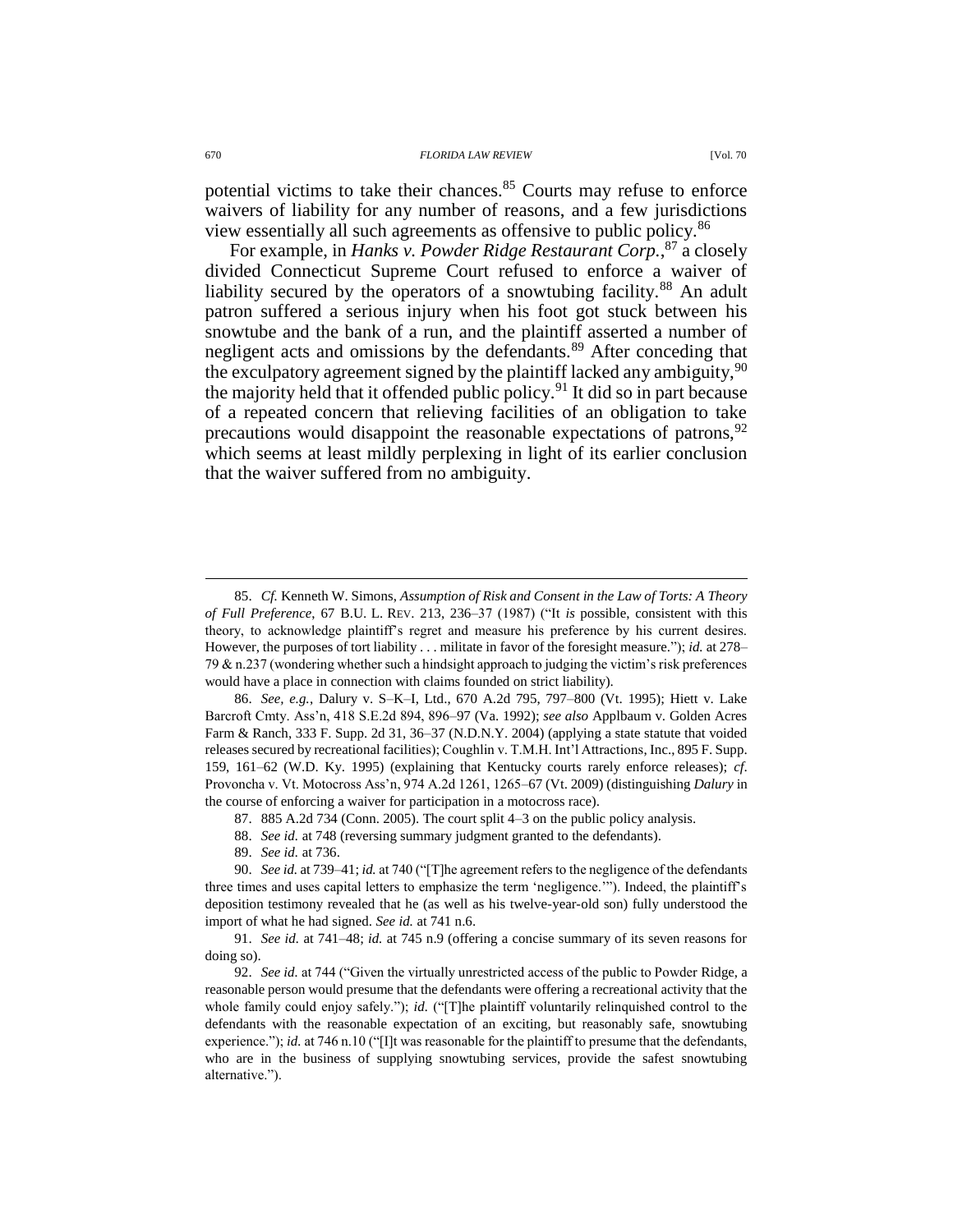potential victims to take their chances.[85] Courts may refuse to enforce waivers of liability for any number of reasons, and a few jurisdictions view essentially all such agreements as offensive to public policy.[86]

For example, in *Hanks v. Powder Ridge Restaurant Corp.*,[87] a closely divided Connecticut Supreme Court refused to enforce a waiver of liability secured by the operators of a snowtubing facility.[88] An adult patron suffered a serious injury when his foot got stuck between his snowtube and the bank of a run, and the plaintiff asserted a number of negligent acts and omissions by the defendants.[89] After conceding that the exculpatory agreement signed by the plaintiff lacked any ambiguity,[90] the majority held that it offended public policy.[91] It did so in part because of a repeated concern that relieving facilities of an obligation to take precautions would disappoint the reasonable expectations of patrons,[92] which seems at least mildly perplexing in light of its earlier conclusion that the waiver suffered from no ambiguity.

---

85. *Cf.* Kenneth W. Simons, *Assumption of Risk and Consent in the Law of Torts: A Theory of Full Preference*, 67 B.U. L. REV. 213, 236–37 (1987) ("It *is* possible, consistent with this theory, to acknowledge plaintiff's regret and measure his preference by his current desires. However, the purposes of tort liability . . . militate in favor of the foresight measure."); *id.* at 278–79 & n.237 (wondering whether such a hindsight approach to judging the victim's risk preferences would have a place in connection with claims founded on strict liability).

86. *See, e.g.*, Dalury v. S–K–I, Ltd., 670 A.2d 795, 797–800 (Vt. 1995); Hiett v. Lake Barcroft Cmty. Ass'n, 418 S.E.2d 894, 896–97 (Va. 1992); *see also* Applbaum v. Golden Acres Farm & Ranch, 333 F. Supp. 2d 31, 36–37 (N.D.N.Y. 2004) (applying a state statute that voided releases secured by recreational facilities); Coughlin v. T.M.H. Int'l Attractions, Inc., 895 F. Supp. 159, 161–62 (W.D. Ky. 1995) (explaining that Kentucky courts rarely enforce releases); *cf.* Provoncha v. Vt. Motocross Ass'n, 974 A.2d 1261, 1265–67 (Vt. 2009) (distinguishing *Dalury* in the course of enforcing a waiver for participation in a motocross race).

87. 885 A.2d 734 (Conn. 2005). The court split 4–3 on the public policy analysis.

88. *See id.* at 748 (reversing summary judgment granted to the defendants).

89. *See id.* at 736.

90. *See id.* at 739–41; *id.* at 740 ("[T]he agreement refers to the negligence of the defendants three times and uses capital letters to emphasize the term 'negligence.'"). Indeed, the plaintiff's deposition testimony revealed that he (as well as his twelve-year-old son) fully understood the import of what he had signed. *See id.* at 741 n.6.

91. *See id.* at 741–48; *id.* at 745 n.9 (offering a concise summary of its seven reasons for doing so).

92. *See id.* at 744 ("Given the virtually unrestricted access of the public to Powder Ridge, a reasonable person would presume that the defendants were offering a recreational activity that the whole family could enjoy safely."); *id.* ("[T]he plaintiff voluntarily relinquished control to the defendants with the reasonable expectation of an exciting, but reasonably safe, snowtubing experience."); *id.* at 746 n.10 ("[I]t was reasonable for the plaintiff to presume that the defendants, who are in the business of supplying snowtubing services, provide the safest snowtubing alternative.").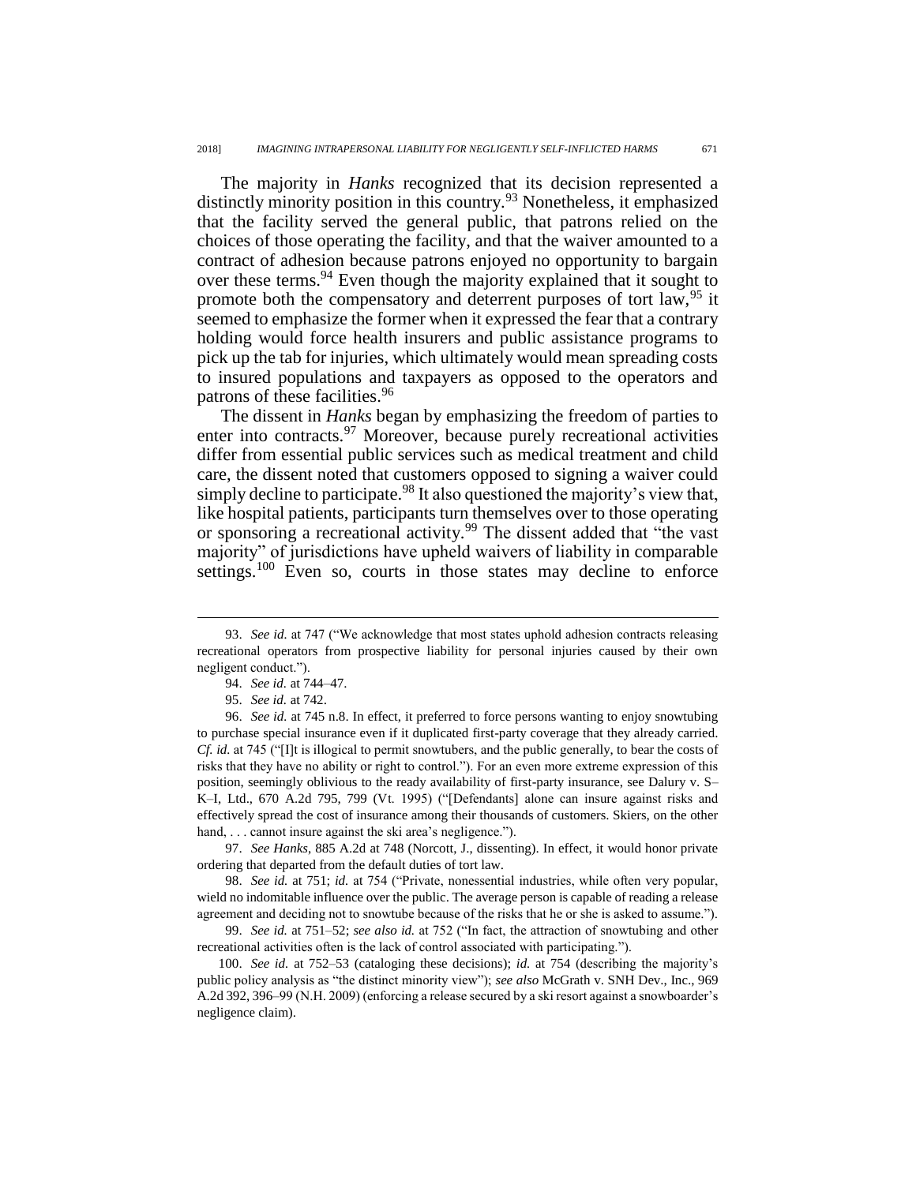The majority in *Hanks* recognized that its decision represented a distinctly minority position in this country.[93] Nonetheless, it emphasized that the facility served the general public, that patrons relied on the choices of those operating the facility, and that the waiver amounted to a contract of adhesion because patrons enjoyed no opportunity to bargain over these terms.[94] Even though the majority explained that it sought to promote both the compensatory and deterrent purposes of tort law,[95] it seemed to emphasize the former when it expressed the fear that a contrary holding would force health insurers and public assistance programs to pick up the tab for injuries, which ultimately would mean spreading costs to insured populations and taxpayers as opposed to the operators and patrons of these facilities.[96]

The dissent in *Hanks* began by emphasizing the freedom of parties to enter into contracts.[97] Moreover, because purely recreational activities differ from essential public services such as medical treatment and child care, the dissent noted that customers opposed to signing a waiver could simply decline to participate.[98] It also questioned the majority's view that, like hospital patients, participants turn themselves over to those operating or sponsoring a recreational activity.[99] The dissent added that "the vast majority" of jurisdictions have upheld waivers of liability in comparable settings.[100] Even so, courts in those states may decline to enforce

---

93. *See id.* at 747 ("We acknowledge that most states uphold adhesion contracts releasing recreational operators from prospective liability for personal injuries caused by their own negligent conduct.").

94. *See id.* at 744–47.

95. *See id.* at 742.

96. *See id.* at 745 n.8. In effect, it preferred to force persons wanting to enjoy snowtubing to purchase special insurance even if it duplicated first-party coverage that they already carried. *Cf. id.* at 745 ("[I]t is illogical to permit snowtubers, and the public generally, to bear the costs of risks that they have no ability or right to control."). For an even more extreme expression of this position, seemingly oblivious to the ready availability of first-party insurance, see Dalury v. S–K–I, Ltd., 670 A.2d 795, 799 (Vt. 1995) ("[Defendants] alone can insure against risks and effectively spread the cost of insurance among their thousands of customers. Skiers, on the other hand, . . . cannot insure against the ski area's negligence.").

97. *See Hanks*, 885 A.2d at 748 (Norcott, J., dissenting). In effect, it would honor private ordering that departed from the default duties of tort law.

98. *See id.* at 751; *id.* at 754 ("Private, nonessential industries, while often very popular, wield no indomitable influence over the public. The average person is capable of reading a release agreement and deciding not to snowtube because of the risks that he or she is asked to assume.").

99. *See id.* at 751–52; *see also id.* at 752 ("In fact, the attraction of snowtubing and other recreational activities often is the lack of control associated with participating.").

100. *See id.* at 752–53 (cataloging these decisions); *id.* at 754 (describing the majority's public policy analysis as "the distinct minority view"); *see also* McGrath v. SNH Dev., Inc., 969 A.2d 392, 396–99 (N.H. 2009) (enforcing a release secured by a ski resort against a snowboarder's negligence claim).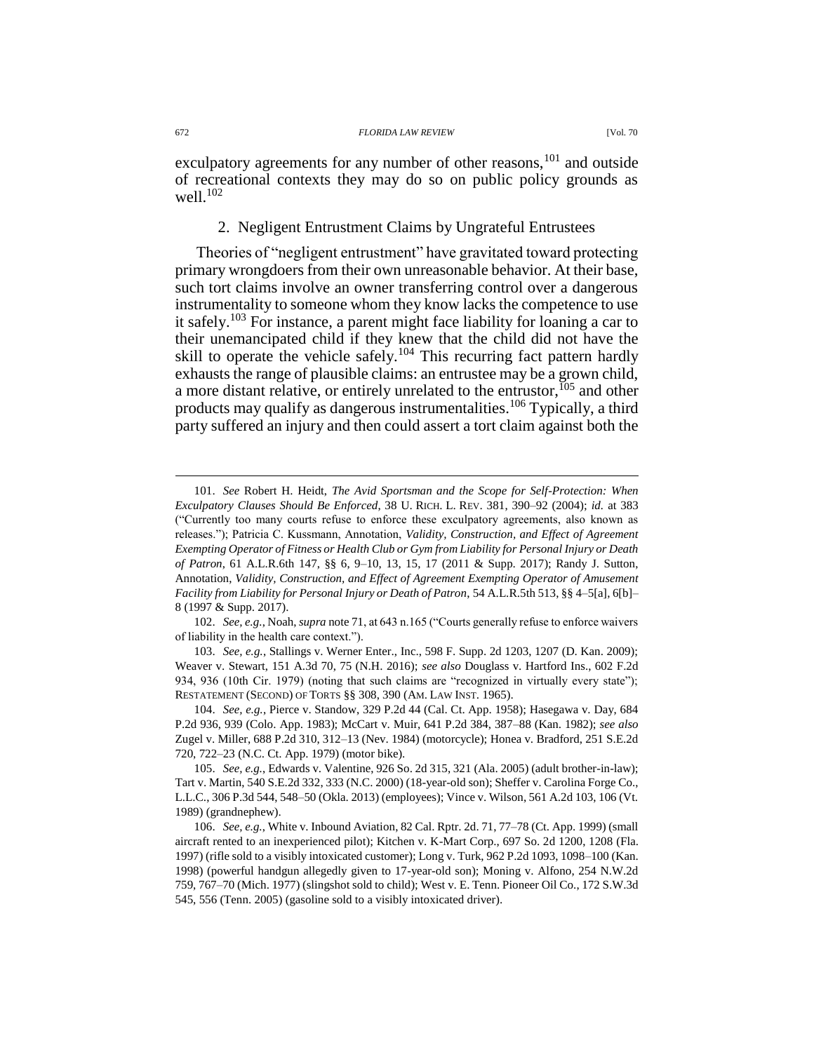exculpatory agreements for any number of other reasons,[101] and outside of recreational contexts they may do so on public policy grounds as well.[102]

### 2. Negligent Entrustment Claims by Ungrateful Entrustees

Theories of "negligent entrustment" have gravitated toward protecting primary wrongdoers from their own unreasonable behavior. At their base, such tort claims involve an owner transferring control over a dangerous instrumentality to someone whom they know lacks the competence to use it safely.[103] For instance, a parent might face liability for loaning a car to their unemancipated child if they knew that the child did not have the skill to operate the vehicle safely.[104] This recurring fact pattern hardly exhausts the range of plausible claims: an entrustee may be a grown child, a more distant relative, or entirely unrelated to the entrustor,[105] and other products may qualify as dangerous instrumentalities.[106] Typically, a third party suffered an injury and then could assert a tort claim against both the

---

101. *See* Robert H. Heidt, *The Avid Sportsman and the Scope for Self-Protection: When Exculpatory Clauses Should Be Enforced*, 38 U. RICH. L. REV. 381, 390–92 (2004); *id.* at 383 ("Currently too many courts refuse to enforce these exculpatory agreements, also known as releases."); Patricia C. Kussmann, Annotation, *Validity, Construction, and Effect of Agreement Exempting Operator of Fitness or Health Club or Gym from Liability for Personal Injury or Death of Patron*, 61 A.L.R.6th 147, §§ 6, 9–10, 13, 15, 17 (2011 & Supp. 2017); Randy J. Sutton, Annotation, *Validity, Construction, and Effect of Agreement Exempting Operator of Amusement Facility from Liability for Personal Injury or Death of Patron*, 54 A.L.R.5th 513, §§ 4–5[a], 6[b]–8 (1997 & Supp. 2017).

102. *See, e.g.*, Noah, *supra* note 71, at 643 n.165 ("Courts generally refuse to enforce waivers of liability in the health care context.").

103. *See, e.g.*, Stallings v. Werner Enter., Inc., 598 F. Supp. 2d 1203, 1207 (D. Kan. 2009); Weaver v. Stewart, 151 A.3d 70, 75 (N.H. 2016); *see also* Douglass v. Hartford Ins., 602 F.2d 934, 936 (10th Cir. 1979) (noting that such claims are "recognized in virtually every state"); RESTATEMENT (SECOND) OF TORTS §§ 308, 390 (AM. LAW INST. 1965).

104. *See, e.g.*, Pierce v. Standow, 329 P.2d 44 (Cal. Ct. App. 1958); Hasegawa v. Day, 684 P.2d 936, 939 (Colo. App. 1983); McCart v. Muir, 641 P.2d 384, 387–88 (Kan. 1982); *see also* Zugel v. Miller, 688 P.2d 310, 312–13 (Nev. 1984) (motorcycle); Honea v. Bradford, 251 S.E.2d 720, 722–23 (N.C. Ct. App. 1979) (motor bike).

105. *See, e.g.*, Edwards v. Valentine, 926 So. 2d 315, 321 (Ala. 2005) (adult brother-in-law); Tart v. Martin, 540 S.E.2d 332, 333 (N.C. 2000) (18-year-old son); Sheffer v. Carolina Forge Co., L.L.C., 306 P.3d 544, 548–50 (Okla. 2013) (employees); Vince v. Wilson, 561 A.2d 103, 106 (Vt. 1989) (grandnephew).

106. *See, e.g.*, White v. Inbound Aviation, 82 Cal. Rptr. 2d. 71, 77–78 (Ct. App. 1999) (small aircraft rented to an inexperienced pilot); Kitchen v. K-Mart Corp., 697 So. 2d 1200, 1208 (Fla. 1997) (rifle sold to a visibly intoxicated customer); Long v. Turk, 962 P.2d 1093, 1098–100 (Kan. 1998) (powerful handgun allegedly given to 17-year-old son); Moning v. Alfono, 254 N.W.2d 759, 767–70 (Mich. 1977) (slingshot sold to child); West v. E. Tenn. Pioneer Oil Co., 172 S.W.3d 545, 556 (Tenn. 2005) (gasoline sold to a visibly intoxicated driver).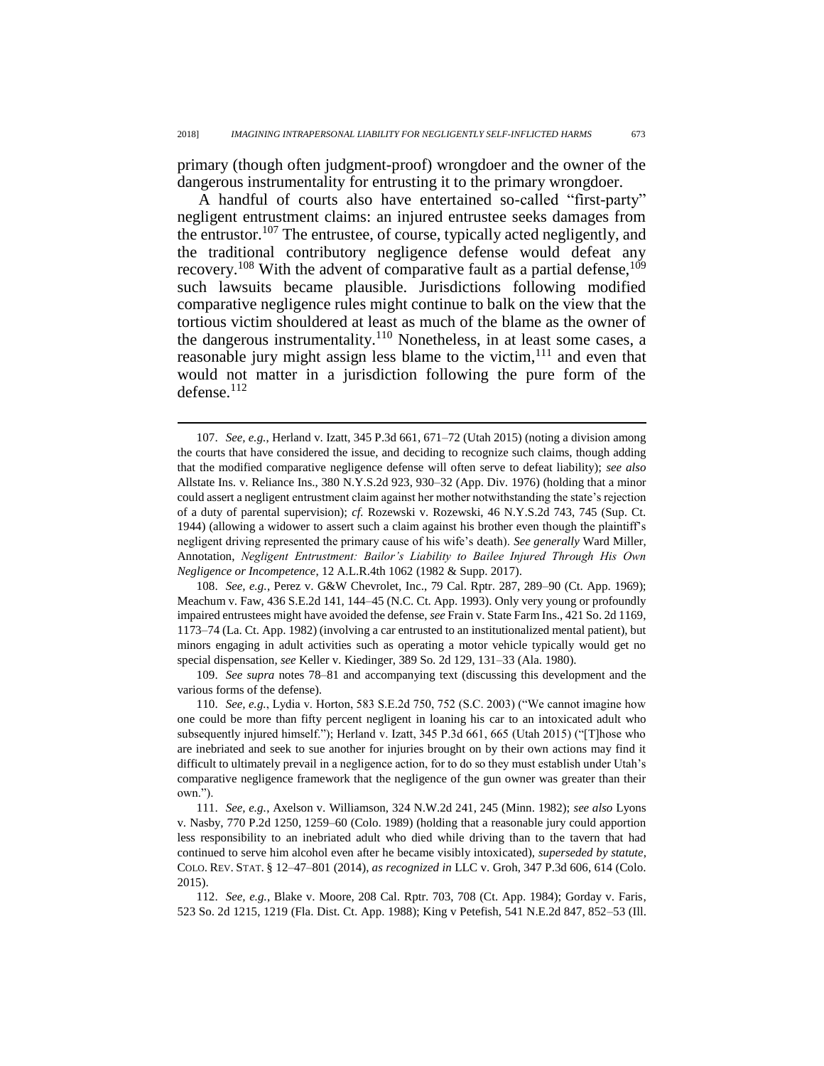primary (though often judgment-proof) wrongdoer and the owner of the dangerous instrumentality for entrusting it to the primary wrongdoer.

A handful of courts also have entertained so-called "first-party" negligent entrustment claims: an injured entrustee seeks damages from the entrustor.[107] The entrustee, of course, typically acted negligently, and the traditional contributory negligence defense would defeat any recovery.[108] With the advent of comparative fault as a partial defense,[109] such lawsuits became plausible. Jurisdictions following modified comparative negligence rules might continue to balk on the view that the tortious victim shouldered at least as much of the blame as the owner of the dangerous instrumentality.[110] Nonetheless, in at least some cases, a reasonable jury might assign less blame to the victim,[111] and even that would not matter in a jurisdiction following the pure form of the defense.[112]

---

107. *See, e.g.*, Herland v. Izatt, 345 P.3d 661, 671–72 (Utah 2015) (noting a division among the courts that have considered the issue, and deciding to recognize such claims, though adding that the modified comparative negligence defense will often serve to defeat liability); *see also* Allstate Ins. v. Reliance Ins., 380 N.Y.S.2d 923, 930–32 (App. Div. 1976) (holding that a minor could assert a negligent entrustment claim against her mother notwithstanding the state's rejection of a duty of parental supervision); *cf.* Rozewski v. Rozewski, 46 N.Y.S.2d 743, 745 (Sup. Ct. 1944) (allowing a widower to assert such a claim against his brother even though the plaintiff's negligent driving represented the primary cause of his wife's death). *See generally* Ward Miller, Annotation, *Negligent Entrustment: Bailor's Liability to Bailee Injured Through His Own Negligence or Incompetence*, 12 A.L.R.4th 1062 (1982 & Supp. 2017).

108. *See, e.g.*, Perez v. G&W Chevrolet, Inc., 79 Cal. Rptr. 287, 289–90 (Ct. App. 1969); Meachum v. Faw, 436 S.E.2d 141, 144–45 (N.C. Ct. App. 1993). Only very young or profoundly impaired entrustees might have avoided the defense, *see* Frain v. State Farm Ins., 421 So. 2d 1169, 1173–74 (La. Ct. App. 1982) (involving a car entrusted to an institutionalized mental patient), but minors engaging in adult activities such as operating a motor vehicle typically would get no special dispensation, *see* Keller v. Kiedinger, 389 So. 2d 129, 131–33 (Ala. 1980).

109. *See supra* notes 78–81 and accompanying text (discussing this development and the various forms of the defense).

110. *See, e.g.*, Lydia v. Horton, 583 S.E.2d 750, 752 (S.C. 2003) ("We cannot imagine how one could be more than fifty percent negligent in loaning his car to an intoxicated adult who subsequently injured himself."); Herland v. Izatt, 345 P.3d 661, 665 (Utah 2015) ("[T]hose who are inebriated and seek to sue another for injuries brought on by their own actions may find it difficult to ultimately prevail in a negligence action, for to do so they must establish under Utah's comparative negligence framework that the negligence of the gun owner was greater than their own.").

111. *See, e.g.*, Axelson v. Williamson, 324 N.W.2d 241, 245 (Minn. 1982); *see also* Lyons v. Nasby, 770 P.2d 1250, 1259–60 (Colo. 1989) (holding that a reasonable jury could apportion less responsibility to an inebriated adult who died while driving than to the tavern that had continued to serve him alcohol even after he became visibly intoxicated), *superseded by statute*, COLO. REV. STAT. § 12–47–801 (2014), *as recognized in* LLC v. Groh, 347 P.3d 606, 614 (Colo. 2015).

112. *See, e.g.*, Blake v. Moore, 208 Cal. Rptr. 703, 708 (Ct. App. 1984); Gorday v. Faris, 523 So. 2d 1215, 1219 (Fla. Dist. Ct. App. 1988); King v Petefish, 541 N.E.2d 847, 852–53 (Ill.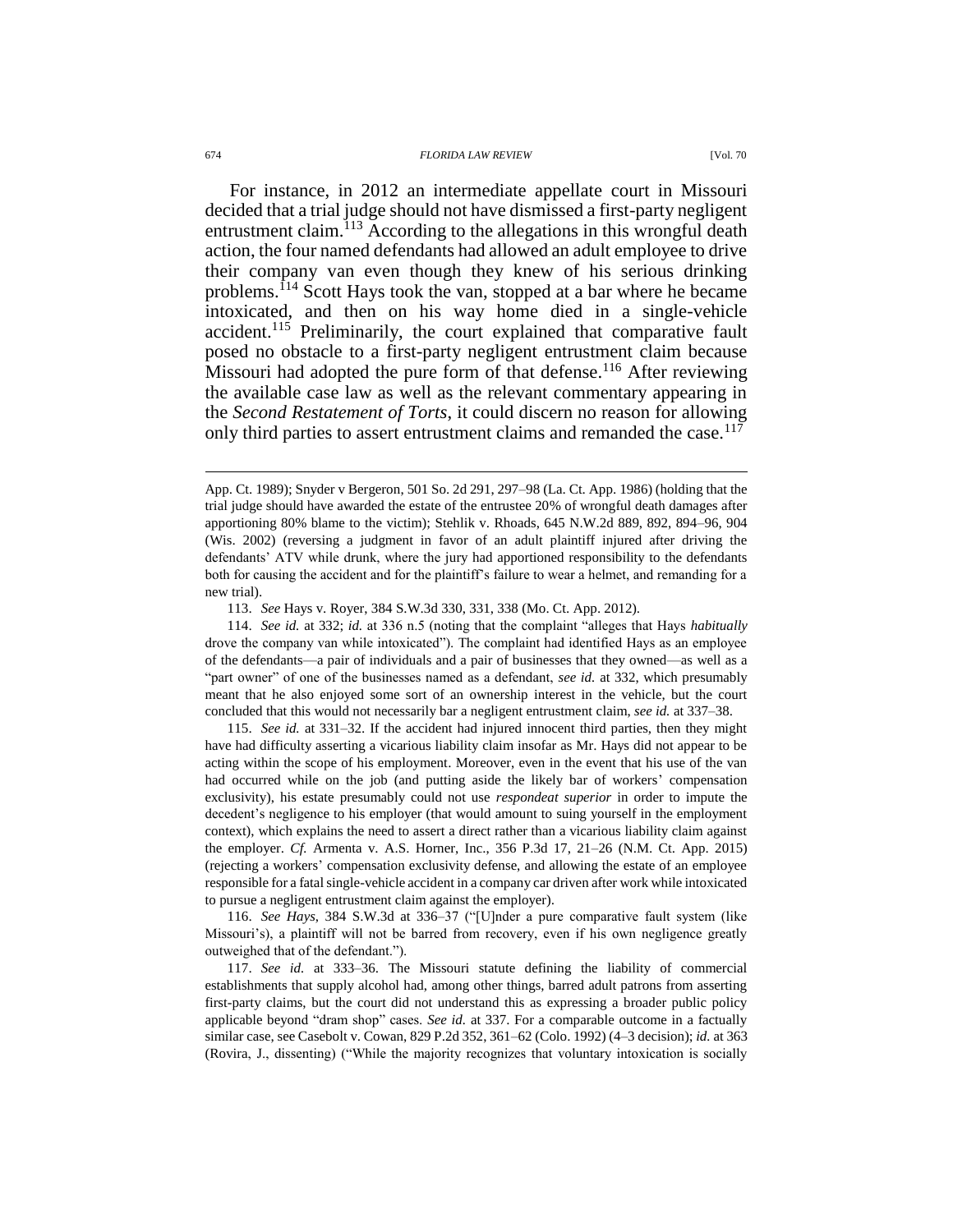For instance, in 2012 an intermediate appellate court in Missouri decided that a trial judge should not have dismissed a first-party negligent entrustment claim.[113] According to the allegations in this wrongful death action, the four named defendants had allowed an adult employee to drive their company van even though they knew of his serious drinking problems.[114] Scott Hays took the van, stopped at a bar where he became intoxicated, and then on his way home died in a single-vehicle accident.[115] Preliminarily, the court explained that comparative fault posed no obstacle to a first-party negligent entrustment claim because Missouri had adopted the pure form of that defense.[116] After reviewing the available case law as well as the relevant commentary appearing in the *Second Restatement of Torts*, it could discern no reason for allowing only third parties to assert entrustment claims and remanded the case.[117]

---

App. Ct. 1989); Snyder v Bergeron, 501 So. 2d 291, 297–98 (La. Ct. App. 1986) (holding that the trial judge should have awarded the estate of the entrustee 20% of wrongful death damages after apportioning 80% blame to the victim); Stehlik v. Rhoads, 645 N.W.2d 889, 892, 894–96, 904 (Wis. 2002) (reversing a judgment in favor of an adult plaintiff injured after driving the defendants' ATV while drunk, where the jury had apportioned responsibility to the defendants both for causing the accident and for the plaintiff's failure to wear a helmet, and remanding for a new trial).

113. *See* Hays v. Royer, 384 S.W.3d 330, 331, 338 (Mo. Ct. App. 2012).

114. *See id.* at 332; *id.* at 336 n.5 (noting that the complaint "alleges that Hays *habitually* drove the company van while intoxicated"). The complaint had identified Hays as an employee of the defendants—a pair of individuals and a pair of businesses that they owned—as well as a "part owner" of one of the businesses named as a defendant, *see id.* at 332, which presumably meant that he also enjoyed some sort of an ownership interest in the vehicle, but the court concluded that this would not necessarily bar a negligent entrustment claim, *see id.* at 337–38.

115. *See id.* at 331–32. If the accident had injured innocent third parties, then they might have had difficulty asserting a vicarious liability claim insofar as Mr. Hays did not appear to be acting within the scope of his employment. Moreover, even in the event that his use of the van had occurred while on the job (and putting aside the likely bar of workers' compensation exclusivity), his estate presumably could not use *respondeat superior* in order to impute the decedent's negligence to his employer (that would amount to suing yourself in the employment context), which explains the need to assert a direct rather than a vicarious liability claim against the employer. *Cf.* Armenta v. A.S. Horner, Inc., 356 P.3d 17, 21–26 (N.M. Ct. App. 2015) (rejecting a workers' compensation exclusivity defense, and allowing the estate of an employee responsible for a fatal single-vehicle accident in a company car driven after work while intoxicated to pursue a negligent entrustment claim against the employer).

116. *See Hays*, 384 S.W.3d at 336–37 ("[U]nder a pure comparative fault system (like Missouri's), a plaintiff will not be barred from recovery, even if his own negligence greatly outweighed that of the defendant.").

117. *See id.* at 333–36. The Missouri statute defining the liability of commercial establishments that supply alcohol had, among other things, barred adult patrons from asserting first-party claims, but the court did not understand this as expressing a broader public policy applicable beyond "dram shop" cases. *See id.* at 337. For a comparable outcome in a factually similar case, see Casebolt v. Cowan, 829 P.2d 352, 361–62 (Colo. 1992) (4–3 decision); *id.* at 363 (Rovira, J., dissenting) ("While the majority recognizes that voluntary intoxication is socially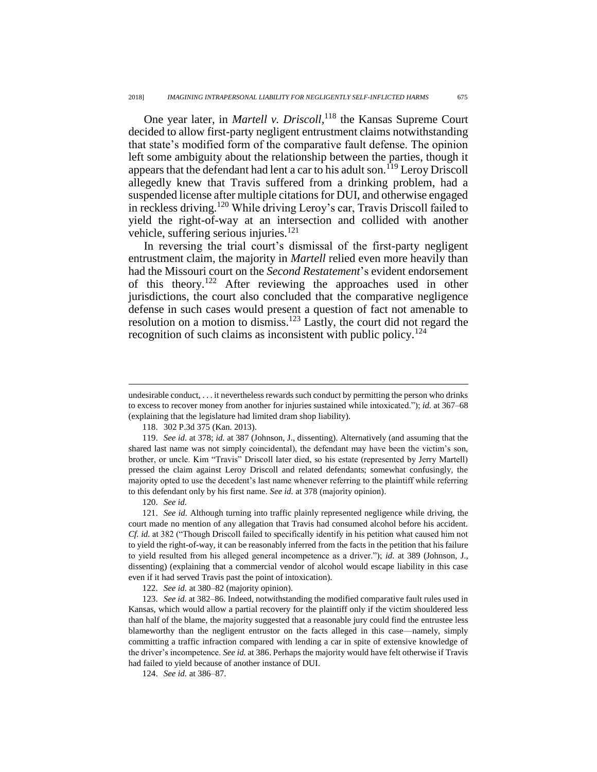One year later, in *Martell v. Driscoll*,[118] the Kansas Supreme Court decided to allow first-party negligent entrustment claims notwithstanding that state's modified form of the comparative fault defense. The opinion left some ambiguity about the relationship between the parties, though it appears that the defendant had lent a car to his adult son.[119] Leroy Driscoll allegedly knew that Travis suffered from a drinking problem, had a suspended license after multiple citations for DUI, and otherwise engaged in reckless driving.[120] While driving Leroy's car, Travis Driscoll failed to yield the right-of-way at an intersection and collided with another vehicle, suffering serious injuries.[121]

In reversing the trial court's dismissal of the first-party negligent entrustment claim, the majority in *Martell* relied even more heavily than had the Missouri court on the *Second Restatement*'s evident endorsement of this theory.[122] After reviewing the approaches used in other jurisdictions, the court also concluded that the comparative negligence defense in such cases would present a question of fact not amenable to resolution on a motion to dismiss.[123] Lastly, the court did not regard the recognition of such claims as inconsistent with public policy.[124]

---

undesirable conduct, . . . it nevertheless rewards such conduct by permitting the person who drinks to excess to recover money from another for injuries sustained while intoxicated."); *id.* at 367–68 (explaining that the legislature had limited dram shop liability).

118. 302 P.3d 375 (Kan. 2013).

119. *See id.* at 378; *id.* at 387 (Johnson, J., dissenting). Alternatively (and assuming that the shared last name was not simply coincidental), the defendant may have been the victim's son, brother, or uncle. Kim "Travis" Driscoll later died, so his estate (represented by Jerry Martell) pressed the claim against Leroy Driscoll and related defendants; somewhat confusingly, the majority opted to use the decedent's last name whenever referring to the plaintiff while referring to this defendant only by his first name. *See id.* at 378 (majority opinion).

120. *See id.*

121. *See id.* Although turning into traffic plainly represented negligence while driving, the court made no mention of any allegation that Travis had consumed alcohol before his accident. *Cf. id.* at 382 ("Though Driscoll failed to specifically identify in his petition what caused him not to yield the right-of-way, it can be reasonably inferred from the facts in the petition that his failure to yield resulted from his alleged general incompetence as a driver."); *id.* at 389 (Johnson, J., dissenting) (explaining that a commercial vendor of alcohol would escape liability in this case even if it had served Travis past the point of intoxication).

122. *See id.* at 380–82 (majority opinion).

123. *See id.* at 382–86. Indeed, notwithstanding the modified comparative fault rules used in Kansas, which would allow a partial recovery for the plaintiff only if the victim shouldered less than half of the blame, the majority suggested that a reasonable jury could find the entrustee less blameworthy than the negligent entrustor on the facts alleged in this case—namely, simply committing a traffic infraction compared with lending a car in spite of extensive knowledge of the driver's incompetence. *See id.* at 386. Perhaps the majority would have felt otherwise if Travis had failed to yield because of another instance of DUI.

124. *See id.* at 386–87.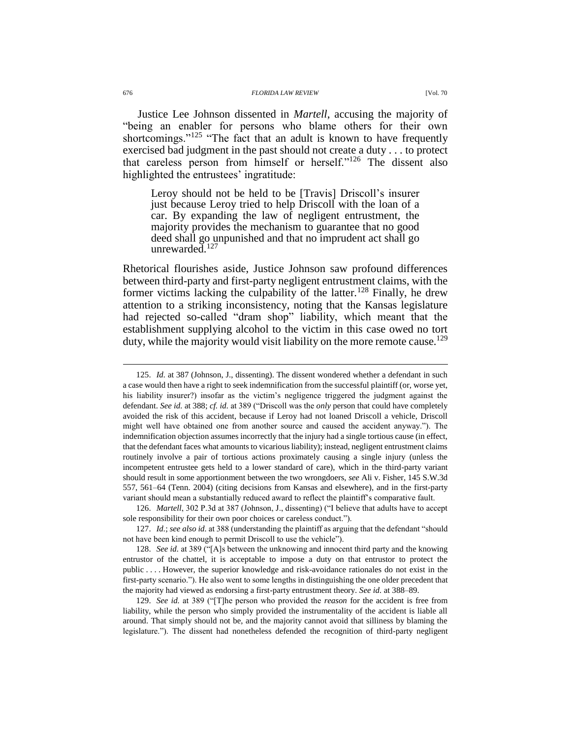Justice Lee Johnson dissented in *Martell*, accusing the majority of "being an enabler for persons who blame others for their own shortcomings."[125] "The fact that an adult is known to have frequently exercised bad judgment in the past should not create a duty . . . to protect that careless person from himself or herself."[126] The dissent also highlighted the entrustees' ingratitude:

> Leroy should not be held to be [Travis] Driscoll's insurer just because Leroy tried to help Driscoll with the loan of a car. By expanding the law of negligent entrustment, the majority provides the mechanism to guarantee that no good deed shall go unpunished and that no imprudent act shall go unrewarded.[127]

Rhetorical flourishes aside, Justice Johnson saw profound differences between third-party and first-party negligent entrustment claims, with the former victims lacking the culpability of the latter.[128] Finally, he drew attention to a striking inconsistency, noting that the Kansas legislature had rejected so-called "dram shop" liability, which meant that the establishment supplying alcohol to the victim in this case owed no tort duty, while the majority would visit liability on the more remote cause.[129]

---

125. *Id.* at 387 (Johnson, J., dissenting). The dissent wondered whether a defendant in such a case would then have a right to seek indemnification from the successful plaintiff (or, worse yet, his liability insurer?) insofar as the victim's negligence triggered the judgment against the defendant. *See id.* at 388; *cf. id.* at 389 ("Driscoll was the *only* person that could have completely avoided the risk of this accident, because if Leroy had not loaned Driscoll a vehicle, Driscoll might well have obtained one from another source and caused the accident anyway."). The indemnification objection assumes incorrectly that the injury had a single tortious cause (in effect, that the defendant faces what amounts to vicarious liability); instead, negligent entrustment claims routinely involve a pair of tortious actions proximately causing a single injury (unless the incompetent entrustee gets held to a lower standard of care), which in the third-party variant should result in some apportionment between the two wrongdoers, *see* Ali v. Fisher, 145 S.W.3d 557, 561–64 (Tenn. 2004) (citing decisions from Kansas and elsewhere), and in the first-party variant should mean a substantially reduced award to reflect the plaintiff's comparative fault.

126. *Martell*, 302 P.3d at 387 (Johnson, J., dissenting) ("I believe that adults have to accept sole responsibility for their own poor choices or careless conduct.").

127. *Id.*; *see also id.* at 388 (understanding the plaintiff as arguing that the defendant "should not have been kind enough to permit Driscoll to use the vehicle").

128. *See id.* at 389 ("[A]s between the unknowing and innocent third party and the knowing entrustor of the chattel, it is acceptable to impose a duty on that entrustor to protect the public . . . . However, the superior knowledge and risk-avoidance rationales do not exist in the first-party scenario."). He also went to some lengths in distinguishing the one older precedent that the majority had viewed as endorsing a first-party entrustment theory. *See id.* at 388–89.

129. *See id.* at 389 ("[T]he person who provided the *reason* for the accident is free from liability, while the person who simply provided the instrumentality of the accident is liable all around. That simply should not be, and the majority cannot avoid that silliness by blaming the legislature."). The dissent had nonetheless defended the recognition of third-party negligent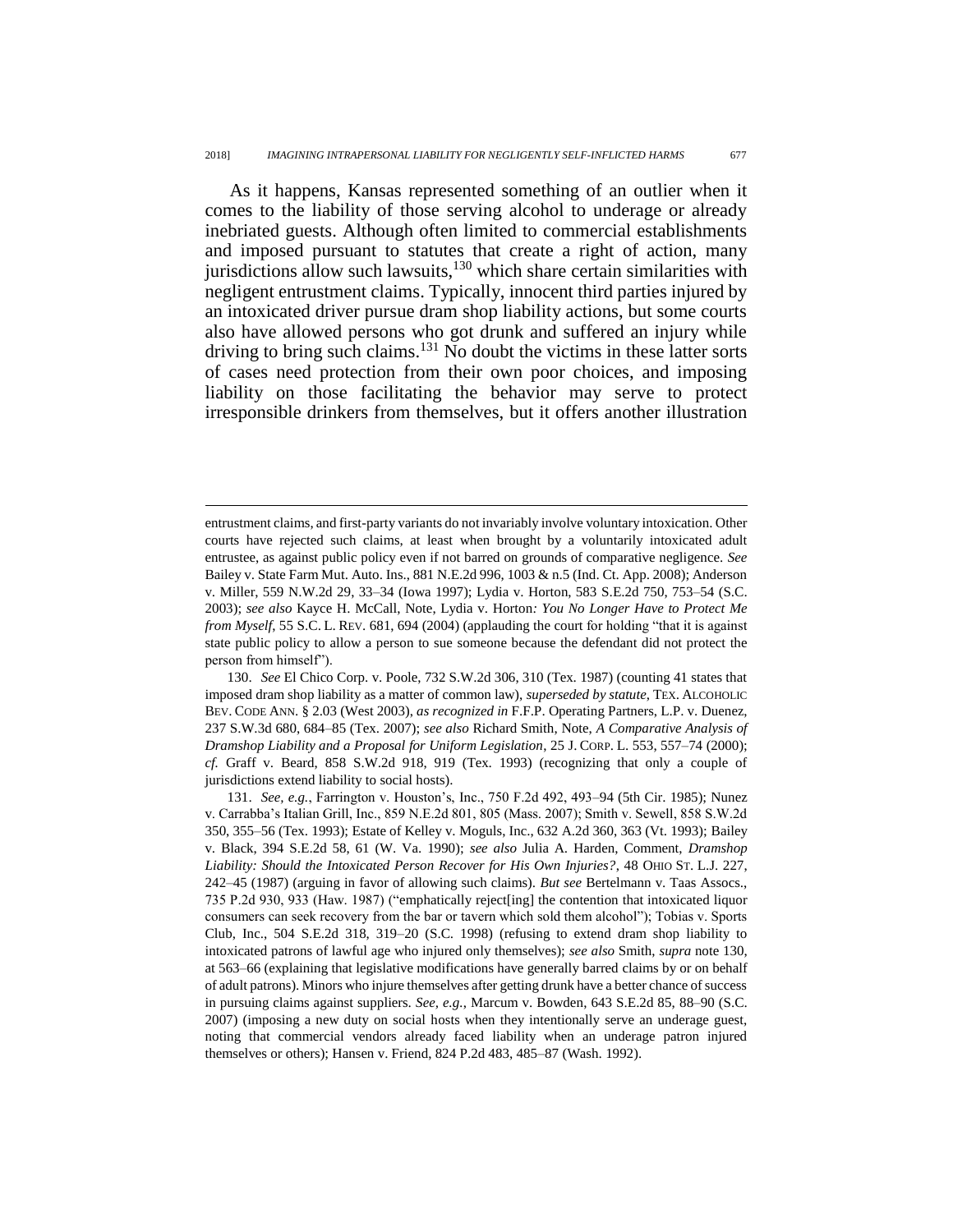As it happens, Kansas represented something of an outlier when it comes to the liability of those serving alcohol to underage or already inebriated guests. Although often limited to commercial establishments and imposed pursuant to statutes that create a right of action, many jurisdictions allow such lawsuits,[130] which share certain similarities with negligent entrustment claims. Typically, innocent third parties injured by an intoxicated driver pursue dram shop liability actions, but some courts also have allowed persons who got drunk and suffered an injury while driving to bring such claims.[131] No doubt the victims in these latter sorts of cases need protection from their own poor choices, and imposing liability on those facilitating the behavior may serve to protect irresponsible drinkers from themselves, but it offers another illustration

---

entrustment claims, and first-party variants do not invariably involve voluntary intoxication. Other courts have rejected such claims, at least when brought by a voluntarily intoxicated adult entrustee, as against public policy even if not barred on grounds of comparative negligence. *See* Bailey v. State Farm Mut. Auto. Ins., 881 N.E.2d 996, 1003 & n.5 (Ind. Ct. App. 2008); Anderson v. Miller, 559 N.W.2d 29, 33–34 (Iowa 1997); Lydia v. Horton, 583 S.E.2d 750, 753–54 (S.C. 2003); *see also* Kayce H. McCall, Note, *Lydia v. Horton: You No Longer Have to Protect Me from Myself*, 55 S.C. L. REV. 681, 694 (2004) (applauding the court for holding "that it is against state public policy to allow a person to sue someone because the defendant did not protect the person from himself").

130. *See* El Chico Corp. v. Poole, 732 S.W.2d 306, 310 (Tex. 1987) (counting 41 states that imposed dram shop liability as a matter of common law), *superseded by statute*, TEX. ALCOHOLIC BEV. CODE ANN. § 2.03 (West 2003), *as recognized in* F.F.P. Operating Partners, L.P. v. Duenez, 237 S.W.3d 680, 684–85 (Tex. 2007); *see also* Richard Smith, Note, *A Comparative Analysis of Dramshop Liability and a Proposal for Uniform Legislation*, 25 J. CORP. L. 553, 557–74 (2000); *cf.* Graff v. Beard, 858 S.W.2d 918, 919 (Tex. 1993) (recognizing that only a couple of jurisdictions extend liability to social hosts).

131. *See, e.g.*, Farrington v. Houston's, Inc., 750 F.2d 492, 493–94 (5th Cir. 1985); Nunez v. Carrabba's Italian Grill, Inc., 859 N.E.2d 801, 805 (Mass. 2007); Smith v. Sewell, 858 S.W.2d 350, 355–56 (Tex. 1993); Estate of Kelley v. Moguls, Inc., 632 A.2d 360, 363 (Vt. 1993); Bailey v. Black, 394 S.E.2d 58, 61 (W. Va. 1990); *see also* Julia A. Harden, Comment, *Dramshop Liability: Should the Intoxicated Person Recover for His Own Injuries?*, 48 OHIO ST. L.J. 227, 242–45 (1987) (arguing in favor of allowing such claims). *But see* Bertelmann v. Taas Assocs., 735 P.2d 930, 933 (Haw. 1987) ("emphatically reject[ing] the contention that intoxicated liquor consumers can seek recovery from the bar or tavern which sold them alcohol"); Tobias v. Sports Club, Inc., 504 S.E.2d 318, 319–20 (S.C. 1998) (refusing to extend dram shop liability to intoxicated patrons of lawful age who injured only themselves); *see also* Smith, *supra* note 130, at 563–66 (explaining that legislative modifications have generally barred claims by or on behalf of adult patrons). Minors who injure themselves after getting drunk have a better chance of success in pursuing claims against suppliers. *See, e.g.*, Marcum v. Bowden, 643 S.E.2d 85, 88–90 (S.C. 2007) (imposing a new duty on social hosts when they intentionally serve an underage guest, noting that commercial vendors already faced liability when an underage patron injured themselves or others); Hansen v. Friend, 824 P.2d 483, 485–87 (Wash. 1992).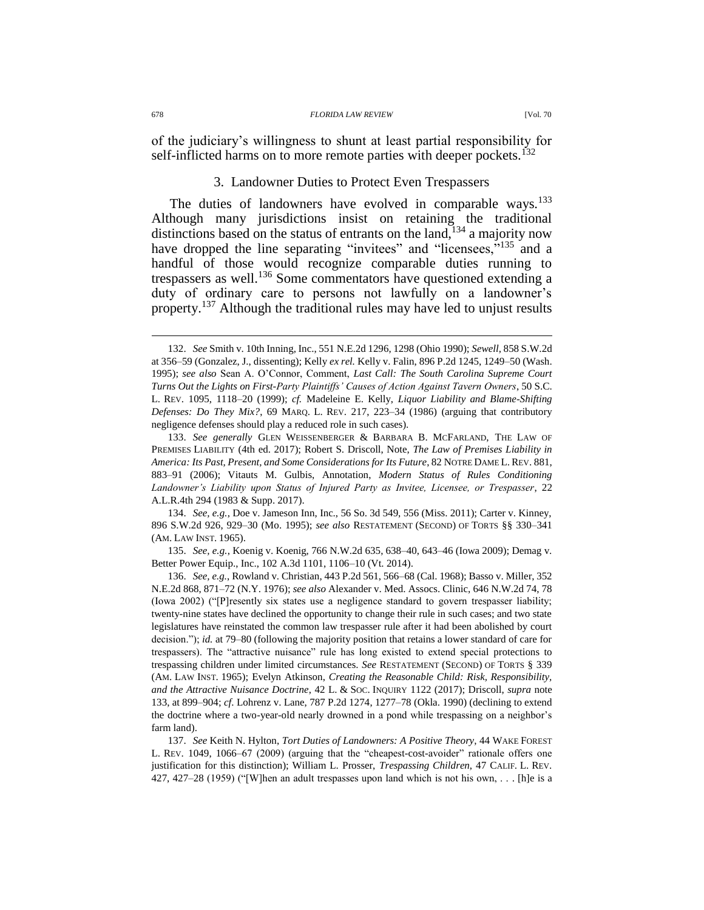of the judiciary's willingness to shunt at least partial responsibility for self-inflicted harms on to more remote parties with deeper pockets.[132]

### 3. Landowner Duties to Protect Even Trespassers

The duties of landowners have evolved in comparable ways.[133] Although many jurisdictions insist on retaining the traditional distinctions based on the status of entrants on the land,[134] a majority now have dropped the line separating "invitees" and "licensees,"[135] and a handful of those would recognize comparable duties running to trespassers as well.[136] Some commentators have questioned extending a duty of ordinary care to persons not lawfully on a landowner's property.[137] Although the traditional rules may have led to unjust results

---

132. *See* Smith v. 10th Inning, Inc., 551 N.E.2d 1296, 1298 (Ohio 1990); *Sewell*, 858 S.W.2d at 356–59 (Gonzalez, J., dissenting); Kelly *ex rel.* Kelly v. Falin, 896 P.2d 1245, 1249–50 (Wash. 1995); *see also* Sean A. O'Connor, Comment, *Last Call: The South Carolina Supreme Court Turns Out the Lights on First-Party Plaintiffs' Causes of Action Against Tavern Owners*, 50 S.C. L. REV. 1095, 1118–20 (1999); *cf.* Madeleine E. Kelly, *Liquor Liability and Blame-Shifting Defenses: Do They Mix?*, 69 MARQ. L. REV. 217, 223–34 (1986) (arguing that contributory negligence defenses should play a reduced role in such cases).

133. *See generally* GLEN WEISSENBERGER & BARBARA B. MCFARLAND, THE LAW OF PREMISES LIABILITY (4th ed. 2017); Robert S. Driscoll, Note, *The Law of Premises Liability in America: Its Past, Present, and Some Considerations for Its Future*, 82 NOTRE DAME L. REV. 881, 883–91 (2006); Vitauts M. Gulbis, Annotation, *Modern Status of Rules Conditioning Landowner's Liability upon Status of Injured Party as Invitee, Licensee, or Trespasser*, 22 A.L.R.4th 294 (1983 & Supp. 2017).

134. *See, e.g.*, Doe v. Jameson Inn, Inc., 56 So. 3d 549, 556 (Miss. 2011); Carter v. Kinney, 896 S.W.2d 926, 929–30 (Mo. 1995); *see also* RESTATEMENT (SECOND) OF TORTS §§ 330–341 (AM. LAW INST. 1965).

135. *See, e.g.*, Koenig v. Koenig, 766 N.W.2d 635, 638–40, 643–46 (Iowa 2009); Demag v. Better Power Equip., Inc., 102 A.3d 1101, 1106–10 (Vt. 2014).

136. *See, e.g.*, Rowland v. Christian, 443 P.2d 561, 566–68 (Cal. 1968); Basso v. Miller, 352 N.E.2d 868, 871–72 (N.Y. 1976); *see also* Alexander v. Med. Assocs. Clinic, 646 N.W.2d 74, 78 (Iowa 2002) ("[P]resently six states use a negligence standard to govern trespasser liability; twenty-nine states have declined the opportunity to change their rule in such cases; and two state legislatures have reinstated the common law trespasser rule after it had been abolished by court decision."); *id.* at 79–80 (following the majority position that retains a lower standard of care for trespassers). The "attractive nuisance" rule has long existed to extend special protections to trespassing children under limited circumstances. *See* RESTATEMENT (SECOND) OF TORTS § 339 (AM. LAW INST. 1965); Evelyn Atkinson, *Creating the Reasonable Child: Risk, Responsibility, and the Attractive Nuisance Doctrine*, 42 L. & SOC. INQUIRY 1122 (2017); Driscoll, *supra* note 133, at 899–904; *cf.* Lohrenz v. Lane, 787 P.2d 1274, 1277–78 (Okla. 1990) (declining to extend the doctrine where a two-year-old nearly drowned in a pond while trespassing on a neighbor's farm land).

137. *See* Keith N. Hylton, *Tort Duties of Landowners: A Positive Theory*, 44 WAKE FOREST L. REV. 1049, 1066–67 (2009) (arguing that the "cheapest-cost-avoider" rationale offers one justification for this distinction); William L. Prosser, *Trespassing Children*, 47 CALIF. L. REV. 427, 427–28 (1959) ("[W]hen an adult trespasses upon land which is not his own, . . . [h]e is a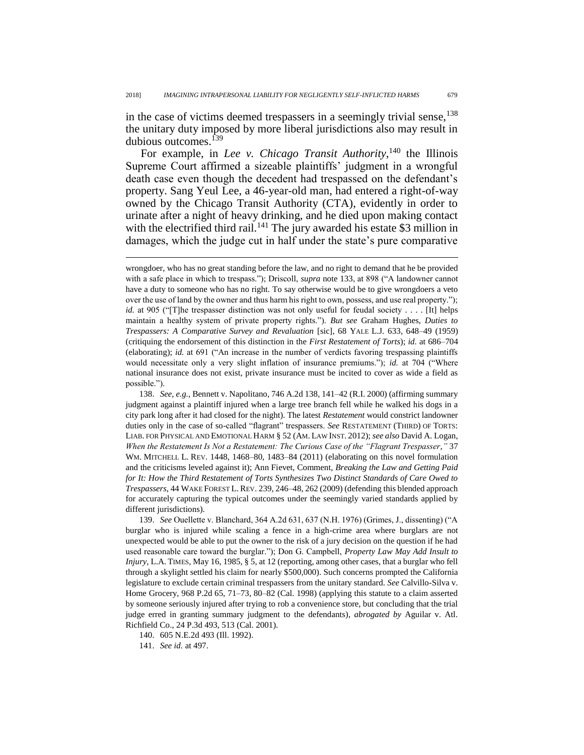in the case of victims deemed trespassers in a seemingly trivial sense,[138] the unitary duty imposed by more liberal jurisdictions also may result in dubious outcomes.[139]

For example, in *Lee v. Chicago Transit Authority*,[140] the Illinois Supreme Court affirmed a sizeable plaintiffs' judgment in a wrongful death case even though the decedent had trespassed on the defendant's property. Sang Yeul Lee, a 46-year-old man, had entered a right-of-way owned by the Chicago Transit Authority (CTA), evidently in order to urinate after a night of heavy drinking, and he died upon making contact with the electrified third rail.[141] The jury awarded his estate $3 million in damages, which the judge cut in half under the state's pure comparative

---

wrongdoer, who has no great standing before the law, and no right to demand that he be provided with a safe place in which to trespass."); Driscoll, *supra* note 133, at 898 ("A landowner cannot have a duty to someone who has no right. To say otherwise would be to give wrongdoers a veto over the use of land by the owner and thus harm his right to own, possess, and use real property."); *id.* at 905 ("[T]he trespasser distinction was not only useful for feudal society . . . . [It] helps maintain a healthy system of private property rights."). *But see* Graham Hughes, *Duties to Trespassers: A Comparative Survey and Revaluation* [sic], 68 YALE L.J. 633, 648–49 (1959) (critiquing the endorsement of this distinction in the *First Restatement of Torts*); *id.* at 686–704 (elaborating); *id.* at 691 ("An increase in the number of verdicts favoring trespassing plaintiffs would necessitate only a very slight inflation of insurance premiums."); *id.* at 704 ("Where national insurance does not exist, private insurance must be incited to cover as wide a field as possible.").

138. *See, e.g.*, Bennett v. Napolitano, 746 A.2d 138, 141–42 (R.I. 2000) (affirming summary judgment against a plaintiff injured when a large tree branch fell while he walked his dogs in a city park long after it had closed for the night). The latest *Restatement* would constrict landowner duties only in the case of so-called "flagrant" trespassers. *See* RESTATEMENT (THIRD) OF TORTS: LIAB. FOR PHYSICAL AND EMOTIONAL HARM § 52 (AM. LAW INST. 2012); *see also* David A. Logan, *When the Restatement Is Not a Restatement: The Curious Case of the "Flagrant Trespasser*,*"* 37 WM. MITCHELL L. REV. 1448, 1468–80, 1483–84 (2011) (elaborating on this novel formulation and the criticisms leveled against it); Ann Fievet, Comment, *Breaking the Law and Getting Paid for It: How the Third Restatement of Torts Synthesizes Two Distinct Standards of Care Owed to Trespassers*, 44 WAKE FOREST L. REV. 239, 246–48, 262 (2009) (defending this blended approach for accurately capturing the typical outcomes under the seemingly varied standards applied by different jurisdictions).

139. *See* Ouellette v. Blanchard, 364 A.2d 631, 637 (N.H. 1976) (Grimes, J., dissenting) ("A burglar who is injured while scaling a fence in a high-crime area where burglars are not unexpected would be able to put the owner to the risk of a jury decision on the question if he had used reasonable care toward the burglar."); Don G. Campbell, *Property Law May Add Insult to Injury*, L.A. TIMES, May 16, 1985, § 5, at 12 (reporting, among other cases, that a burglar who fell through a skylight settled his claim for nearly $500,000). Such concerns prompted the California legislature to exclude certain criminal trespassers from the unitary standard. *See* Calvillo-Silva v. Home Grocery, 968 P.2d 65, 71–73, 80–82 (Cal. 1998) (applying this statute to a claim asserted by someone seriously injured after trying to rob a convenience store, but concluding that the trial judge erred in granting summary judgment to the defendants), *abrogated by* Aguilar v. Atl. Richfield Co., 24 P.3d 493, 513 (Cal. 2001).

140. 605 N.E.2d 493 (Ill. 1992).

141. *See id.* at 497.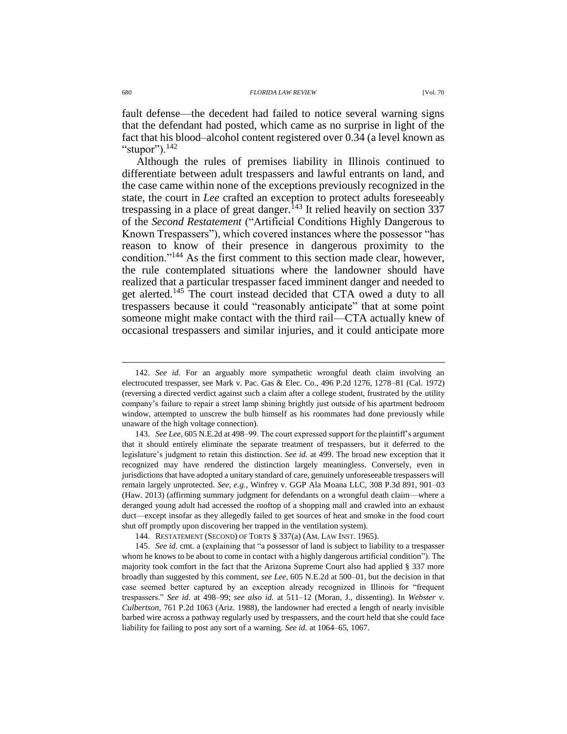fault defense—the decedent had failed to notice several warning signs that the defendant had posted, which came as no surprise in light of the fact that his blood–alcohol content registered over 0.34 (a level known as "stupor").[142]

Although the rules of premises liability in Illinois continued to differentiate between adult trespassers and lawful entrants on land, and the case came within none of the exceptions previously recognized in the state, the court in *Lee* crafted an exception to protect adults foreseeably trespassing in a place of great danger.[143] It relied heavily on section 337 of the *Second Restatement* ("Artificial Conditions Highly Dangerous to Known Trespassers"), which covered instances where the possessor "has reason to know of their presence in dangerous proximity to the condition."[144] As the first comment to this section made clear, however, the rule contemplated situations where the landowner should have realized that a particular trespasser faced imminent danger and needed to get alerted.[145] The court instead decided that CTA owed a duty to all trespassers because it could "reasonably anticipate" that at some point someone might make contact with the third rail—CTA actually knew of occasional trespassers and similar injuries, and it could anticipate more

---

142. *See id.* For an arguably more sympathetic wrongful death claim involving an electrocuted trespasser, see Mark v. Pac. Gas & Elec. Co., 496 P.2d 1276, 1278–81 (Cal. 1972) (reversing a directed verdict against such a claim after a college student, frustrated by the utility company's failure to repair a street lamp shining brightly just outside of his apartment bedroom window, attempted to unscrew the bulb himself as his roommates had done previously while unaware of the high voltage connection).

143. *See Lee*, 605 N.E.2d at 498–99. The court expressed support for the plaintiff's argument that it should entirely eliminate the separate treatment of trespassers, but it deferred to the legislature's judgment to retain this distinction. *See id.* at 499. The broad new exception that it recognized may have rendered the distinction largely meaningless. Conversely, even in jurisdictions that have adopted a unitary standard of care, genuinely unforeseeable trespassers will remain largely unprotected. *See, e.g.*, Winfrey v. GGP Ala Moana LLC, 308 P.3d 891, 901–03 (Haw. 2013) (affirming summary judgment for defendants on a wrongful death claim—where a deranged young adult had accessed the rooftop of a shopping mall and crawled into an exhaust duct—except insofar as they allegedly failed to get sources of heat and smoke in the food court shut off promptly upon discovering her trapped in the ventilation system).

144. RESTATEMENT (SECOND) OF TORTS § 337(a) (AM. LAW INST. 1965).

145. *See id.* cmt. a (explaining that "a possessor of land is subject to liability to a trespasser whom he knows to be about to come in contact with a highly dangerous artificial condition"). The majority took comfort in the fact that the Arizona Supreme Court also had applied § 337 more broadly than suggested by this comment, *see Lee*, 605 N.E.2d at 500–01, but the decision in that case seemed better captured by an exception already recognized in Illinois for "frequent trespassers." *See id.* at 498–99; *see also id.* at 511–12 (Moran, J., dissenting). In *Webster v. Culbertson*, 761 P.2d 1063 (Ariz. 1988), the landowner had erected a length of nearly invisible barbed wire across a pathway regularly used by trespassers, and the court held that she could face liability for failing to post any sort of a warning. *See id.* at 1064–65, 1067.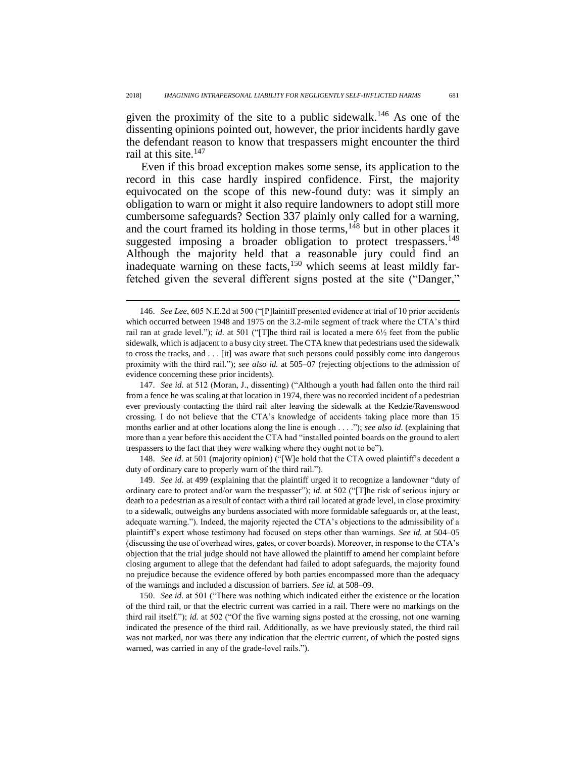given the proximity of the site to a public sidewalk.[146] As one of the dissenting opinions pointed out, however, the prior incidents hardly gave the defendant reason to know that trespassers might encounter the third rail at this site.[147]

Even if this broad exception makes some sense, its application to the record in this case hardly inspired confidence. First, the majority equivocated on the scope of this new-found duty: was it simply an obligation to warn or might it also require landowners to adopt still more cumbersome safeguards? Section 337 plainly only called for a warning, and the court framed its holding in those terms,[148] but in other places it suggested imposing a broader obligation to protect trespassers.[149] Although the majority held that a reasonable jury could find an inadequate warning on these facts,[150] which seems at least mildly far-fetched given the several different signs posted at the site ("Danger,"

---

146. *See Lee*, 605 N.E.2d at 500 ("[P]laintiff presented evidence at trial of 10 prior accidents which occurred between 1948 and 1975 on the 3.2-mile segment of track where the CTA's third rail ran at grade level."); *id.* at 501 ("[T]he third rail is located a mere 6½ feet from the public sidewalk, which is adjacent to a busy city street. The CTA knew that pedestrians used the sidewalk to cross the tracks, and . . . [it] was aware that such persons could possibly come into dangerous proximity with the third rail."); *see also id.* at 505–07 (rejecting objections to the admission of evidence concerning these prior incidents).

147. *See id.* at 512 (Moran, J., dissenting) ("Although a youth had fallen onto the third rail from a fence he was scaling at that location in 1974, there was no recorded incident of a pedestrian ever previously contacting the third rail after leaving the sidewalk at the Kedzie/Ravenswood crossing. I do not believe that the CTA's knowledge of accidents taking place more than 15 months earlier and at other locations along the line is enough . . . ."); *see also id.* (explaining that more than a year before this accident the CTA had "installed pointed boards on the ground to alert trespassers to the fact that they were walking where they ought not to be").

148. *See id.* at 501 (majority opinion) ("[W]e hold that the CTA owed plaintiff's decedent a duty of ordinary care to properly warn of the third rail.").

149. *See id.* at 499 (explaining that the plaintiff urged it to recognize a landowner "duty of ordinary care to protect and/or warn the trespasser"); *id.* at 502 ("[T]he risk of serious injury or death to a pedestrian as a result of contact with a third rail located at grade level, in close proximity to a sidewalk, outweighs any burdens associated with more formidable safeguards or, at the least, adequate warning."). Indeed, the majority rejected the CTA's objections to the admissibility of a plaintiff's expert whose testimony had focused on steps other than warnings. *See id.* at 504–05 (discussing the use of overhead wires, gates, or cover boards). Moreover, in response to the CTA's objection that the trial judge should not have allowed the plaintiff to amend her complaint before closing argument to allege that the defendant had failed to adopt safeguards, the majority found no prejudice because the evidence offered by both parties encompassed more than the adequacy of the warnings and included a discussion of barriers. *See id.* at 508–09.

150. *See id.* at 501 ("There was nothing which indicated either the existence or the location of the third rail, or that the electric current was carried in a rail. There were no markings on the third rail itself."); *id.* at 502 ("Of the five warning signs posted at the crossing, not one warning indicated the presence of the third rail. Additionally, as we have previously stated, the third rail was not marked, nor was there any indication that the electric current, of which the posted signs warned, was carried in any of the grade-level rails.").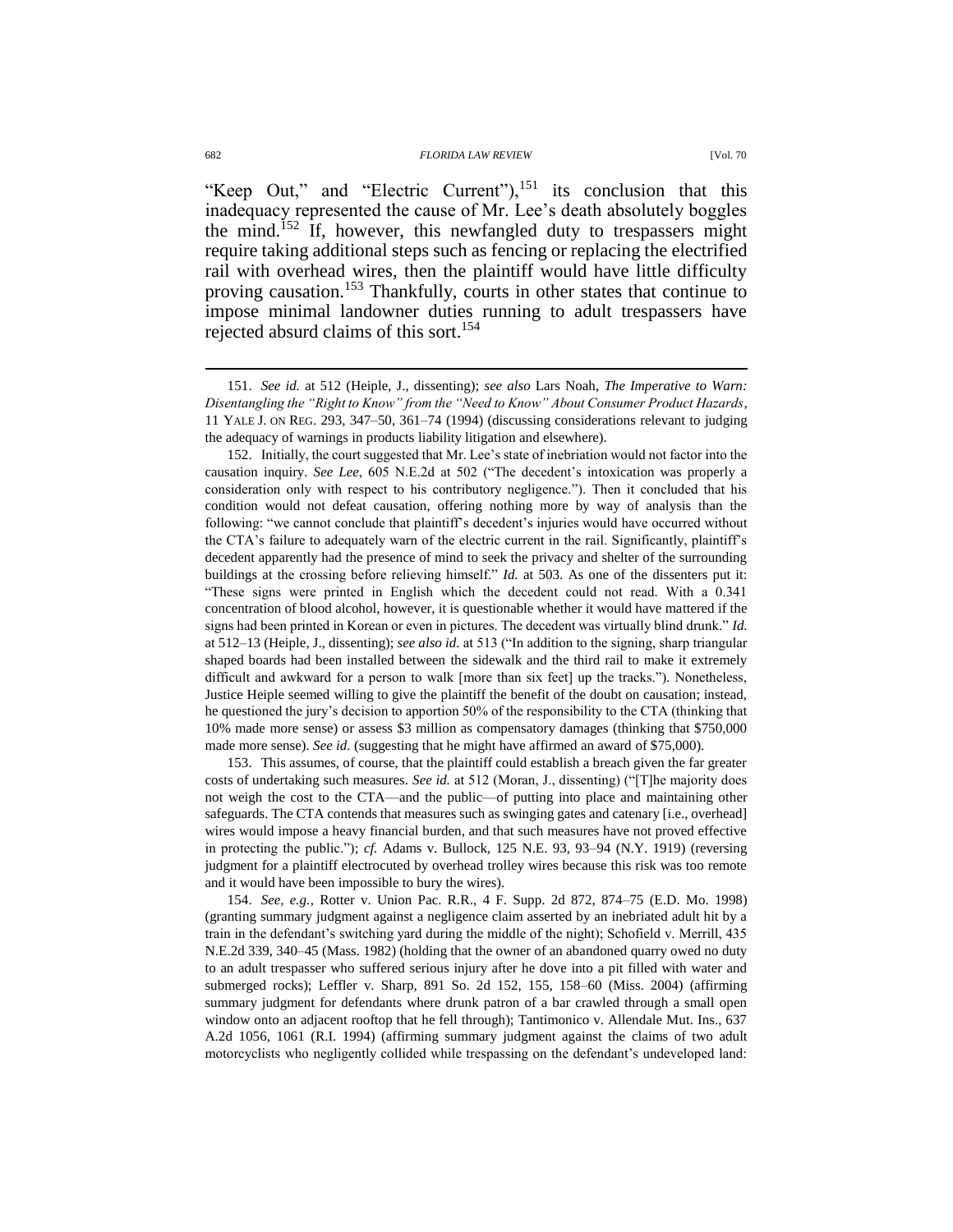"Keep Out," and "Electric Current"),[151] its conclusion that this inadequacy represented the cause of Mr. Lee's death absolutely boggles the mind.[152] If, however, this newfangled duty to trespassers might require taking additional steps such as fencing or replacing the electrified rail with overhead wires, then the plaintiff would have little difficulty proving causation.[153] Thankfully, courts in other states that continue to impose minimal landowner duties running to adult trespassers have rejected absurd claims of this sort.[154]

---

151. *See id.* at 512 (Heiple, J., dissenting); *see also* Lars Noah, *The Imperative to Warn: Disentangling the "Right to Know" from the "Need to Know" About Consumer Product Hazards*, 11 YALE J. ON REG. 293, 347–50, 361–74 (1994) (discussing considerations relevant to judging the adequacy of warnings in products liability litigation and elsewhere).

152. Initially, the court suggested that Mr. Lee's state of inebriation would not factor into the causation inquiry. *See Lee*, 605 N.E.2d at 502 ("The decedent's intoxication was properly a consideration only with respect to his contributory negligence."). Then it concluded that his condition would not defeat causation, offering nothing more by way of analysis than the following: "we cannot conclude that plaintiff's decedent's injuries would have occurred without the CTA's failure to adequately warn of the electric current in the rail. Significantly, plaintiff's decedent apparently had the presence of mind to seek the privacy and shelter of the surrounding buildings at the crossing before relieving himself." *Id.* at 503. As one of the dissenters put it: "These signs were printed in English which the decedent could not read. With a 0.341 concentration of blood alcohol, however, it is questionable whether it would have mattered if the signs had been printed in Korean or even in pictures. The decedent was virtually blind drunk." *Id.* at 512–13 (Heiple, J., dissenting); *see also id.* at 513 ("In addition to the signing, sharp triangular shaped boards had been installed between the sidewalk and the third rail to make it extremely difficult and awkward for a person to walk [more than six feet] up the tracks."). Nonetheless, Justice Heiple seemed willing to give the plaintiff the benefit of the doubt on causation; instead, he questioned the jury's decision to apportion 50% of the responsibility to the CTA (thinking that 10% made more sense) or assess $3 million as compensatory damages (thinking that $750,000 made more sense). *See id.* (suggesting that he might have affirmed an award of $75,000).

153. This assumes, of course, that the plaintiff could establish a breach given the far greater costs of undertaking such measures. *See id.* at 512 (Moran, J., dissenting) ("[T]he majority does not weigh the cost to the CTA—and the public—of putting into place and maintaining other safeguards. The CTA contends that measures such as swinging gates and catenary [i.e., overhead] wires would impose a heavy financial burden, and that such measures have not proved effective in protecting the public."); *cf.* Adams v. Bullock, 125 N.E. 93, 93–94 (N.Y. 1919) (reversing judgment for a plaintiff electrocuted by overhead trolley wires because this risk was too remote and it would have been impossible to bury the wires).

154. *See, e.g.*, Rotter v. Union Pac. R.R., 4 F. Supp. 2d 872, 874–75 (E.D. Mo. 1998) (granting summary judgment against a negligence claim asserted by an inebriated adult hit by a train in the defendant's switching yard during the middle of the night); Schofield v. Merrill, 435 N.E.2d 339, 340–45 (Mass. 1982) (holding that the owner of an abandoned quarry owed no duty to an adult trespasser who suffered serious injury after he dove into a pit filled with water and submerged rocks); Leffler v. Sharp, 891 So. 2d 152, 155, 158–60 (Miss. 2004) (affirming summary judgment for defendants where drunk patron of a bar crawled through a small open window onto an adjacent rooftop that he fell through); Tantimonico v. Allendale Mut. Ins., 637 A.2d 1056, 1061 (R.I. 1994) (affirming summary judgment against the claims of two adult motorcyclists who negligently collided while trespassing on the defendant's undeveloped land: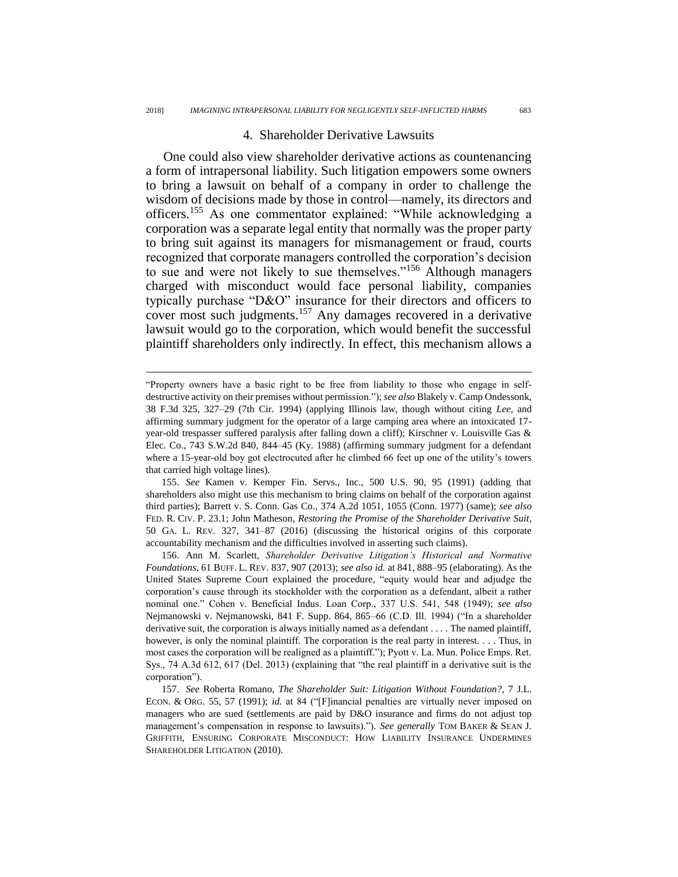### 4. Shareholder Derivative Lawsuits

One could also view shareholder derivative actions as countenancing a form of intrapersonal liability. Such litigation empowers some owners to bring a lawsuit on behalf of a company in order to challenge the wisdom of decisions made by those in control—namely, its directors and officers.[155] As one commentator explained: "While acknowledging a corporation was a separate legal entity that normally was the proper party to bring suit against its managers for mismanagement or fraud, courts recognized that corporate managers controlled the corporation's decision to sue and were not likely to sue themselves."[156] Although managers charged with misconduct would face personal liability, companies typically purchase "D&O" insurance for their directors and officers to cover most such judgments.[157] Any damages recovered in a derivative lawsuit would go to the corporation, which would benefit the successful plaintiff shareholders only indirectly. In effect, this mechanism allows a

---

"Property owners have a basic right to be free from liability to those who engage in self-destructive activity on their premises without permission."); *see also* Blakely v. Camp Ondessonk, 38 F.3d 325, 327–29 (7th Cir. 1994) (applying Illinois law, though without citing *Lee*, and affirming summary judgment for the operator of a large camping area where an intoxicated 17-year-old trespasser suffered paralysis after falling down a cliff); Kirschner v. Louisville Gas & Elec. Co., 743 S.W.2d 840, 844–45 (Ky. 1988) (affirming summary judgment for a defendant where a 15-year-old boy got electrocuted after he climbed 66 feet up one of the utility's towers that carried high voltage lines).

155. *See* Kamen v. Kemper Fin. Servs., Inc., 500 U.S. 90, 95 (1991) (adding that shareholders also might use this mechanism to bring claims on behalf of the corporation against third parties); Barrett v. S. Conn. Gas Co., 374 A.2d 1051, 1055 (Conn. 1977) (same); *see also* FED. R. CIV. P. 23.1; John Matheson, *Restoring the Promise of the Shareholder Derivative Suit*, 50 GA. L. REV. 327, 341–87 (2016) (discussing the historical origins of this corporate accountability mechanism and the difficulties involved in asserting such claims).

156. Ann M. Scarlett, *Shareholder Derivative Litigation's Historical and Normative Foundations*, 61 BUFF. L. REV. 837, 907 (2013); *see also id.* at 841, 888–95 (elaborating). As the United States Supreme Court explained the procedure, "equity would hear and adjudge the corporation's cause through its stockholder with the corporation as a defendant, albeit a rather nominal one." Cohen v. Beneficial Indus. Loan Corp., 337 U.S. 541, 548 (1949); *see also* Nejmanowski v. Nejmanowski, 841 F. Supp. 864, 865–66 (C.D. Ill. 1994) ("In a shareholder derivative suit, the corporation is always initially named as a defendant . . . . The named plaintiff, however, is only the nominal plaintiff. The corporation is the real party in interest. . . . Thus, in most cases the corporation will be realigned as a plaintiff."); Pyott v. La. Mun. Police Emps. Ret. Sys., 74 A.3d 612, 617 (Del. 2013) (explaining that "the real plaintiff in a derivative suit is the corporation").

157. *See* Roberta Romano, *The Shareholder Suit: Litigation Without Foundation?*, 7 J.L. ECON. & ORG. 55, 57 (1991); *id.* at 84 ("[F]inancial penalties are virtually never imposed on managers who are sued (settlements are paid by D&O insurance and firms do not adjust top management's compensation in response to lawsuits)."). *See generally* TOM BAKER & SEAN J. GRIFFITH, ENSURING CORPORATE MISCONDUCT: HOW LIABILITY INSURANCE UNDERMINES SHAREHOLDER LITIGATION (2010).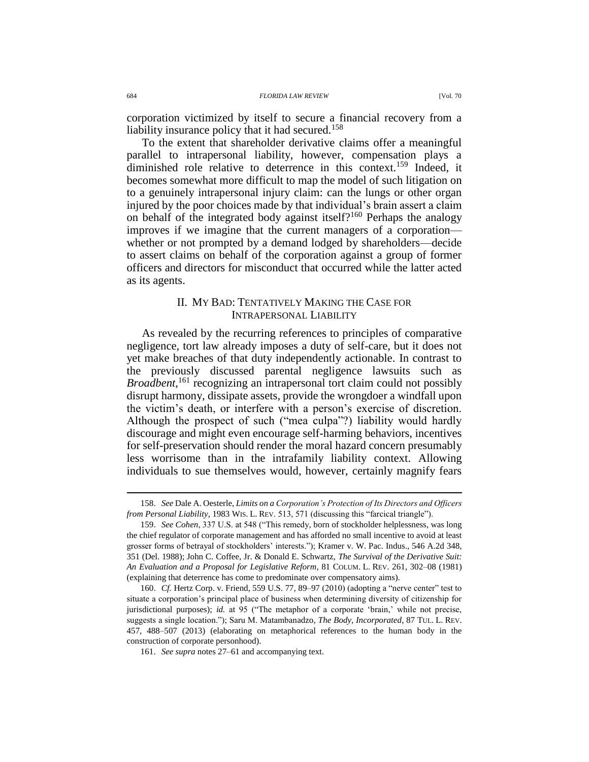corporation victimized by itself to secure a financial recovery from a liability insurance policy that it had secured.[158]

To the extent that shareholder derivative claims offer a meaningful parallel to intrapersonal liability, however, compensation plays a diminished role relative to deterrence in this context.[159] Indeed, it becomes somewhat more difficult to map the model of such litigation on to a genuinely intrapersonal injury claim: can the lungs or other organ injured by the poor choices made by that individual's brain assert a claim on behalf of the integrated body against itself?[160] Perhaps the analogy improves if we imagine that the current managers of a corporation—whether or not prompted by a demand lodged by shareholders—decide to assert claims on behalf of the corporation against a group of former officers and directors for misconduct that occurred while the latter acted as its agents.

## II. My Bad: Tentatively Making the Case for Intrapersonal Liability

As revealed by the recurring references to principles of comparative negligence, tort law already imposes a duty of self-care, but it does not yet make breaches of that duty independently actionable. In contrast to the previously discussed parental negligence lawsuits such as *Broadbent*,[161] recognizing an intrapersonal tort claim could not possibly disrupt harmony, dissipate assets, provide the wrongdoer a windfall upon the victim's death, or interfere with a person's exercise of discretion. Although the prospect of such ("mea culpa"?) liability would hardly discourage and might even encourage self-harming behaviors, incentives for self-preservation should render the moral hazard concern presumably less worrisome than in the intrafamily liability context. Allowing individuals to sue themselves would, however, certainly magnify fears

---

158. *See* Dale A. Oesterle, *Limits on a Corporation's Protection of Its Directors and Officers from Personal Liability*, 1983 Wis. L. Rev. 513, 571 (discussing this "farcical triangle").

159. *See Cohen*, 337 U.S. at 548 ("This remedy, born of stockholder helplessness, was long the chief regulator of corporate management and has afforded no small incentive to avoid at least grosser forms of betrayal of stockholders' interests."); Kramer v. W. Pac. Indus., 546 A.2d 348, 351 (Del. 1988); John C. Coffee, Jr. & Donald E. Schwartz, *The Survival of the Derivative Suit: An Evaluation and a Proposal for Legislative Reform*, 81 Colum. L. Rev. 261, 302–08 (1981) (explaining that deterrence has come to predominate over compensatory aims).

160. *Cf.* Hertz Corp. v. Friend, 559 U.S. 77, 89–97 (2010) (adopting a "nerve center" test to situate a corporation's principal place of business when determining diversity of citizenship for jurisdictional purposes); *id.* at 95 ("The metaphor of a corporate 'brain,' while not precise, suggests a single location."); Saru M. Matambanadzo, *The Body, Incorporated*, 87 Tul. L. Rev. 457, 488–507 (2013) (elaborating on metaphorical references to the human body in the construction of corporate personhood).

161. *See supra* notes 27–61 and accompanying text.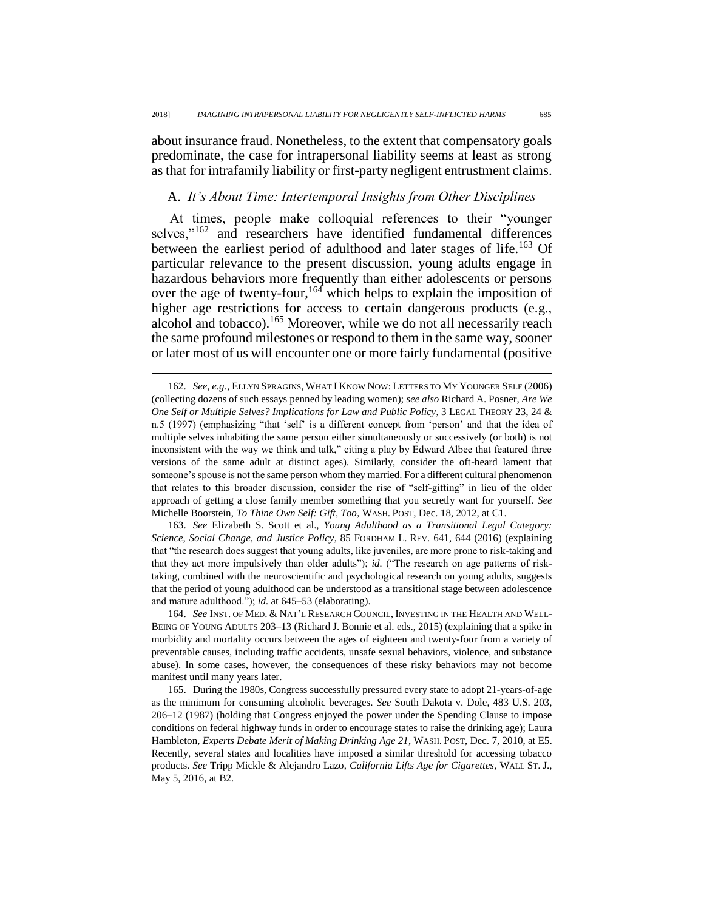about insurance fraud. Nonetheless, to the extent that compensatory goals predominate, the case for intrapersonal liability seems at least as strong as that for intrafamily liability or first-party negligent entrustment claims.

## A. *It's About Time: Intertemporal Insights from Other Disciplines*

At times, people make colloquial references to their "younger selves,"[162] and researchers have identified fundamental differences between the earliest period of adulthood and later stages of life.[163] Of particular relevance to the present discussion, young adults engage in hazardous behaviors more frequently than either adolescents or persons over the age of twenty-four,[164] which helps to explain the imposition of higher age restrictions for access to certain dangerous products (e.g., alcohol and tobacco).[165] Moreover, while we do not all necessarily reach the same profound milestones or respond to them in the same way, sooner or later most of us will encounter one or more fairly fundamental (positive

---

162. *See, e.g.*, ELLYN SPRAGINS, WHAT I KNOW NOW: LETTERS TO MY YOUNGER SELF (2006) (collecting dozens of such essays penned by leading women); *see also* Richard A. Posner, *Are We One Self or Multiple Selves? Implications for Law and Public Policy*, 3 LEGAL THEORY 23, 24 & n.5 (1997) (emphasizing "that 'self' is a different concept from 'person' and that the idea of multiple selves inhabiting the same person either simultaneously or successively (or both) is not inconsistent with the way we think and talk," citing a play by Edward Albee that featured three versions of the same adult at distinct ages). Similarly, consider the oft-heard lament that someone's spouse is not the same person whom they married. For a different cultural phenomenon that relates to this broader discussion, consider the rise of "self-gifting" in lieu of the older approach of getting a close family member something that you secretly want for yourself. *See* Michelle Boorstein, *To Thine Own Self: Gift, Too*, WASH. POST, Dec. 18, 2012, at C1.

163. *See* Elizabeth S. Scott et al., *Young Adulthood as a Transitional Legal Category: Science, Social Change, and Justice Policy*, 85 FORDHAM L. REV. 641, 644 (2016) (explaining that "the research does suggest that young adults, like juveniles, are more prone to risk-taking and that they act more impulsively than older adults"); *id.* ("The research on age patterns of risk-taking, combined with the neuroscientific and psychological research on young adults, suggests that the period of young adulthood can be understood as a transitional stage between adolescence and mature adulthood."); *id.* at 645–53 (elaborating).

164. *See* INST. OF MED. & NAT'L RESEARCH COUNCIL, INVESTING IN THE HEALTH AND WELL-BEING OF YOUNG ADULTS 203–13 (Richard J. Bonnie et al. eds., 2015) (explaining that a spike in morbidity and mortality occurs between the ages of eighteen and twenty-four from a variety of preventable causes, including traffic accidents, unsafe sexual behaviors, violence, and substance abuse). In some cases, however, the consequences of these risky behaviors may not become manifest until many years later.

165. During the 1980s, Congress successfully pressured every state to adopt 21-years-of-age as the minimum for consuming alcoholic beverages. *See* South Dakota v. Dole, 483 U.S. 203, 206–12 (1987) (holding that Congress enjoyed the power under the Spending Clause to impose conditions on federal highway funds in order to encourage states to raise the drinking age); Laura Hambleton, *Experts Debate Merit of Making Drinking Age 21*, WASH. POST, Dec. 7, 2010, at E5. Recently, several states and localities have imposed a similar threshold for accessing tobacco products. *See* Tripp Mickle & Alejandro Lazo, *California Lifts Age for Cigarettes*, WALL ST. J., May 5, 2016, at B2.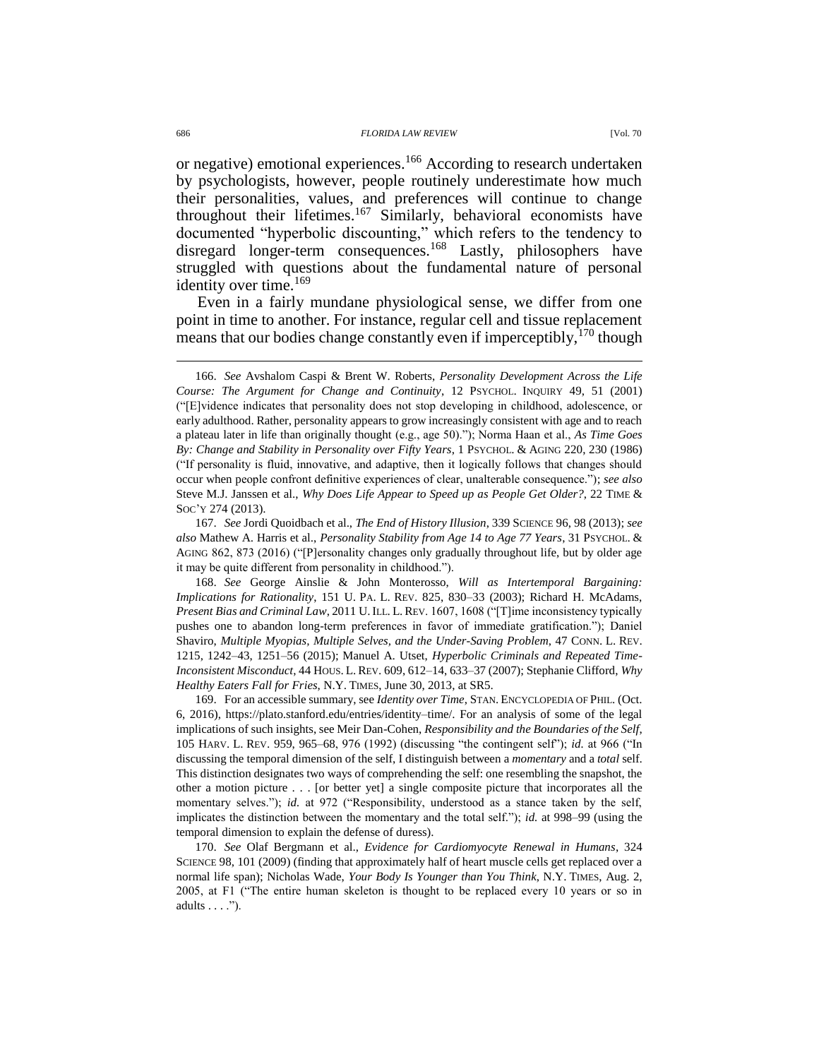or negative) emotional experiences.[166] According to research undertaken by psychologists, however, people routinely underestimate how much their personalities, values, and preferences will continue to change throughout their lifetimes.[167] Similarly, behavioral economists have documented "hyperbolic discounting," which refers to the tendency to disregard longer-term consequences.[168] Lastly, philosophers have struggled with questions about the fundamental nature of personal identity over time.[169]

Even in a fairly mundane physiological sense, we differ from one point in time to another. For instance, regular cell and tissue replacement means that our bodies change constantly even if imperceptibly,[170] though

---

166. *See* Avshalom Caspi & Brent W. Roberts, *Personality Development Across the Life Course: The Argument for Change and Continuity*, 12 PSYCHOL. INQUIRY 49, 51 (2001) ("[E]vidence indicates that personality does not stop developing in childhood, adolescence, or early adulthood. Rather, personality appears to grow increasingly consistent with age and to reach a plateau later in life than originally thought (e.g., age 50)."); Norma Haan et al., *As Time Goes By: Change and Stability in Personality over Fifty Years*, 1 PSYCHOL. & AGING 220, 230 (1986) ("If personality is fluid, innovative, and adaptive, then it logically follows that changes should occur when people confront definitive experiences of clear, unalterable consequence."); *see also* Steve M.J. Janssen et al., *Why Does Life Appear to Speed up as People Get Older?*, 22 TIME & SOC'Y 274 (2013).

167. *See* Jordi Quoidbach et al., *The End of History Illusion*, 339 SCIENCE 96, 98 (2013); *see also* Mathew A. Harris et al., *Personality Stability from Age 14 to Age 77 Years*, 31 PSYCHOL. & AGING 862, 873 (2016) ("[P]ersonality changes only gradually throughout life, but by older age it may be quite different from personality in childhood.").

168. *See* George Ainslie & John Monterosso, *Will as Intertemporal Bargaining: Implications for Rationality*, 151 U. PA. L. REV. 825, 830–33 (2003); Richard H. McAdams, *Present Bias and Criminal Law*, 2011 U. ILL. L. REV. 1607, 1608 ("[T]ime inconsistency typically pushes one to abandon long-term preferences in favor of immediate gratification."); Daniel Shaviro, *Multiple Myopias, Multiple Selves, and the Under-Saving Problem*, 47 CONN. L. REV. 1215, 1242–43, 1251–56 (2015); Manuel A. Utset, *Hyperbolic Criminals and Repeated Time-Inconsistent Misconduct*, 44 HOUS. L. REV. 609, 612–14, 633–37 (2007); Stephanie Clifford, *Why Healthy Eaters Fall for Fries*, N.Y. TIMES, June 30, 2013, at SR5.

169. For an accessible summary, see *Identity over Time*, STAN. ENCYCLOPEDIA OF PHIL. (Oct. 6, 2016), https://plato.stanford.edu/entries/identity–time/. For an analysis of some of the legal implications of such insights, see Meir Dan-Cohen, *Responsibility and the Boundaries of the Self*, 105 HARV. L. REV. 959, 965–68, 976 (1992) (discussing "the contingent self"); *id.* at 966 ("In discussing the temporal dimension of the self, I distinguish between a *momentary* and a *total* self. This distinction designates two ways of comprehending the self: one resembling the snapshot, the other a motion picture . . . [or better yet] a single composite picture that incorporates all the momentary selves."); *id.* at 972 ("Responsibility, understood as a stance taken by the self, implicates the distinction between the momentary and the total self."); *id.* at 998–99 (using the temporal dimension to explain the defense of duress).

170. *See* Olaf Bergmann et al., *Evidence for Cardiomyocyte Renewal in Humans*, 324 SCIENCE 98, 101 (2009) (finding that approximately half of heart muscle cells get replaced over a normal life span); Nicholas Wade, *Your Body Is Younger than You Think*, N.Y. TIMES, Aug. 2, 2005, at F1 ("The entire human skeleton is thought to be replaced every 10 years or so in adults . . . .").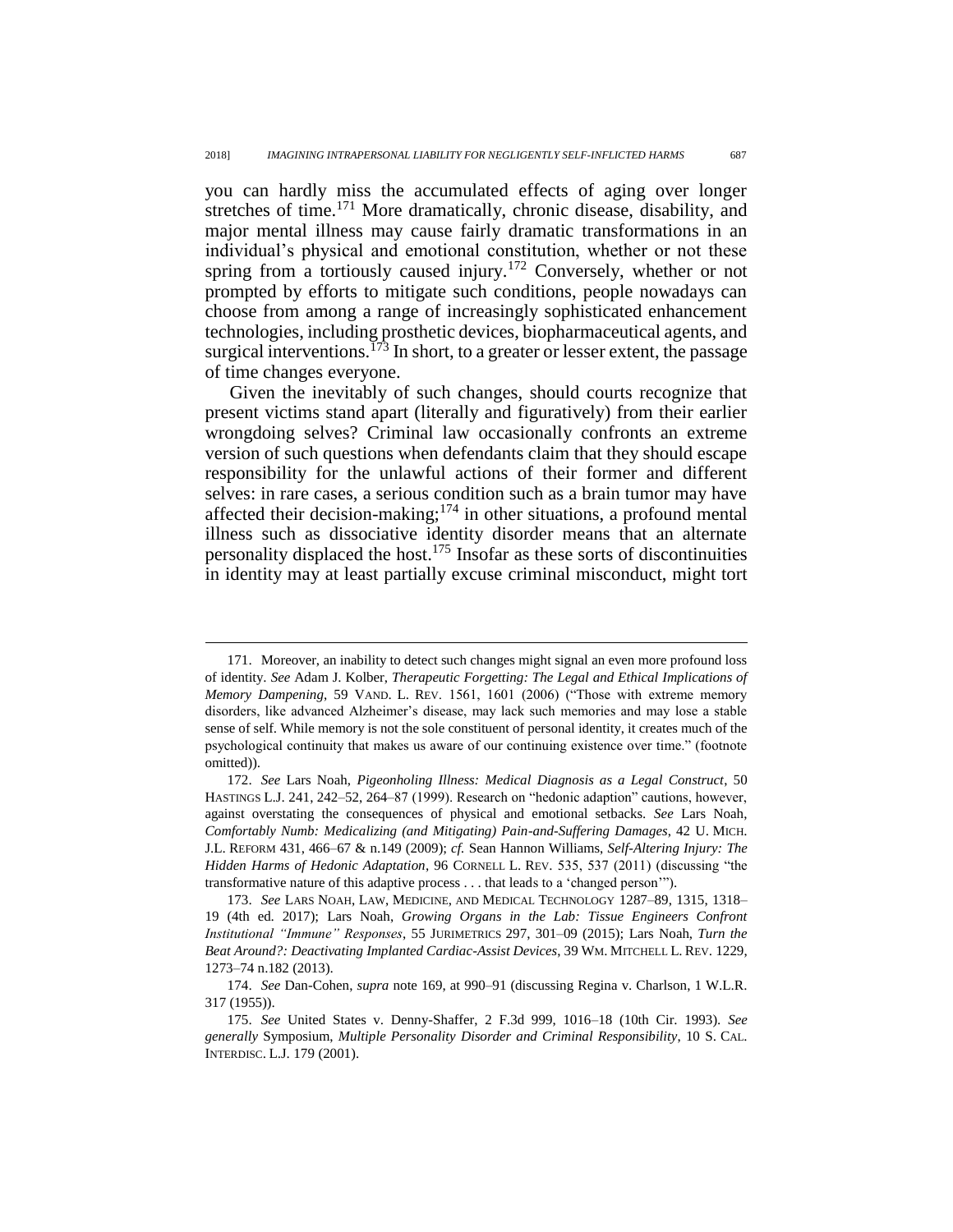you can hardly miss the accumulated effects of aging over longer stretches of time.[171] More dramatically, chronic disease, disability, and major mental illness may cause fairly dramatic transformations in an individual's physical and emotional constitution, whether or not these spring from a tortiously caused injury.[172] Conversely, whether or not prompted by efforts to mitigate such conditions, people nowadays can choose from among a range of increasingly sophisticated enhancement technologies, including prosthetic devices, biopharmaceutical agents, and surgical interventions.[173] In short, to a greater or lesser extent, the passage of time changes everyone.

Given the inevitably of such changes, should courts recognize that present victims stand apart (literally and figuratively) from their earlier wrongdoing selves? Criminal law occasionally confronts an extreme version of such questions when defendants claim that they should escape responsibility for the unlawful actions of their former and different selves: in rare cases, a serious condition such as a brain tumor may have affected their decision-making;[174] in other situations, a profound mental illness such as dissociative identity disorder means that an alternate personality displaced the host.[175] Insofar as these sorts of discontinuities in identity may at least partially excuse criminal misconduct, might tort

---

171. Moreover, an inability to detect such changes might signal an even more profound loss of identity. *See* Adam J. Kolber, *Therapeutic Forgetting: The Legal and Ethical Implications of Memory Dampening*, 59 VAND. L. REV. 1561, 1601 (2006) ("Those with extreme memory disorders, like advanced Alzheimer's disease, may lack such memories and may lose a stable sense of self. While memory is not the sole constituent of personal identity, it creates much of the psychological continuity that makes us aware of our continuing existence over time." (footnote omitted)).

172. *See* Lars Noah, *Pigeonholing Illness: Medical Diagnosis as a Legal Construct*, 50 HASTINGS L.J. 241, 242–52, 264–87 (1999). Research on "hedonic adaption" cautions, however, against overstating the consequences of physical and emotional setbacks. *See* Lars Noah, *Comfortably Numb: Medicalizing (and Mitigating) Pain-and-Suffering Damages*, 42 U. MICH. J.L. REFORM 431, 466–67 & n.149 (2009); *cf.* Sean Hannon Williams, *Self-Altering Injury: The Hidden Harms of Hedonic Adaptation*, 96 CORNELL L. REV. 535, 537 (2011) (discussing "the transformative nature of this adaptive process . . . that leads to a 'changed person'").

173. *See* LARS NOAH, LAW, MEDICINE, AND MEDICAL TECHNOLOGY 1287–89, 1315, 1318–19 (4th ed. 2017); Lars Noah, *Growing Organs in the Lab: Tissue Engineers Confront Institutional "Immune" Responses*, 55 JURIMETRICS 297, 301–09 (2015); Lars Noah, *Turn the Beat Around?: Deactivating Implanted Cardiac-Assist Devices*, 39 WM. MITCHELL L. REV. 1229, 1273–74 n.182 (2013).

174. *See* Dan-Cohen, *supra* note 169, at 990–91 (discussing Regina v. Charlson, 1 W.L.R. 317 (1955)).

175. *See* United States v. Denny-Shaffer, 2 F.3d 999, 1016–18 (10th Cir. 1993). *See generally* Symposium, *Multiple Personality Disorder and Criminal Responsibility*, 10 S. CAL. INTERDISC. L.J. 179 (2001).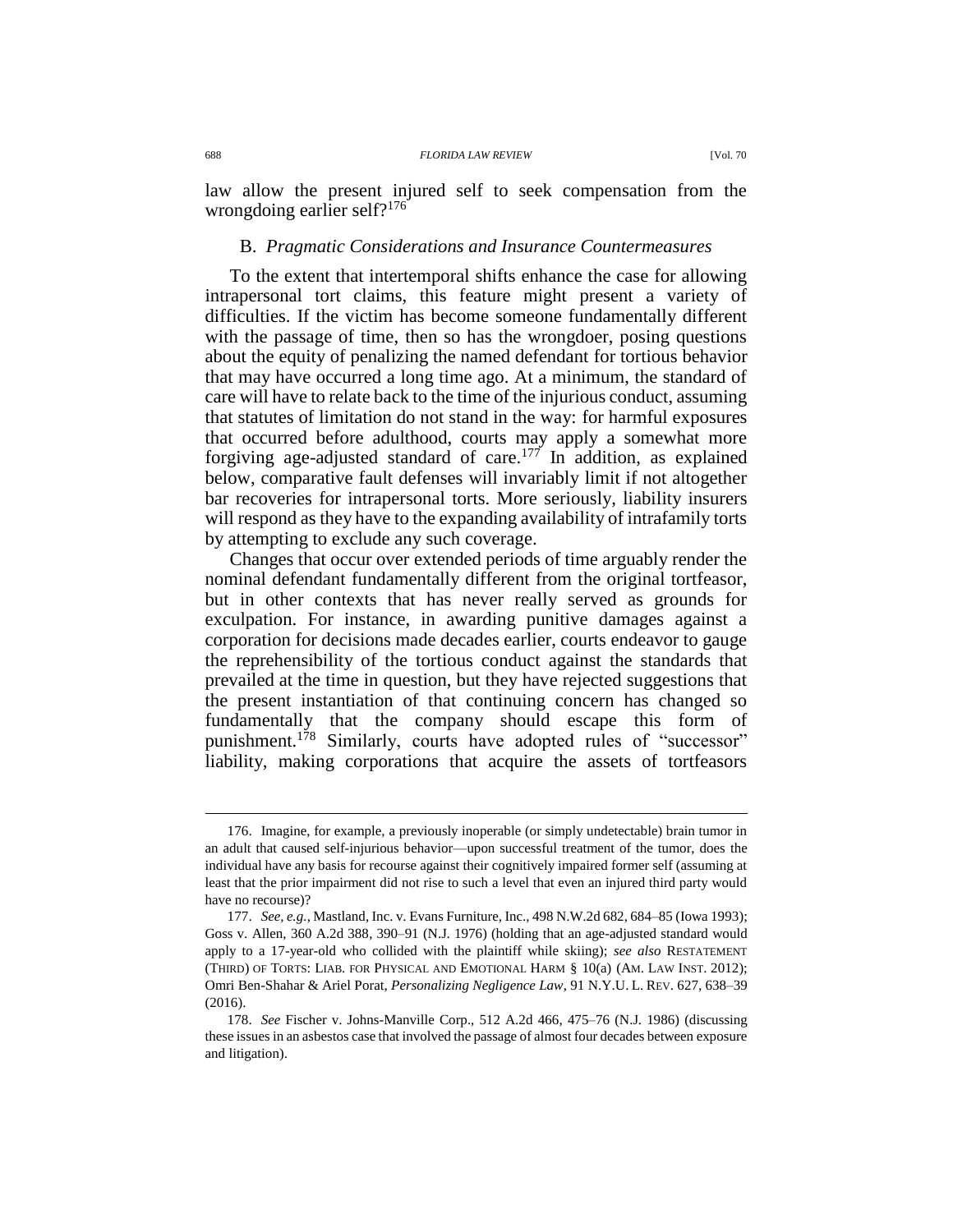law allow the present injured self to seek compensation from the wrongdoing earlier self?[176]

### B. *Pragmatic Considerations and Insurance Countermeasures*

To the extent that intertemporal shifts enhance the case for allowing intrapersonal tort claims, this feature might present a variety of difficulties. If the victim has become someone fundamentally different with the passage of time, then so has the wrongdoer, posing questions about the equity of penalizing the named defendant for tortious behavior that may have occurred a long time ago. At a minimum, the standard of care will have to relate back to the time of the injurious conduct, assuming that statutes of limitation do not stand in the way: for harmful exposures that occurred before adulthood, courts may apply a somewhat more forgiving age-adjusted standard of care.[177] In addition, as explained below, comparative fault defenses will invariably limit if not altogether bar recoveries for intrapersonal torts. More seriously, liability insurers will respond as they have to the expanding availability of intrafamily torts by attempting to exclude any such coverage.

Changes that occur over extended periods of time arguably render the nominal defendant fundamentally different from the original tortfeasor, but in other contexts that has never really served as grounds for exculpation. For instance, in awarding punitive damages against a corporation for decisions made decades earlier, courts endeavor to gauge the reprehensibility of the tortious conduct against the standards that prevailed at the time in question, but they have rejected suggestions that the present instantiation of that continuing concern has changed so fundamentally that the company should escape this form of punishment.[178] Similarly, courts have adopted rules of "successor" liability, making corporations that acquire the assets of tortfeasors

---

176. Imagine, for example, a previously inoperable (or simply undetectable) brain tumor in an adult that caused self-injurious behavior—upon successful treatment of the tumor, does the individual have any basis for recourse against their cognitively impaired former self (assuming at least that the prior impairment did not rise to such a level that even an injured third party would have no recourse)?

177. *See, e.g.*, Mastland, Inc. v. Evans Furniture, Inc., 498 N.W.2d 682, 684–85 (Iowa 1993); Goss v. Allen, 360 A.2d 388, 390–91 (N.J. 1976) (holding that an age-adjusted standard would apply to a 17-year-old who collided with the plaintiff while skiing); *see also* RESTATEMENT (THIRD) OF TORTS: LIAB. FOR PHYSICAL AND EMOTIONAL HARM § 10(a) (AM. LAW INST. 2012); Omri Ben-Shahar & Ariel Porat, *Personalizing Negligence Law*, 91 N.Y.U. L. REV. 627, 638–39 (2016).

178. *See* Fischer v. Johns-Manville Corp., 512 A.2d 466, 475–76 (N.J. 1986) (discussing these issues in an asbestos case that involved the passage of almost four decades between exposure and litigation).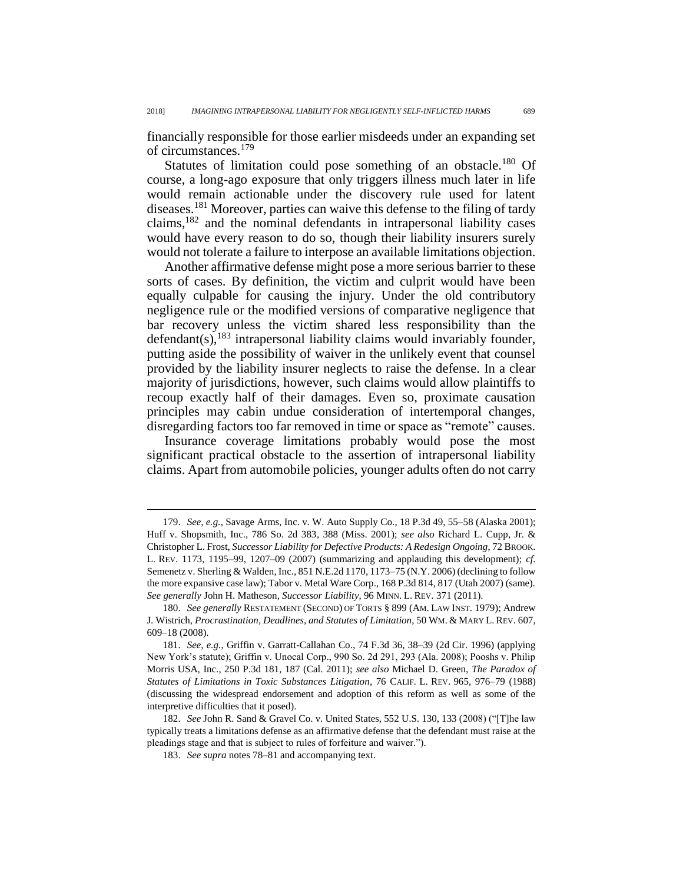financially responsible for those earlier misdeeds under an expanding set of circumstances.[179]

Statutes of limitation could pose something of an obstacle.[180] Of course, a long-ago exposure that only triggers illness much later in life would remain actionable under the discovery rule used for latent diseases.[181] Moreover, parties can waive this defense to the filing of tardy claims,[182] and the nominal defendants in intrapersonal liability cases would have every reason to do so, though their liability insurers surely would not tolerate a failure to interpose an available limitations objection.

Another affirmative defense might pose a more serious barrier to these sorts of cases. By definition, the victim and culprit would have been equally culpable for causing the injury. Under the old contributory negligence rule or the modified versions of comparative negligence that bar recovery unless the victim shared less responsibility than the defendant(s),[183] intrapersonal liability claims would invariably founder, putting aside the possibility of waiver in the unlikely event that counsel provided by the liability insurer neglects to raise the defense. In a clear majority of jurisdictions, however, such claims would allow plaintiffs to recoup exactly half of their damages. Even so, proximate causation principles may cabin undue consideration of intertemporal changes, disregarding factors too far removed in time or space as "remote" causes.

Insurance coverage limitations probably would pose the most significant practical obstacle to the assertion of intrapersonal liability claims. Apart from automobile policies, younger adults often do not carry

---

179. *See, e.g.*, Savage Arms, Inc. v. W. Auto Supply Co., 18 P.3d 49, 55–58 (Alaska 2001); Huff v. Shopsmith, Inc., 786 So. 2d 383, 388 (Miss. 2001); *see also* Richard L. Cupp, Jr. & Christopher L. Frost, *Successor Liability for Defective Products: A Redesign Ongoing*, 72 BROOK. L. REV. 1173, 1195–99, 1207–09 (2007) (summarizing and applauding this development); *cf.* Semenetz v. Sherling & Walden, Inc., 851 N.E.2d 1170, 1173–75 (N.Y. 2006) (declining to follow the more expansive case law); Tabor v. Metal Ware Corp., 168 P.3d 814, 817 (Utah 2007) (same). *See generally* John H. Matheson, *Successor Liability*, 96 MINN. L. REV. 371 (2011).

180. *See generally* RESTATEMENT (SECOND) OF TORTS § 899 (AM. LAW INST. 1979); Andrew J. Wistrich, *Procrastination, Deadlines, and Statutes of Limitation*, 50 WM. & MARY L. REV. 607, 609–18 (2008).

181. *See, e.g.*, Griffin v. Garratt-Callahan Co., 74 F.3d 36, 38–39 (2d Cir. 1996) (applying New York's statute); Griffin v. Unocal Corp., 990 So. 2d 291, 293 (Ala. 2008); Pooshs v. Philip Morris USA, Inc., 250 P.3d 181, 187 (Cal. 2011); *see also* Michael D. Green, *The Paradox of Statutes of Limitations in Toxic Substances Litigation*, 76 CALIF. L. REV. 965, 976–79 (1988) (discussing the widespread endorsement and adoption of this reform as well as some of the interpretive difficulties that it posed).

182. *See* John R. Sand & Gravel Co. v. United States, 552 U.S. 130, 133 (2008) ("[T]he law typically treats a limitations defense as an affirmative defense that the defendant must raise at the pleadings stage and that is subject to rules of forfeiture and waiver.").

183. *See supra* notes 78–81 and accompanying text.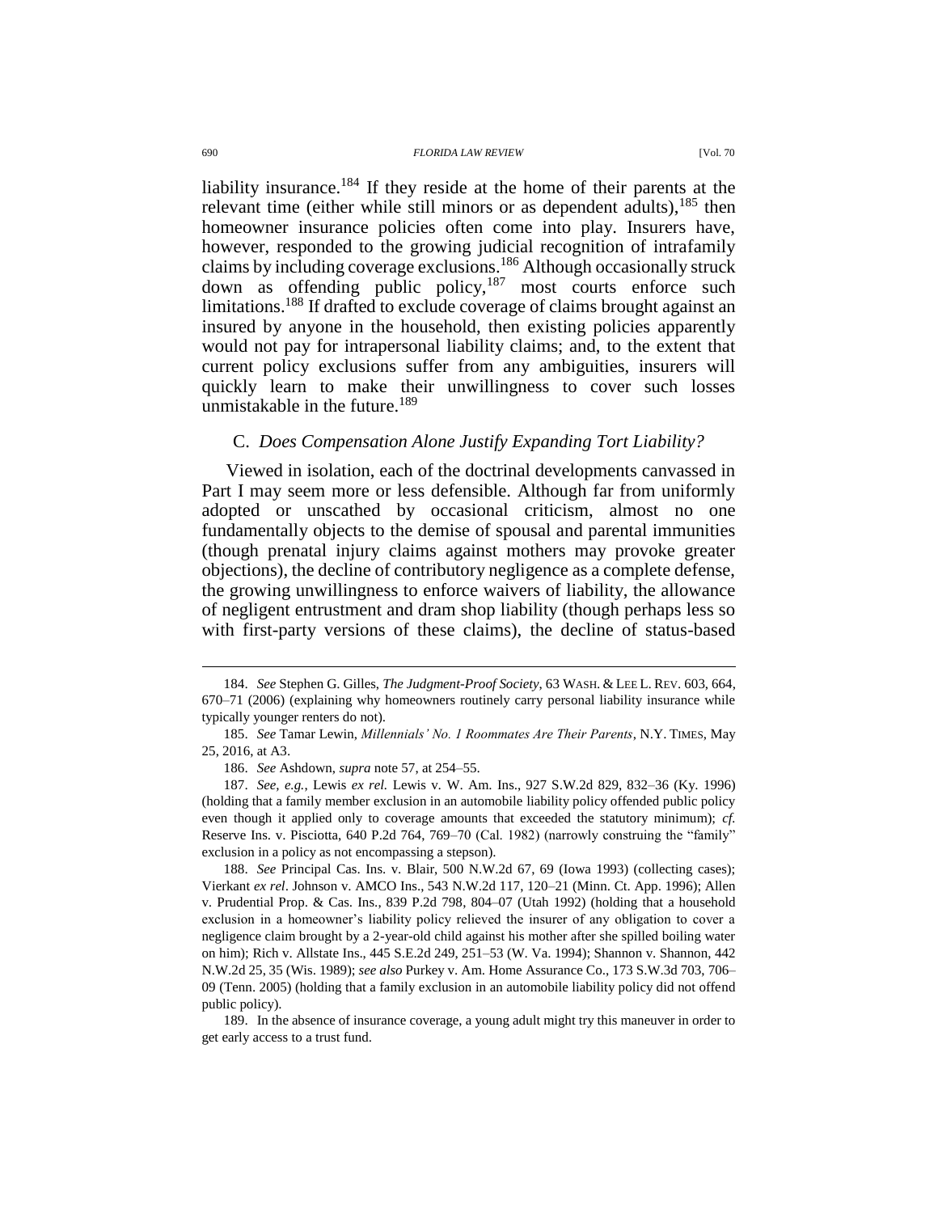liability insurance.[184] If they reside at the home of their parents at the relevant time (either while still minors or as dependent adults),[185] then homeowner insurance policies often come into play. Insurers have, however, responded to the growing judicial recognition of intrafamily claims by including coverage exclusions.[186] Although occasionally struck down as offending public policy,[187] most courts enforce such limitations.[188] If drafted to exclude coverage of claims brought against an insured by anyone in the household, then existing policies apparently would not pay for intrapersonal liability claims; and, to the extent that current policy exclusions suffer from any ambiguities, insurers will quickly learn to make their unwillingness to cover such losses unmistakable in the future.[189]

### C. *Does Compensation Alone Justify Expanding Tort Liability?*

Viewed in isolation, each of the doctrinal developments canvassed in Part I may seem more or less defensible. Although far from uniformly adopted or unscathed by occasional criticism, almost no one fundamentally objects to the demise of spousal and parental immunities (though prenatal injury claims against mothers may provoke greater objections), the decline of contributory negligence as a complete defense, the growing unwillingness to enforce waivers of liability, the allowance of negligent entrustment and dram shop liability (though perhaps less so with first-party versions of these claims), the decline of status-based

---

184. *See* Stephen G. Gilles, *The Judgment-Proof Society*, 63 WASH. & LEE L. REV. 603, 664, 670–71 (2006) (explaining why homeowners routinely carry personal liability insurance while typically younger renters do not).

185. *See* Tamar Lewin, *Millennials' No. 1 Roommates Are Their Parents*, N.Y. TIMES, May 25, 2016, at A3.

186. *See* Ashdown, *supra* note 57, at 254–55.

187. *See, e.g.*, Lewis *ex rel.* Lewis v. W. Am. Ins., 927 S.W.2d 829, 832–36 (Ky. 1996) (holding that a family member exclusion in an automobile liability policy offended public policy even though it applied only to coverage amounts that exceeded the statutory minimum); *cf.* Reserve Ins. v. Pisciotta, 640 P.2d 764, 769–70 (Cal. 1982) (narrowly construing the "family" exclusion in a policy as not encompassing a stepson).

188. *See* Principal Cas. Ins. v. Blair, 500 N.W.2d 67, 69 (Iowa 1993) (collecting cases); Vierkant *ex rel*. Johnson v. AMCO Ins., 543 N.W.2d 117, 120–21 (Minn. Ct. App. 1996); Allen v. Prudential Prop. & Cas. Ins., 839 P.2d 798, 804–07 (Utah 1992) (holding that a household exclusion in a homeowner's liability policy relieved the insurer of any obligation to cover a negligence claim brought by a 2-year-old child against his mother after she spilled boiling water on him); Rich v. Allstate Ins., 445 S.E.2d 249, 251–53 (W. Va. 1994); Shannon v. Shannon, 442 N.W.2d 25, 35 (Wis. 1989); *see also* Purkey v. Am. Home Assurance Co., 173 S.W.3d 703, 706–09 (Tenn. 2005) (holding that a family exclusion in an automobile liability policy did not offend public policy).

189. In the absence of insurance coverage, a young adult might try this maneuver in order to get early access to a trust fund.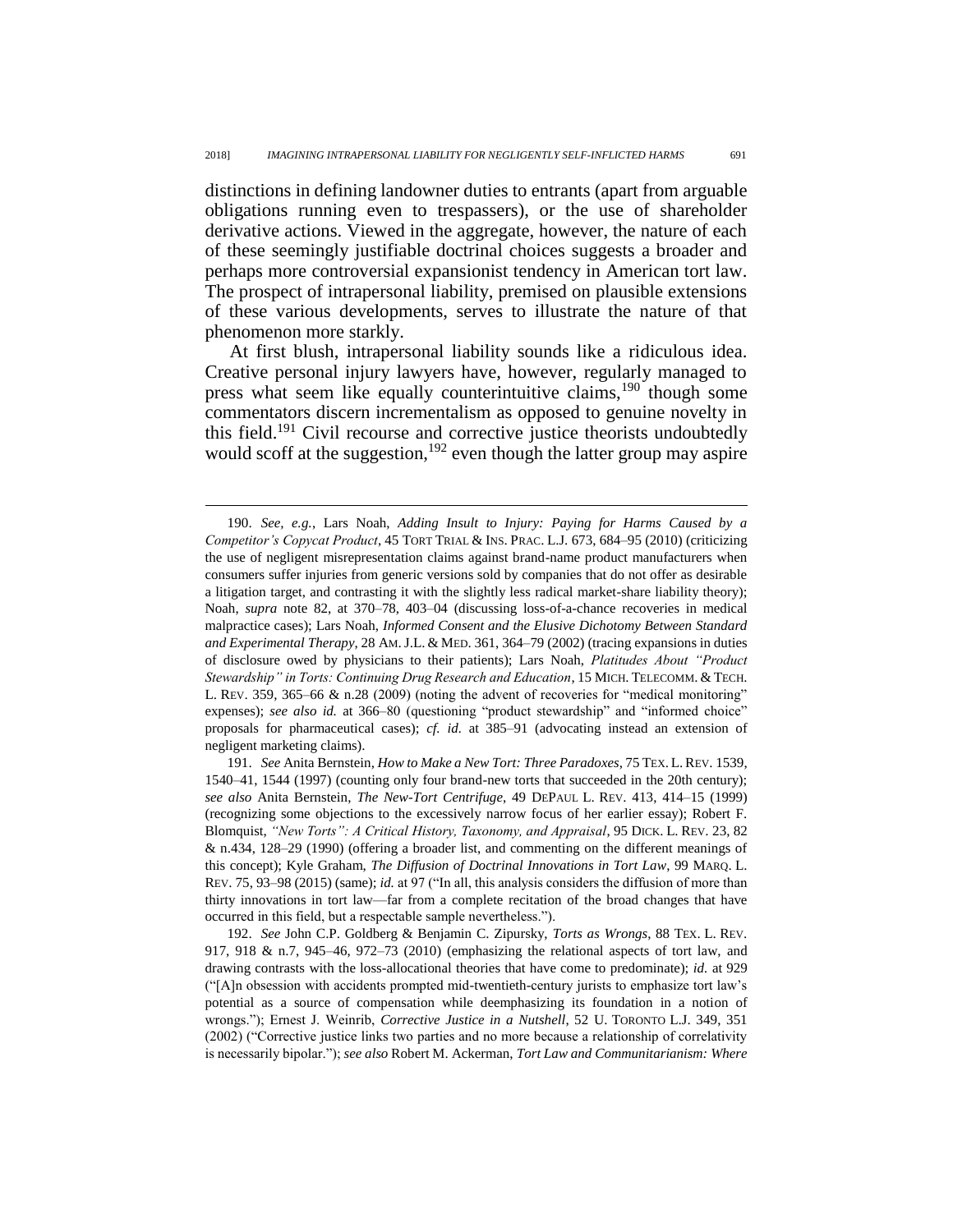distinctions in defining landowner duties to entrants (apart from arguable obligations running even to trespassers), or the use of shareholder derivative actions. Viewed in the aggregate, however, the nature of each of these seemingly justifiable doctrinal choices suggests a broader and perhaps more controversial expansionist tendency in American tort law. The prospect of intrapersonal liability, premised on plausible extensions of these various developments, serves to illustrate the nature of that phenomenon more starkly.

At first blush, intrapersonal liability sounds like a ridiculous idea. Creative personal injury lawyers have, however, regularly managed to press what seem like equally counterintuitive claims,[190] though some commentators discern incrementalism as opposed to genuine novelty in this field.[191] Civil recourse and corrective justice theorists undoubtedly would scoff at the suggestion,[192] even though the latter group may aspire

---

190. *See, e.g.*, Lars Noah, *Adding Insult to Injury: Paying for Harms Caused by a Competitor's Copycat Product*, 45 TORT TRIAL & INS. PRAC. L.J. 673, 684–95 (2010) (criticizing the use of negligent misrepresentation claims against brand-name product manufacturers when consumers suffer injuries from generic versions sold by companies that do not offer as desirable a litigation target, and contrasting it with the slightly less radical market-share liability theory); Noah, *supra* note 82, at 370–78, 403–04 (discussing loss-of-a-chance recoveries in medical malpractice cases); Lars Noah, *Informed Consent and the Elusive Dichotomy Between Standard and Experimental Therapy*, 28 AM. J.L. & MED. 361, 364–79 (2002) (tracing expansions in duties of disclosure owed by physicians to their patients); Lars Noah, *Platitudes About "Product Stewardship" in Torts: Continuing Drug Research and Education*, 15 MICH. TELECOMM. & TECH. L. REV. 359, 365–66 & n.28 (2009) (noting the advent of recoveries for "medical monitoring" expenses); *see also id.* at 366–80 (questioning "product stewardship" and "informed choice" proposals for pharmaceutical cases); *cf. id.* at 385–91 (advocating instead an extension of negligent marketing claims).

191. *See* Anita Bernstein, *How to Make a New Tort: Three Paradoxes*, 75 TEX. L. REV. 1539, 1540–41, 1544 (1997) (counting only four brand-new torts that succeeded in the 20th century); *see also* Anita Bernstein, *The New-Tort Centrifuge*, 49 DEPAUL L. REV. 413, 414–15 (1999) (recognizing some objections to the excessively narrow focus of her earlier essay); Robert F. Blomquist, *"New Torts": A Critical History, Taxonomy, and Appraisal*, 95 DICK. L. REV. 23, 82 & n.434, 128–29 (1990) (offering a broader list, and commenting on the different meanings of this concept); Kyle Graham, *The Diffusion of Doctrinal Innovations in Tort Law*, 99 MARQ. L. REV. 75, 93–98 (2015) (same); *id.* at 97 ("In all, this analysis considers the diffusion of more than thirty innovations in tort law—far from a complete recitation of the broad changes that have occurred in this field, but a respectable sample nevertheless.").

192. *See* John C.P. Goldberg & Benjamin C. Zipursky, *Torts as Wrongs*, 88 TEX. L. REV. 917, 918 & n.7, 945–46, 972–73 (2010) (emphasizing the relational aspects of tort law, and drawing contrasts with the loss-allocational theories that have come to predominate); *id.* at 929 ("[A]n obsession with accidents prompted mid-twentieth-century jurists to emphasize tort law's potential as a source of compensation while deemphasizing its foundation in a notion of wrongs."); Ernest J. Weinrib, *Corrective Justice in a Nutshell*, 52 U. TORONTO L.J. 349, 351 (2002) ("Corrective justice links two parties and no more because a relationship of correlativity is necessarily bipolar."); *see also* Robert M. Ackerman, *Tort Law and Communitarianism: Where*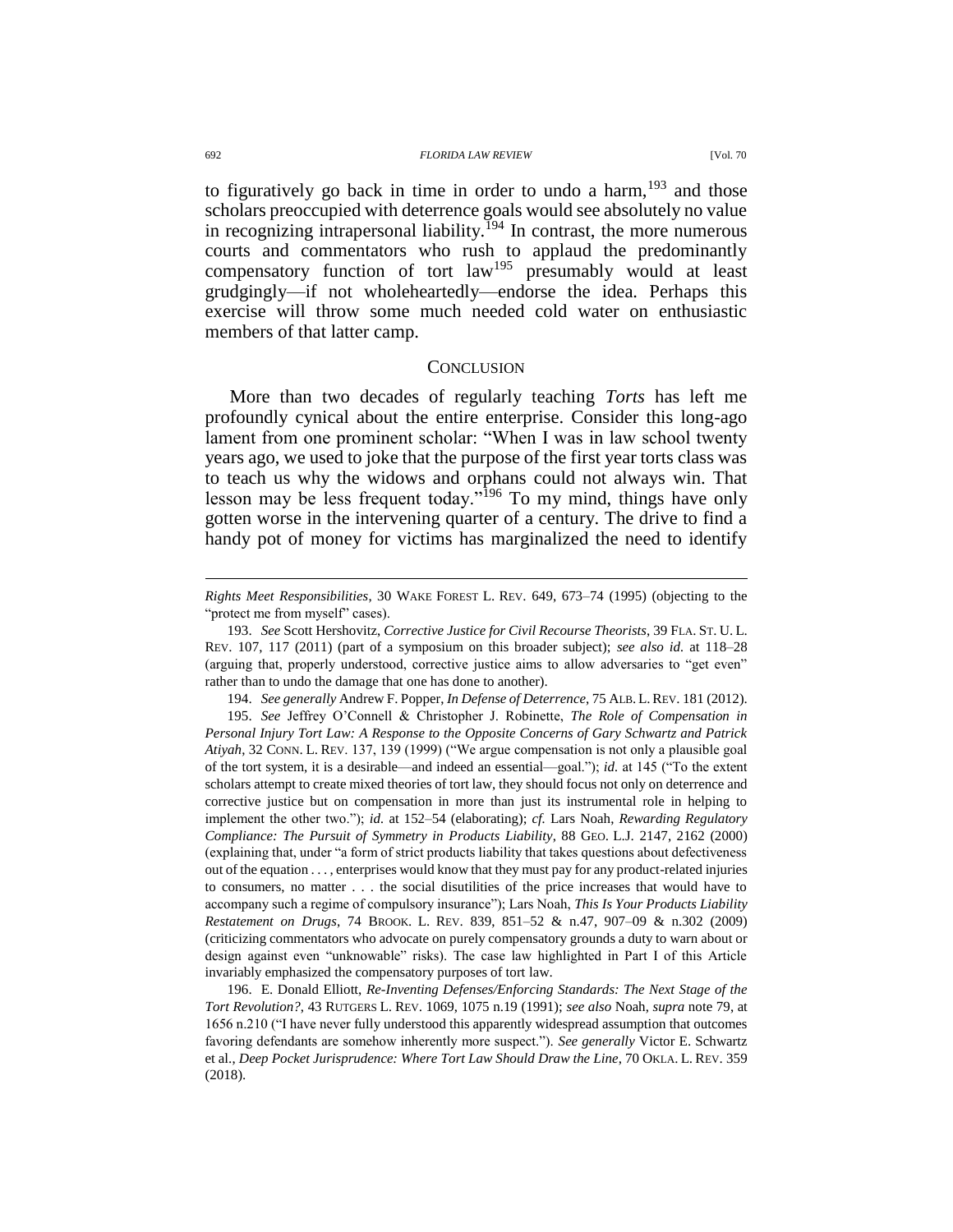to figuratively go back in time in order to undo a harm,[193] and those scholars preoccupied with deterrence goals would see absolutely no value in recognizing intrapersonal liability.[194] In contrast, the more numerous courts and commentators who rush to applaud the predominantly compensatory function of tort law[195] presumably would at least grudgingly—if not wholeheartedly—endorse the idea. Perhaps this exercise will throw some much needed cold water on enthusiastic members of that latter camp.

## CONCLUSION

More than two decades of regularly teaching *Torts* has left me profoundly cynical about the entire enterprise. Consider this long-ago lament from one prominent scholar: "When I was in law school twenty years ago, we used to joke that the purpose of the first year torts class was to teach us why the widows and orphans could not always win. That lesson may be less frequent today."[196] To my mind, things have only gotten worse in the intervening quarter of a century. The drive to find a handy pot of money for victims has marginalized the need to identify

---

*Rights Meet Responsibilities*, 30 WAKE FOREST L. REV. 649, 673–74 (1995) (objecting to the "protect me from myself" cases).

193. *See* Scott Hershovitz, *Corrective Justice for Civil Recourse Theorists*, 39 FLA. ST. U. L. REV. 107, 117 (2011) (part of a symposium on this broader subject); *see also id.* at 118–28 (arguing that, properly understood, corrective justice aims to allow adversaries to "get even" rather than to undo the damage that one has done to another).

194. *See generally* Andrew F. Popper, *In Defense of Deterrence*, 75 ALB. L. REV. 181 (2012).

195. *See* Jeffrey O'Connell & Christopher J. Robinette, *The Role of Compensation in Personal Injury Tort Law: A Response to the Opposite Concerns of Gary Schwartz and Patrick Atiyah*, 32 CONN. L. REV. 137, 139 (1999) ("We argue compensation is not only a plausible goal of the tort system, it is a desirable—and indeed an essential—goal."); *id.* at 145 ("To the extent scholars attempt to create mixed theories of tort law, they should focus not only on deterrence and corrective justice but on compensation in more than just its instrumental role in helping to implement the other two."); *id.* at 152–54 (elaborating); *cf.* Lars Noah, *Rewarding Regulatory Compliance: The Pursuit of Symmetry in Products Liability*, 88 GEO. L.J. 2147, 2162 (2000) (explaining that, under "a form of strict products liability that takes questions about defectiveness out of the equation . . . , enterprises would know that they must pay for any product-related injuries to consumers, no matter . . . the social disutilities of the price increases that would have to accompany such a regime of compulsory insurance"); Lars Noah, *This Is Your Products Liability Restatement on Drugs*, 74 BROOK. L. REV. 839, 851–52 & n.47, 907–09 & n.302 (2009) (criticizing commentators who advocate on purely compensatory grounds a duty to warn about or design against even "unknowable" risks). The case law highlighted in Part I of this Article invariably emphasized the compensatory purposes of tort law.

196. E. Donald Elliott, *Re-Inventing Defenses/Enforcing Standards: The Next Stage of the Tort Revolution?*, 43 RUTGERS L. REV. 1069, 1075 n.19 (1991); *see also* Noah, *supra* note 79, at 1656 n.210 ("I have never fully understood this apparently widespread assumption that outcomes favoring defendants are somehow inherently more suspect."). *See generally* Victor E. Schwartz et al., *Deep Pocket Jurisprudence: Where Tort Law Should Draw the Line*, 70 OKLA. L. REV. 359 (2018).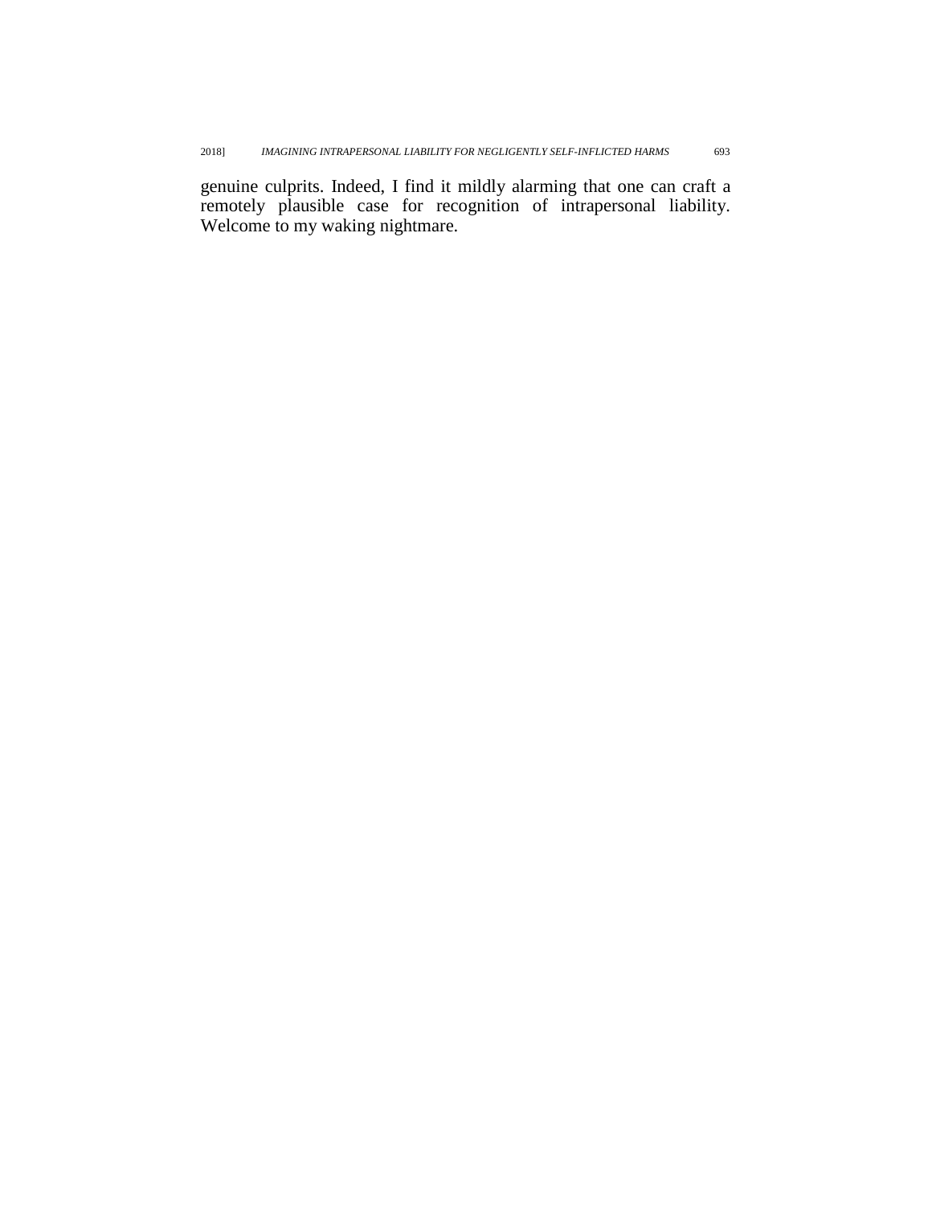genuine culprits. Indeed, I find it mildly alarming that one can craft a remotely plausible case for recognition of intrapersonal liability. Welcome to my waking nightmare.